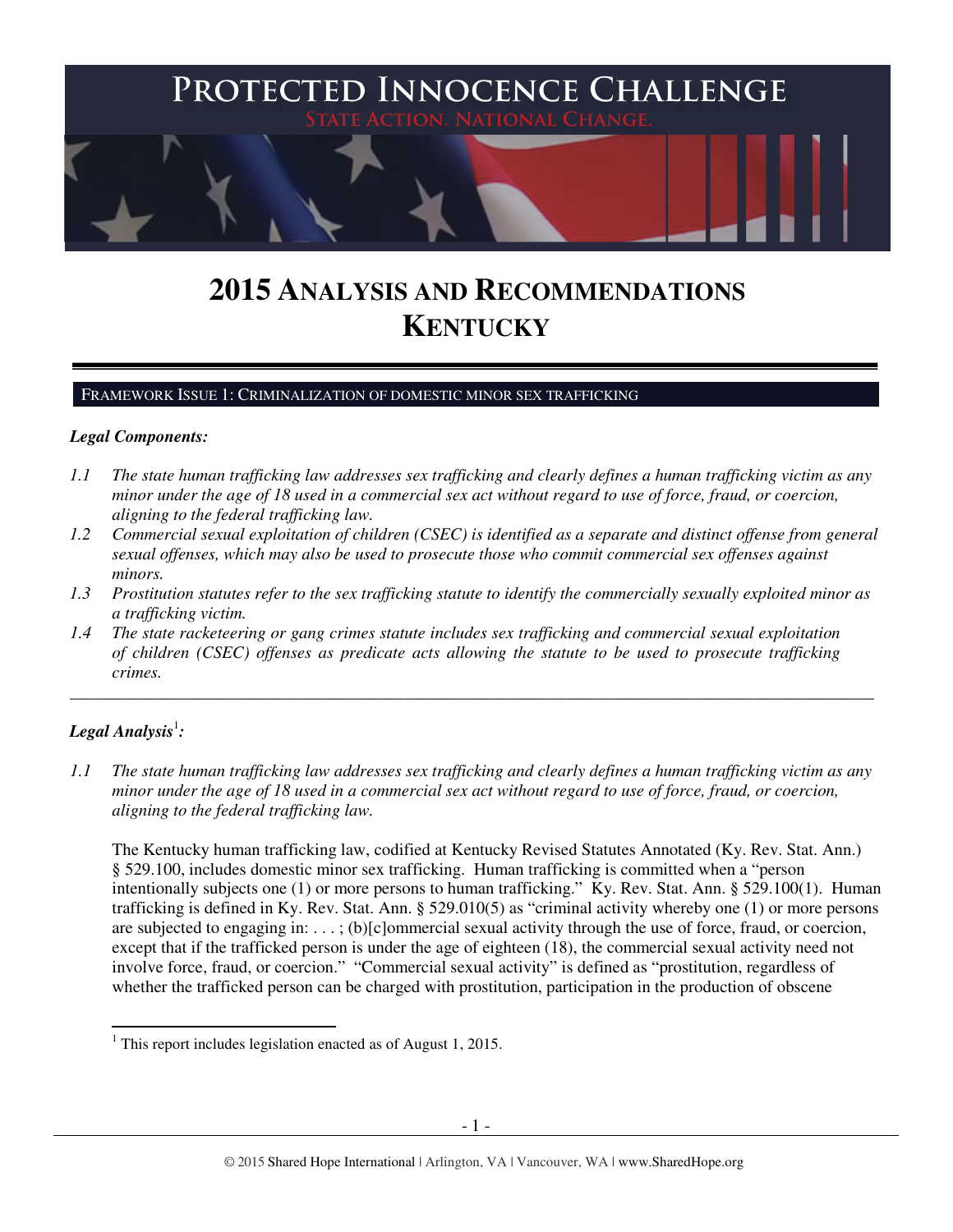# PROTECTED INNOCENCE CHALLENGE

STATE ACTION. NATIONAL CHANGE.

# 2015 ANALYSIS AND RECOMMENDATIONS KENTUCKY

## FRAMEWORK ISSUE 1: CRIMINALIZATION OF DOMESTIC MINOR SEX TRAFFICKING

### *Legal Components:*

*1.1 The state human trafficking law addresses sex trafficking and clearly defines a human trafficking victim as any minor under the age of 18 used in a commercial sex act without regard to use of force, fraud, or coercion, aligning to the federal trafficking law.*

*1.2 Commercial sexual exploitation of children (CSEC) is identified as a separate and distinct offense from general sexual offenses, which may also be used to prosecute those who commit commercial sex offenses against minors.*

*1.3 Prostitution statutes refer to the sex trafficking statute to identify the commercially sexually exploited minor as a trafficking victim.*

*1.4 The state racketeering or gang crimes statute includes sex trafficking and commercial sexual exploitation of children (CSEC) offenses as predicate acts allowing the statute to be used to prosecute trafficking crimes.*

---

### *Legal Analysis*[1]*:*

*1.1 The state human trafficking law addresses sex trafficking and clearly defines a human trafficking victim as any minor under the age of 18 used in a commercial sex act without regard to use of force, fraud, or coercion, aligning to the federal trafficking law.*

The Kentucky human trafficking law, codified at Kentucky Revised Statutes Annotated (Ky. Rev. Stat. Ann.) § 529.100, includes domestic minor sex trafficking. Human trafficking is committed when a "person intentionally subjects one (1) or more persons to human trafficking." Ky. Rev. Stat. Ann. § 529.100(1). Human trafficking is defined in Ky. Rev. Stat. Ann. § 529.010(5) as "criminal activity whereby one (1) or more persons are subjected to engaging in: . . . ; (b)[c]ommercial sexual activity through the use of force, fraud, or coercion, except that if the trafficked person is under the age of eighteen (18), the commercial sexual activity need not involve force, fraud, or coercion." "Commercial sexual activity" is defined as "prostitution, regardless of whether the trafficked person can be charged with prostitution, participation in the production of obscene

[1] This report includes legislation enacted as of August 1, 2015.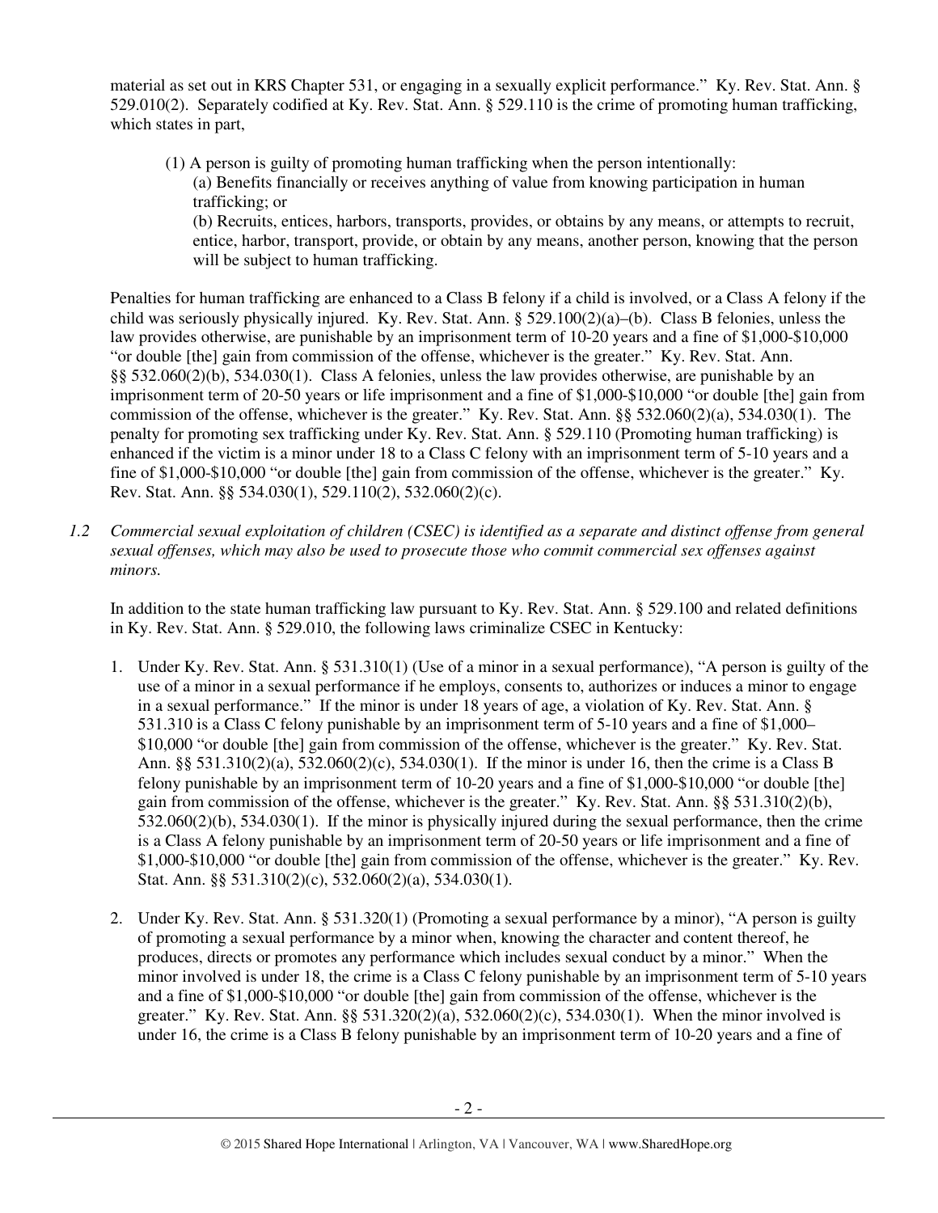material as set out in KRS Chapter 531, or engaging in a sexually explicit performance." Ky. Rev. Stat. Ann. § 529.010(2). Separately codified at Ky. Rev. Stat. Ann. § 529.110 is the crime of promoting human trafficking, which states in part,

> (1) A person is guilty of promoting human trafficking when the person intentionally:
> (a) Benefits financially or receives anything of value from knowing participation in human trafficking; or
> (b) Recruits, entices, harbors, transports, provides, or obtains by any means, or attempts to recruit, entice, harbor, transport, provide, or obtain by any means, another person, knowing that the person will be subject to human trafficking.

Penalties for human trafficking are enhanced to a Class B felony if a child is involved, or a Class A felony if the child was seriously physically injured. Ky. Rev. Stat. Ann. § 529.100(2)(a)–(b). Class B felonies, unless the law provides otherwise, are punishable by an imprisonment term of 10-20 years and a fine of $1,000-$10,000 "or double [the] gain from commission of the offense, whichever is the greater." Ky. Rev. Stat. Ann. §§ 532.060(2)(b), 534.030(1). Class A felonies, unless the law provides otherwise, are punishable by an imprisonment term of 20-50 years or life imprisonment and a fine of $1,000-$10,000 "or double [the] gain from commission of the offense, whichever is the greater." Ky. Rev. Stat. Ann. §§ 532.060(2)(a), 534.030(1). The penalty for promoting sex trafficking under Ky. Rev. Stat. Ann. § 529.110 (Promoting human trafficking) is enhanced if the victim is a minor under 18 to a Class C felony with an imprisonment term of 5-10 years and a fine of $1,000-$10,000 "or double [the] gain from commission of the offense, whichever is the greater." Ky. Rev. Stat. Ann. §§ 534.030(1), 529.110(2), 532.060(2)(c).

*1.2 Commercial sexual exploitation of children (CSEC) is identified as a separate and distinct offense from general sexual offenses, which may also be used to prosecute those who commit commercial sex offenses against minors.*

In addition to the state human trafficking law pursuant to Ky. Rev. Stat. Ann. § 529.100 and related definitions in Ky. Rev. Stat. Ann. § 529.010, the following laws criminalize CSEC in Kentucky:

1. Under Ky. Rev. Stat. Ann. § 531.310(1) (Use of a minor in a sexual performance), "A person is guilty of the use of a minor in a sexual performance if he employs, consents to, authorizes or induces a minor to engage in a sexual performance." If the minor is under 18 years of age, a violation of Ky. Rev. Stat. Ann. § 531.310 is a Class C felony punishable by an imprisonment term of 5-10 years and a fine of $1,000–$10,000 "or double [the] gain from commission of the offense, whichever is the greater." Ky. Rev. Stat. Ann. §§ 531.310(2)(a), 532.060(2)(c), 534.030(1). If the minor is under 16, then the crime is a Class B felony punishable by an imprisonment term of 10-20 years and a fine of $1,000-$10,000 "or double [the] gain from commission of the offense, whichever is the greater." Ky. Rev. Stat. Ann. §§ 531.310(2)(b), 532.060(2)(b), 534.030(1). If the minor is physically injured during the sexual performance, then the crime is a Class A felony punishable by an imprisonment term of 20-50 years or life imprisonment and a fine of $1,000-$10,000 "or double [the] gain from commission of the offense, whichever is the greater." Ky. Rev. Stat. Ann. §§ 531.310(2)(c), 532.060(2)(a), 534.030(1).

2. Under Ky. Rev. Stat. Ann. § 531.320(1) (Promoting a sexual performance by a minor), "A person is guilty of promoting a sexual performance by a minor when, knowing the character and content thereof, he produces, directs or promotes any performance which includes sexual conduct by a minor." When the minor involved is under 18, the crime is a Class C felony punishable by an imprisonment term of 5-10 years and a fine of $1,000-$10,000 "or double [the] gain from commission of the offense, whichever is the greater." Ky. Rev. Stat. Ann. §§ 531.320(2)(a), 532.060(2)(c), 534.030(1). When the minor involved is under 16, the crime is a Class B felony punishable by an imprisonment term of 10-20 years and a fine of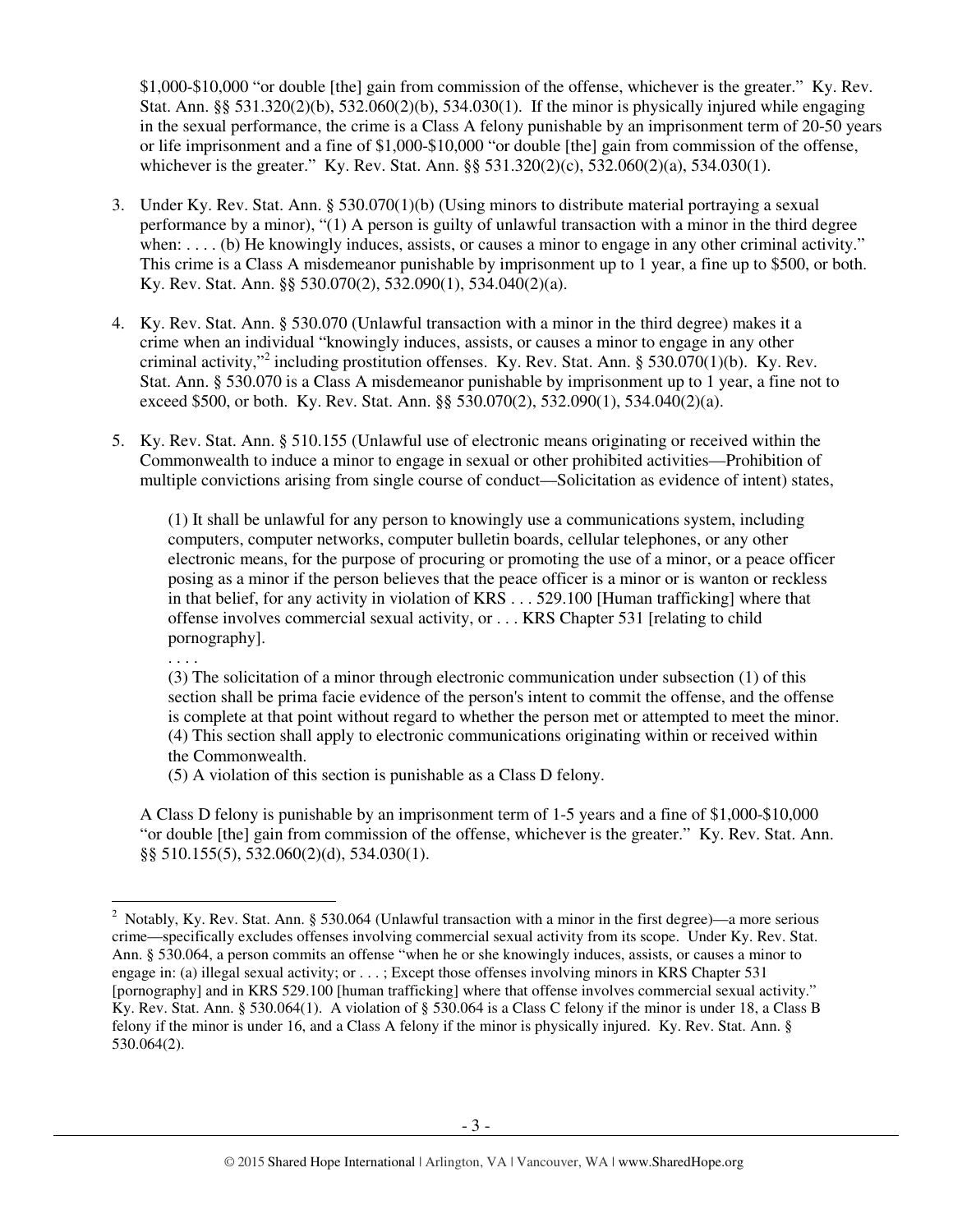$1,000-$10,000 "or double [the] gain from commission of the offense, whichever is the greater." Ky. Rev. Stat. Ann. §§ 531.320(2)(b), 532.060(2)(b), 534.030(1). If the minor is physically injured while engaging in the sexual performance, the crime is a Class A felony punishable by an imprisonment term of 20-50 years or life imprisonment and a fine of $1,000-$10,000 "or double [the] gain from commission of the offense, whichever is the greater." Ky. Rev. Stat. Ann. §§ 531.320(2)(c), 532.060(2)(a), 534.030(1).

3. Under Ky. Rev. Stat. Ann. § 530.070(1)(b) (Using minors to distribute material portraying a sexual performance by a minor), "(1) A person is guilty of unlawful transaction with a minor in the third degree when: . . . . (b) He knowingly induces, assists, or causes a minor to engage in any other criminal activity." This crime is a Class A misdemeanor punishable by imprisonment up to 1 year, a fine up to $500, or both. Ky. Rev. Stat. Ann. §§ 530.070(2), 532.090(1), 534.040(2)(a).

4. Ky. Rev. Stat. Ann. § 530.070 (Unlawful transaction with a minor in the third degree) makes it a crime when an individual "knowingly induces, assists, or causes a minor to engage in any other criminal activity,"[2] including prostitution offenses. Ky. Rev. Stat. Ann. § 530.070(1)(b). Ky. Rev. Stat. Ann. § 530.070 is a Class A misdemeanor punishable by imprisonment up to 1 year, a fine not to exceed $500, or both. Ky. Rev. Stat. Ann. §§ 530.070(2), 532.090(1), 534.040(2)(a).

5. Ky. Rev. Stat. Ann. § 510.155 (Unlawful use of electronic means originating or received within the Commonwealth to induce a minor to engage in sexual or other prohibited activities—Prohibition of multiple convictions arising from single course of conduct—Solicitation as evidence of intent) states,

   > (1) It shall be unlawful for any person to knowingly use a communications system, including computers, computer networks, computer bulletin boards, cellular telephones, or any other electronic means, for the purpose of procuring or promoting the use of a minor, or a peace officer posing as a minor if the person believes that the peace officer is a minor or is wanton or reckless in that belief, for any activity in violation of KRS . . . 529.100 [Human trafficking] where that offense involves commercial sexual activity, or . . . KRS Chapter 531 [relating to child pornography].
   >
   > . . . .
   >
   > (3) The solicitation of a minor through electronic communication under subsection (1) of this section shall be prima facie evidence of the person's intent to commit the offense, and the offense is complete at that point without regard to whether the person met or attempted to meet the minor.
   > (4) This section shall apply to electronic communications originating within or received within the Commonwealth.
   > (5) A violation of this section is punishable as a Class D felony.

   A Class D felony is punishable by an imprisonment term of 1-5 years and a fine of $1,000-$10,000 "or double [the] gain from commission of the offense, whichever is the greater." Ky. Rev. Stat. Ann. §§ 510.155(5), 532.060(2)(d), 534.030(1).

---

[2] Notably, Ky. Rev. Stat. Ann. § 530.064 (Unlawful transaction with a minor in the first degree)—a more serious crime—specifically excludes offenses involving commercial sexual activity from its scope. Under Ky. Rev. Stat. Ann. § 530.064, a person commits an offense "when he or she knowingly induces, assists, or causes a minor to engage in: (a) illegal sexual activity; or . . . ; Except those offenses involving minors in KRS Chapter 531 [pornography] and in KRS 529.100 [human trafficking] where that offense involves commercial sexual activity." Ky. Rev. Stat. Ann. § 530.064(1). A violation of § 530.064 is a Class C felony if the minor is under 18, a Class B felony if the minor is under 16, and a Class A felony if the minor is physically injured. Ky. Rev. Stat. Ann. § 530.064(2).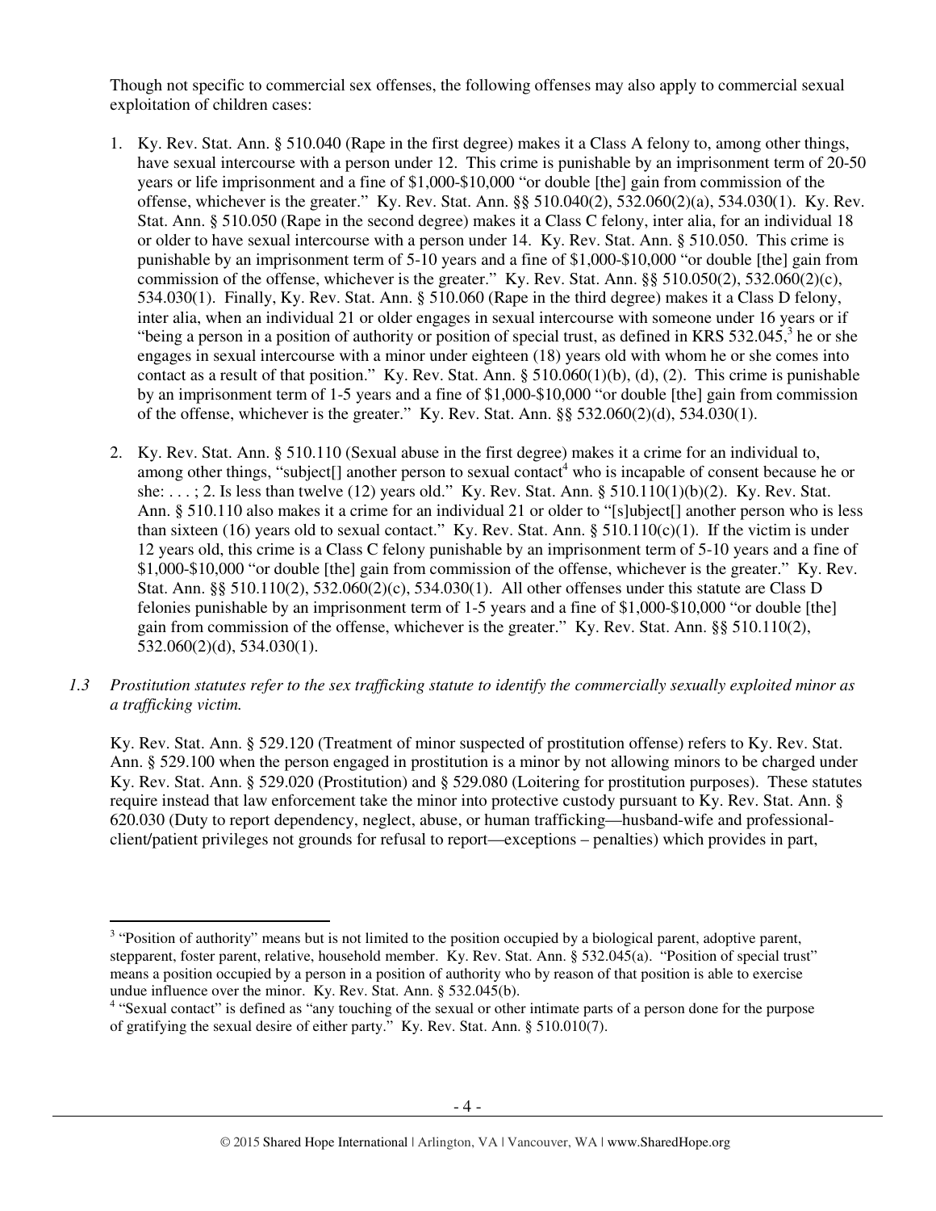Though not specific to commercial sex offenses, the following offenses may also apply to commercial sexual exploitation of children cases:

1. Ky. Rev. Stat. Ann. § 510.040 (Rape in the first degree) makes it a Class A felony to, among other things, have sexual intercourse with a person under 12. This crime is punishable by an imprisonment term of 20-50 years or life imprisonment and a fine of $1,000-$10,000 "or double [the] gain from commission of the offense, whichever is the greater." Ky. Rev. Stat. Ann. §§ 510.040(2), 532.060(2)(a), 534.030(1). Ky. Rev. Stat. Ann. § 510.050 (Rape in the second degree) makes it a Class C felony, inter alia, for an individual 18 or older to have sexual intercourse with a person under 14. Ky. Rev. Stat. Ann. § 510.050. This crime is punishable by an imprisonment term of 5-10 years and a fine of $1,000-$10,000 "or double [the] gain from commission of the offense, whichever is the greater." Ky. Rev. Stat. Ann. §§ 510.050(2), 532.060(2)(c), 534.030(1). Finally, Ky. Rev. Stat. Ann. § 510.060 (Rape in the third degree) makes it a Class D felony, inter alia, when an individual 21 or older engages in sexual intercourse with someone under 16 years or if "being a person in a position of authority or position of special trust, as defined in KRS 532.045,[3] he or she engages in sexual intercourse with a minor under eighteen (18) years old with whom he or she comes into contact as a result of that position." Ky. Rev. Stat. Ann. § 510.060(1)(b), (d), (2). This crime is punishable by an imprisonment term of 1-5 years and a fine of $1,000-$10,000 "or double [the] gain from commission of the offense, whichever is the greater." Ky. Rev. Stat. Ann. §§ 532.060(2)(d), 534.030(1).

2. Ky. Rev. Stat. Ann. § 510.110 (Sexual abuse in the first degree) makes it a crime for an individual to, among other things, "subject[] another person to sexual contact[4] who is incapable of consent because he or she: . . . ; 2. Is less than twelve (12) years old." Ky. Rev. Stat. Ann. § 510.110(1)(b)(2). Ky. Rev. Stat. Ann. § 510.110 also makes it a crime for an individual 21 or older to "[s]ubject[] another person who is less than sixteen (16) years old to sexual contact." Ky. Rev. Stat. Ann. § 510.110(c)(1). If the victim is under 12 years old, this crime is a Class C felony punishable by an imprisonment term of 5-10 years and a fine of $1,000-$10,000 "or double [the] gain from commission of the offense, whichever is the greater." Ky. Rev. Stat. Ann. §§ 510.110(2), 532.060(2)(c), 534.030(1). All other offenses under this statute are Class D felonies punishable by an imprisonment term of 1-5 years and a fine of $1,000-$10,000 "or double [the] gain from commission of the offense, whichever is the greater." Ky. Rev. Stat. Ann. §§ 510.110(2), 532.060(2)(d), 534.030(1).

*1.3 Prostitution statutes refer to the sex trafficking statute to identify the commercially sexually exploited minor as a trafficking victim.*

Ky. Rev. Stat. Ann. § 529.120 (Treatment of minor suspected of prostitution offense) refers to Ky. Rev. Stat. Ann. § 529.100 when the person engaged in prostitution is a minor by not allowing minors to be charged under Ky. Rev. Stat. Ann. § 529.020 (Prostitution) and § 529.080 (Loitering for prostitution purposes). These statutes require instead that law enforcement take the minor into protective custody pursuant to Ky. Rev. Stat. Ann. § 620.030 (Duty to report dependency, neglect, abuse, or human trafficking—husband-wife and professional-client/patient privileges not grounds for refusal to report—exceptions – penalties) which provides in part,

---

[3] "Position of authority" means but is not limited to the position occupied by a biological parent, adoptive parent, stepparent, foster parent, relative, household member. Ky. Rev. Stat. Ann. § 532.045(a). "Position of special trust" means a position occupied by a person in a position of authority who by reason of that position is able to exercise undue influence over the minor. Ky. Rev. Stat. Ann. § 532.045(b).

[4] "Sexual contact" is defined as "any touching of the sexual or other intimate parts of a person done for the purpose of gratifying the sexual desire of either party." Ky. Rev. Stat. Ann. § 510.010(7).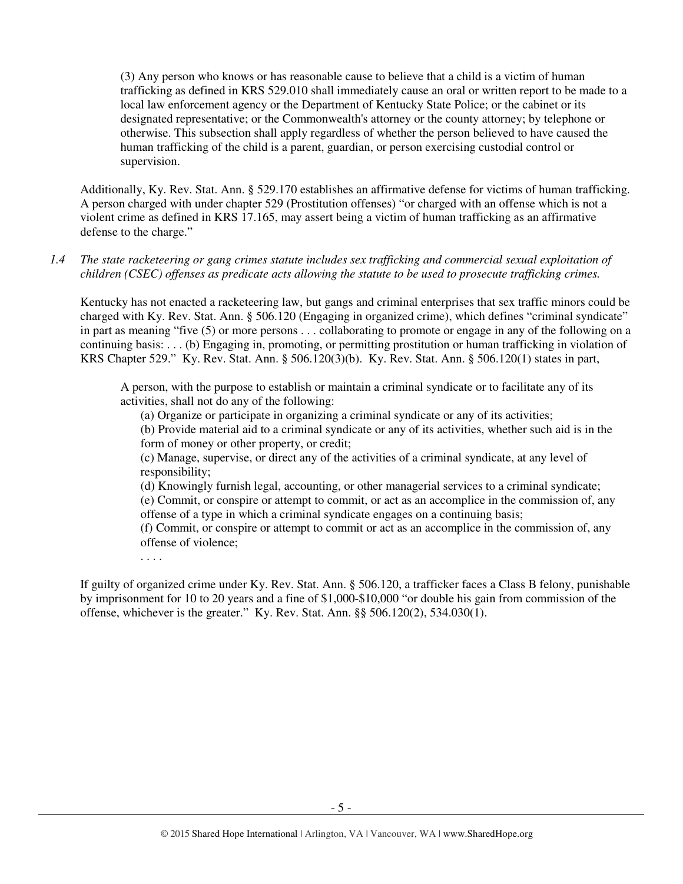(3) Any person who knows or has reasonable cause to believe that a child is a victim of human trafficking as defined in KRS 529.010 shall immediately cause an oral or written report to be made to a local law enforcement agency or the Department of Kentucky State Police; or the cabinet or its designated representative; or the Commonwealth's attorney or the county attorney; by telephone or otherwise. This subsection shall apply regardless of whether the person believed to have caused the human trafficking of the child is a parent, guardian, or person exercising custodial control or supervision.

Additionally, Ky. Rev. Stat. Ann. § 529.170 establishes an affirmative defense for victims of human trafficking. A person charged with under chapter 529 (Prostitution offenses) "or charged with an offense which is not a violent crime as defined in KRS 17.165, may assert being a victim of human trafficking as an affirmative defense to the charge."

*1.4 The state racketeering or gang crimes statute includes sex trafficking and commercial sexual exploitation of children (CSEC) offenses as predicate acts allowing the statute to be used to prosecute trafficking crimes.*

Kentucky has not enacted a racketeering law, but gangs and criminal enterprises that sex traffic minors could be charged with Ky. Rev. Stat. Ann. § 506.120 (Engaging in organized crime), which defines "criminal syndicate" in part as meaning "five (5) or more persons . . . collaborating to promote or engage in any of the following on a continuing basis: . . . (b) Engaging in, promoting, or permitting prostitution or human trafficking in violation of KRS Chapter 529." Ky. Rev. Stat. Ann. § 506.120(3)(b). Ky. Rev. Stat. Ann. § 506.120(1) states in part,

> A person, with the purpose to establish or maintain a criminal syndicate or to facilitate any of its activities, shall not do any of the following:
>
> (a) Organize or participate in organizing a criminal syndicate or any of its activities;
>
> (b) Provide material aid to a criminal syndicate or any of its activities, whether such aid is in the form of money or other property, or credit;
>
> (c) Manage, supervise, or direct any of the activities of a criminal syndicate, at any level of responsibility;
>
> (d) Knowingly furnish legal, accounting, or other managerial services to a criminal syndicate;
>
> (e) Commit, or conspire or attempt to commit, or act as an accomplice in the commission of, any offense of a type in which a criminal syndicate engages on a continuing basis;
>
> (f) Commit, or conspire or attempt to commit or act as an accomplice in the commission of, any offense of violence;
>
> . . . .

If guilty of organized crime under Ky. Rev. Stat. Ann. § 506.120, a trafficker faces a Class B felony, punishable by imprisonment for 10 to 20 years and a fine of $1,000-$10,000 "or double his gain from commission of the offense, whichever is the greater." Ky. Rev. Stat. Ann. §§ 506.120(2), 534.030(1).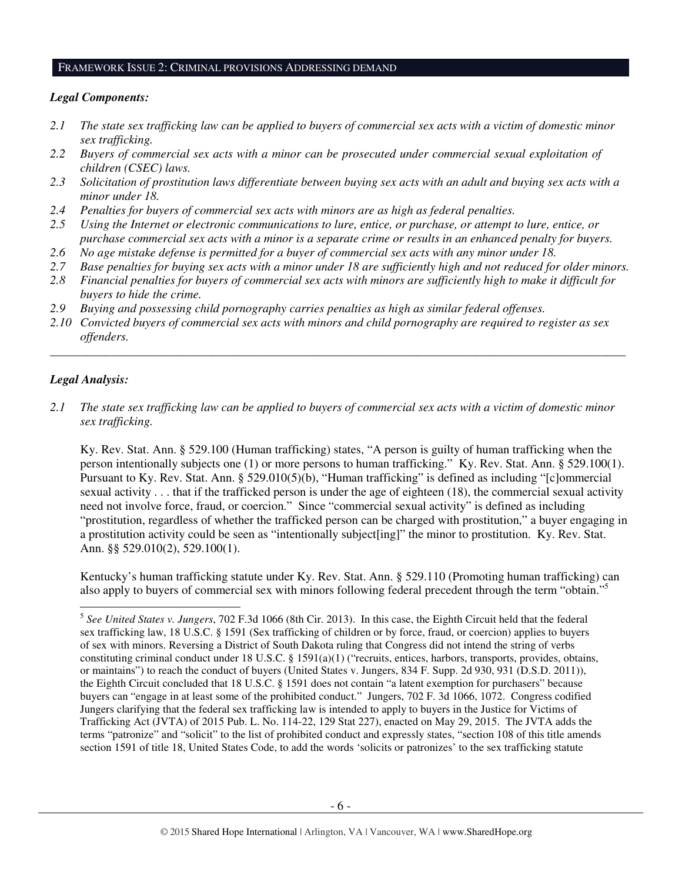## FRAMEWORK ISSUE 2: CRIMINAL PROVISIONS ADDRESSING DEMAND

### *Legal Components:*

*2.1 The state sex trafficking law can be applied to buyers of commercial sex acts with a victim of domestic minor sex trafficking.*

*2.2 Buyers of commercial sex acts with a minor can be prosecuted under commercial sexual exploitation of children (CSEC) laws.*

*2.3 Solicitation of prostitution laws differentiate between buying sex acts with an adult and buying sex acts with a minor under 18.*

*2.4 Penalties for buyers of commercial sex acts with minors are as high as federal penalties.*

*2.5 Using the Internet or electronic communications to lure, entice, or purchase, or attempt to lure, entice, or purchase commercial sex acts with a minor is a separate crime or results in an enhanced penalty for buyers.*

*2.6 No age mistake defense is permitted for a buyer of commercial sex acts with any minor under 18.*

*2.7 Base penalties for buying sex acts with a minor under 18 are sufficiently high and not reduced for older minors.*

*2.8 Financial penalties for buyers of commercial sex acts with minors are sufficiently high to make it difficult for buyers to hide the crime.*

*2.9 Buying and possessing child pornography carries penalties as high as similar federal offenses.*

*2.10 Convicted buyers of commercial sex acts with minors and child pornography are required to register as sex offenders.*

---

### *Legal Analysis:*

*2.1 The state sex trafficking law can be applied to buyers of commercial sex acts with a victim of domestic minor sex trafficking.*

Ky. Rev. Stat. Ann. § 529.100 (Human trafficking) states, "A person is guilty of human trafficking when the person intentionally subjects one (1) or more persons to human trafficking." Ky. Rev. Stat. Ann. § 529.100(1). Pursuant to Ky. Rev. Stat. Ann. § 529.010(5)(b), "Human trafficking" is defined as including "[c]ommercial sexual activity . . . that if the trafficked person is under the age of eighteen (18), the commercial sexual activity need not involve force, fraud, or coercion." Since "commercial sexual activity" is defined as including "prostitution, regardless of whether the trafficked person can be charged with prostitution," a buyer engaging in a prostitution activity could be seen as "intentionally subject[ing]" the minor to prostitution. Ky. Rev. Stat. Ann. §§ 529.010(2), 529.100(1).

Kentucky's human trafficking statute under Ky. Rev. Stat. Ann. § 529.110 (Promoting human trafficking) can also apply to buyers of commercial sex with minors following federal precedent through the term "obtain."[5]

---

[5] *See United States v. Jungers*, 702 F.3d 1066 (8th Cir. 2013). In this case, the Eighth Circuit held that the federal sex trafficking law, 18 U.S.C. § 1591 (Sex trafficking of children or by force, fraud, or coercion) applies to buyers of sex with minors. Reversing a District of South Dakota ruling that Congress did not intend the string of verbs constituting criminal conduct under 18 U.S.C. § 1591(a)(1) ("recruits, entices, harbors, transports, provides, obtains, or maintains") to reach the conduct of buyers (United States v. Jungers, 834 F. Supp. 2d 930, 931 (D.S.D. 2011)), the Eighth Circuit concluded that 18 U.S.C. § 1591 does not contain "a latent exemption for purchasers" because buyers can "engage in at least some of the prohibited conduct." Jungers, 702 F. 3d 1066, 1072. Congress codified Jungers clarifying that the federal sex trafficking law is intended to apply to buyers in the Justice for Victims of Trafficking Act (JVTA) of 2015 Pub. L. No. 114-22, 129 Stat 227), enacted on May 29, 2015. The JVTA adds the terms "patronize" and "solicit" to the list of prohibited conduct and expressly states, "section 108 of this title amends section 1591 of title 18, United States Code, to add the words 'solicits or patronizes' to the sex trafficking statute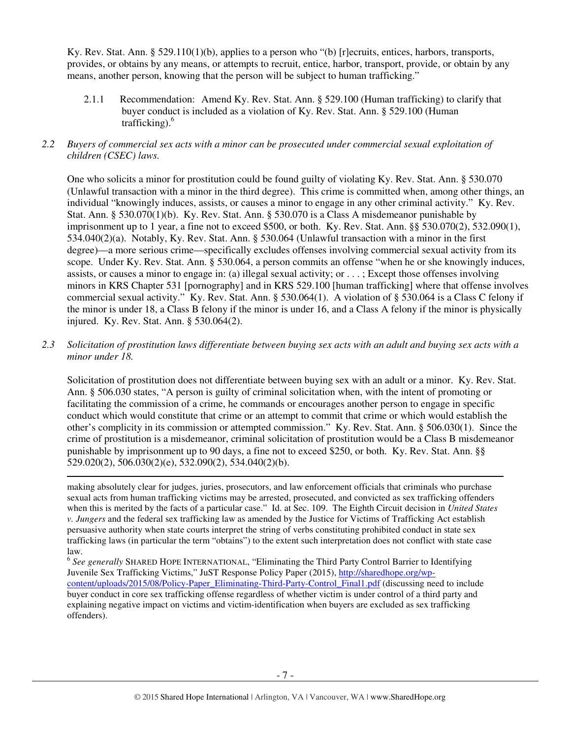Ky. Rev. Stat. Ann. § 529.110(1)(b), applies to a person who "(b) [r]ecruits, entices, harbors, transports, provides, or obtains by any means, or attempts to recruit, entice, harbor, transport, provide, or obtain by any means, another person, knowing that the person will be subject to human trafficking."

2.1.1 Recommendation: Amend Ky. Rev. Stat. Ann. § 529.100 (Human trafficking) to clarify that buyer conduct is included as a violation of Ky. Rev. Stat. Ann. § 529.100 (Human trafficking).[6]

*2.2 Buyers of commercial sex acts with a minor can be prosecuted under commercial sexual exploitation of children (CSEC) laws.*

One who solicits a minor for prostitution could be found guilty of violating Ky. Rev. Stat. Ann. § 530.070 (Unlawful transaction with a minor in the third degree). This crime is committed when, among other things, an individual "knowingly induces, assists, or causes a minor to engage in any other criminal activity." Ky. Rev. Stat. Ann. § 530.070(1)(b). Ky. Rev. Stat. Ann. § 530.070 is a Class A misdemeanor punishable by imprisonment up to 1 year, a fine not to exceed $500, or both. Ky. Rev. Stat. Ann. §§ 530.070(2), 532.090(1), 534.040(2)(a). Notably, Ky. Rev. Stat. Ann. § 530.064 (Unlawful transaction with a minor in the first degree)—a more serious crime—specifically excludes offenses involving commercial sexual activity from its scope. Under Ky. Rev. Stat. Ann. § 530.064, a person commits an offense "when he or she knowingly induces, assists, or causes a minor to engage in: (a) illegal sexual activity; or . . . ; Except those offenses involving minors in KRS Chapter 531 [pornography] and in KRS 529.100 [human trafficking] where that offense involves commercial sexual activity." Ky. Rev. Stat. Ann. § 530.064(1). A violation of § 530.064 is a Class C felony if the minor is under 18, a Class B felony if the minor is under 16, and a Class A felony if the minor is physically injured. Ky. Rev. Stat. Ann. § 530.064(2).

*2.3 Solicitation of prostitution laws differentiate between buying sex acts with an adult and buying sex acts with a minor under 18.*

Solicitation of prostitution does not differentiate between buying sex with an adult or a minor. Ky. Rev. Stat. Ann. § 506.030 states, "A person is guilty of criminal solicitation when, with the intent of promoting or facilitating the commission of a crime, he commands or encourages another person to engage in specific conduct which would constitute that crime or an attempt to commit that crime or which would establish the other's complicity in its commission or attempted commission." Ky. Rev. Stat. Ann. § 506.030(1). Since the crime of prostitution is a misdemeanor, criminal solicitation of prostitution would be a Class B misdemeanor punishable by imprisonment up to 90 days, a fine not to exceed $250, or both. Ky. Rev. Stat. Ann. §§ 529.020(2), 506.030(2)(e), 532.090(2), 534.040(2)(b).

---

making absolutely clear for judges, juries, prosecutors, and law enforcement officials that criminals who purchase sexual acts from human trafficking victims may be arrested, prosecuted, and convicted as sex trafficking offenders when this is merited by the facts of a particular case." Id. at Sec. 109. The Eighth Circuit decision in *United States v. Jungers* and the federal sex trafficking law as amended by the Justice for Victims of Trafficking Act establish persuasive authority when state courts interpret the string of verbs constituting prohibited conduct in state sex trafficking laws (in particular the term "obtains") to the extent such interpretation does not conflict with state case law.

[6] *See generally* SHARED HOPE INTERNATIONAL, "Eliminating the Third Party Control Barrier to Identifying Juvenile Sex Trafficking Victims," JuST Response Policy Paper (2015), http://sharedhope.org/wp-content/uploads/2015/08/Policy-Paper_Eliminating-Third-Party-Control_Final1.pdf (discussing need to include buyer conduct in core sex trafficking offense regardless of whether victim is under control of a third party and explaining negative impact on victims and victim-identification when buyers are excluded as sex trafficking offenders).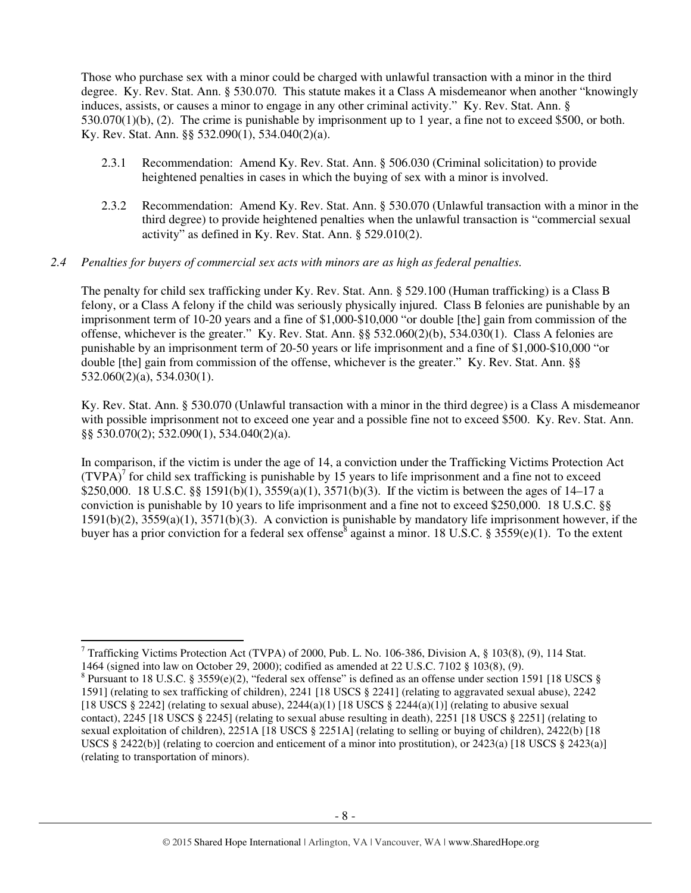Those who purchase sex with a minor could be charged with unlawful transaction with a minor in the third degree. Ky. Rev. Stat. Ann. § 530.070. This statute makes it a Class A misdemeanor when another "knowingly induces, assists, or causes a minor to engage in any other criminal activity." Ky. Rev. Stat. Ann. § 530.070(1)(b), (2). The crime is punishable by imprisonment up to 1 year, a fine not to exceed $500, or both. Ky. Rev. Stat. Ann. §§ 532.090(1), 534.040(2)(a).

2.3.1 Recommendation: Amend Ky. Rev. Stat. Ann. § 506.030 (Criminal solicitation) to provide heightened penalties in cases in which the buying of sex with a minor is involved.

2.3.2 Recommendation: Amend Ky. Rev. Stat. Ann. § 530.070 (Unlawful transaction with a minor in the third degree) to provide heightened penalties when the unlawful transaction is "commercial sexual activity" as defined in Ky. Rev. Stat. Ann. § 529.010(2).

*2.4 Penalties for buyers of commercial sex acts with minors are as high as federal penalties.*

The penalty for child sex trafficking under Ky. Rev. Stat. Ann. § 529.100 (Human trafficking) is a Class B felony, or a Class A felony if the child was seriously physically injured. Class B felonies are punishable by an imprisonment term of 10-20 years and a fine of $1,000-$10,000 "or double [the] gain from commission of the offense, whichever is the greater." Ky. Rev. Stat. Ann. §§ 532.060(2)(b), 534.030(1). Class A felonies are punishable by an imprisonment term of 20-50 years or life imprisonment and a fine of $1,000-$10,000 "or double [the] gain from commission of the offense, whichever is the greater." Ky. Rev. Stat. Ann. §§ 532.060(2)(a), 534.030(1).

Ky. Rev. Stat. Ann. § 530.070 (Unlawful transaction with a minor in the third degree) is a Class A misdemeanor with possible imprisonment not to exceed one year and a possible fine not to exceed $500. Ky. Rev. Stat. Ann. §§ 530.070(2); 532.090(1), 534.040(2)(a).

In comparison, if the victim is under the age of 14, a conviction under the Trafficking Victims Protection Act (TVPA)[7] for child sex trafficking is punishable by 15 years to life imprisonment and a fine not to exceed $250,000. 18 U.S.C. §§ 1591(b)(1), 3559(a)(1), 3571(b)(3). If the victim is between the ages of 14–17 a conviction is punishable by 10 years to life imprisonment and a fine not to exceed $250,000. 18 U.S.C. §§ 1591(b)(2), 3559(a)(1), 3571(b)(3). A conviction is punishable by mandatory life imprisonment however, if the buyer has a prior conviction for a federal sex offense[8] against a minor. 18 U.S.C. § 3559(e)(1). To the extent

---

[7] Trafficking Victims Protection Act (TVPA) of 2000, Pub. L. No. 106-386, Division A, § 103(8), (9), 114 Stat. 1464 (signed into law on October 29, 2000); codified as amended at 22 U.S.C. 7102 § 103(8), (9).

[8] Pursuant to 18 U.S.C. § 3559(e)(2), "federal sex offense" is defined as an offense under section 1591 [18 USCS § 1591] (relating to sex trafficking of children), 2241 [18 USCS § 2241] (relating to aggravated sexual abuse), 2242 [18 USCS § 2242] (relating to sexual abuse), 2244(a)(1) [18 USCS § 2244(a)(1)] (relating to abusive sexual contact), 2245 [18 USCS § 2245] (relating to sexual abuse resulting in death), 2251 [18 USCS § 2251] (relating to sexual exploitation of children), 2251A [18 USCS § 2251A] (relating to selling or buying of children), 2422(b) [18 USCS § 2422(b)] (relating to coercion and enticement of a minor into prostitution), or 2423(a) [18 USCS § 2423(a)] (relating to transportation of minors).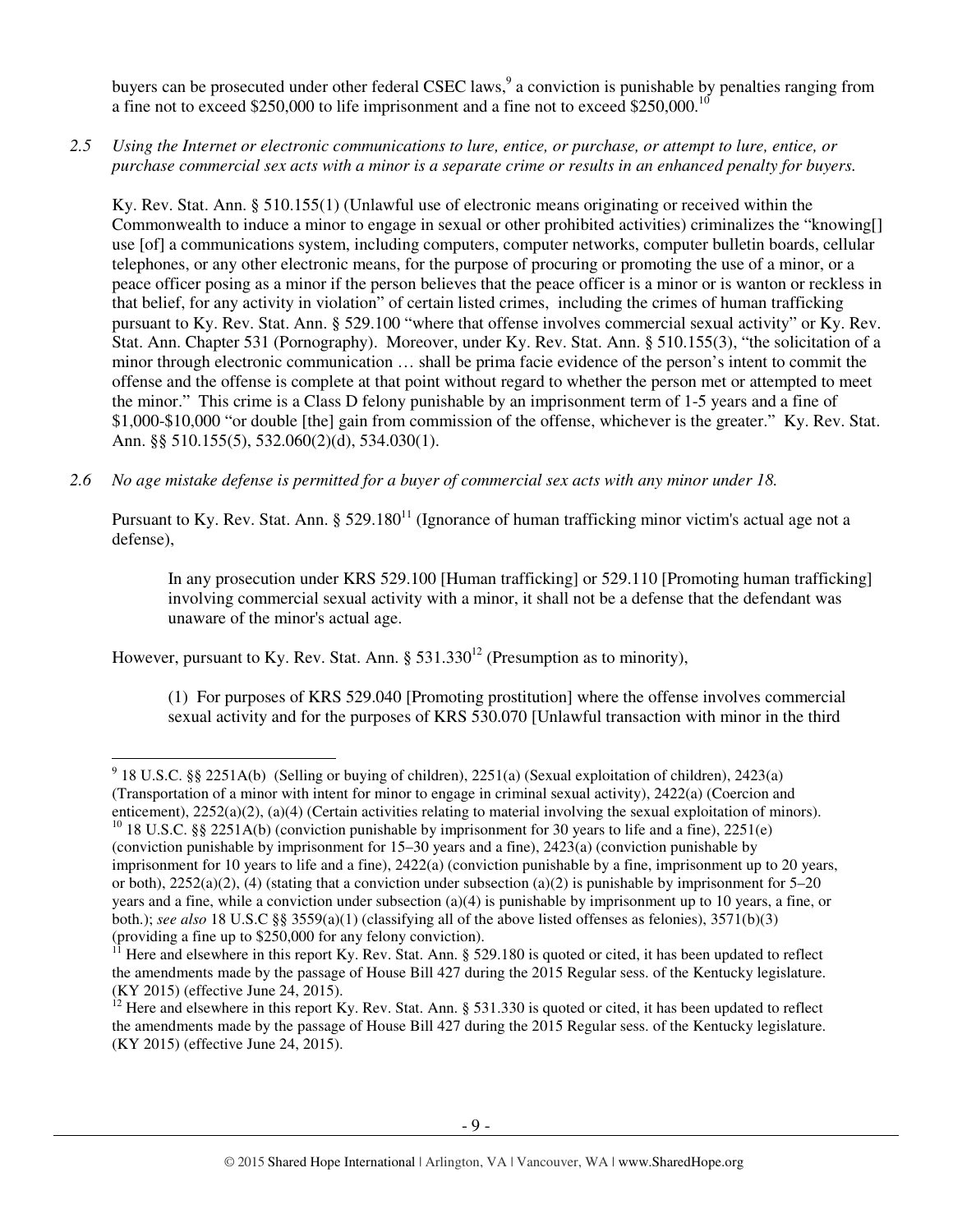buyers can be prosecuted under other federal CSEC laws,[9] a conviction is punishable by penalties ranging from a fine not to exceed $250,000 to life imprisonment and a fine not to exceed $250,000.[10]

*2.5 Using the Internet or electronic communications to lure, entice, or purchase, or attempt to lure, entice, or purchase commercial sex acts with a minor is a separate crime or results in an enhanced penalty for buyers.*

Ky. Rev. Stat. Ann. § 510.155(1) (Unlawful use of electronic means originating or received within the Commonwealth to induce a minor to engage in sexual or other prohibited activities) criminalizes the "knowing[] use [of] a communications system, including computers, computer networks, computer bulletin boards, cellular telephones, or any other electronic means, for the purpose of procuring or promoting the use of a minor, or a peace officer posing as a minor if the person believes that the peace officer is a minor or is wanton or reckless in that belief, for any activity in violation" of certain listed crimes, including the crimes of human trafficking pursuant to Ky. Rev. Stat. Ann. § 529.100 "where that offense involves commercial sexual activity" or Ky. Rev. Stat. Ann. Chapter 531 (Pornography). Moreover, under Ky. Rev. Stat. Ann. § 510.155(3), "the solicitation of a minor through electronic communication … shall be prima facie evidence of the person's intent to commit the offense and the offense is complete at that point without regard to whether the person met or attempted to meet the minor." This crime is a Class D felony punishable by an imprisonment term of 1-5 years and a fine of $1,000-$10,000 "or double [the] gain from commission of the offense, whichever is the greater." Ky. Rev. Stat. Ann. §§ 510.155(5), 532.060(2)(d), 534.030(1).

*2.6 No age mistake defense is permitted for a buyer of commercial sex acts with any minor under 18.*

Pursuant to Ky. Rev. Stat. Ann. § 529.180[11] (Ignorance of human trafficking minor victim's actual age not a defense),

> In any prosecution under KRS 529.100 [Human trafficking] or 529.110 [Promoting human trafficking] involving commercial sexual activity with a minor, it shall not be a defense that the defendant was unaware of the minor's actual age.

However, pursuant to Ky. Rev. Stat. Ann. § 531.330[12] (Presumption as to minority),

> (1) For purposes of KRS 529.040 [Promoting prostitution] where the offense involves commercial sexual activity and for the purposes of KRS 530.070 [Unlawful transaction with minor in the third

---

[9] 18 U.S.C. §§ 2251A(b) (Selling or buying of children), 2251(a) (Sexual exploitation of children), 2423(a) (Transportation of a minor with intent for minor to engage in criminal sexual activity), 2422(a) (Coercion and enticement), 2252(a)(2), (a)(4) (Certain activities relating to material involving the sexual exploitation of minors).

[10] 18 U.S.C. §§ 2251A(b) (conviction punishable by imprisonment for 30 years to life and a fine), 2251(e) (conviction punishable by imprisonment for 15–30 years and a fine), 2423(a) (conviction punishable by imprisonment for 10 years to life and a fine), 2422(a) (conviction punishable by a fine, imprisonment up to 20 years, or both), 2252(a)(2), (4) (stating that a conviction under subsection (a)(2) is punishable by imprisonment for 5–20 years and a fine, while a conviction under subsection (a)(4) is punishable by imprisonment up to 10 years, a fine, or both.); *see also* 18 U.S.C §§ 3559(a)(1) (classifying all of the above listed offenses as felonies), 3571(b)(3) (providing a fine up to $250,000 for any felony conviction).

[11] Here and elsewhere in this report Ky. Rev. Stat. Ann. § 529.180 is quoted or cited, it has been updated to reflect the amendments made by the passage of House Bill 427 during the 2015 Regular sess. of the Kentucky legislature. (KY 2015) (effective June 24, 2015).

[12] Here and elsewhere in this report Ky. Rev. Stat. Ann. § 531.330 is quoted or cited, it has been updated to reflect the amendments made by the passage of House Bill 427 during the 2015 Regular sess. of the Kentucky legislature. (KY 2015) (effective June 24, 2015).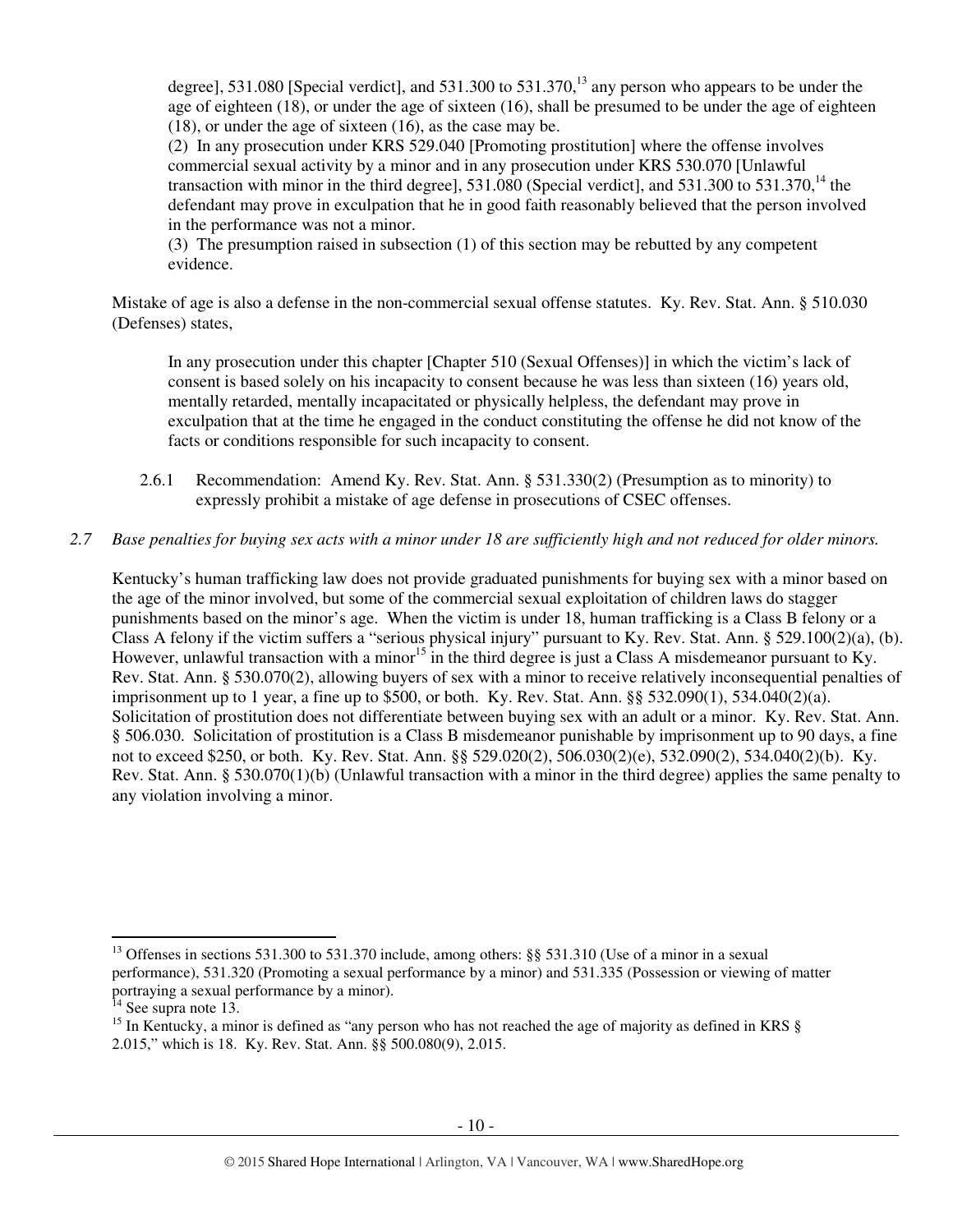degree], 531.080 [Special verdict], and 531.300 to 531.370,[13] any person who appears to be under the age of eighteen (18), or under the age of sixteen (16), shall be presumed to be under the age of eighteen (18), or under the age of sixteen (16), as the case may be.

(2) In any prosecution under KRS 529.040 [Promoting prostitution] where the offense involves commercial sexual activity by a minor and in any prosecution under KRS 530.070 [Unlawful transaction with minor in the third degree], 531.080 (Special verdict], and 531.300 to 531.370,[14] the defendant may prove in exculpation that he in good faith reasonably believed that the person involved in the performance was not a minor.

(3) The presumption raised in subsection (1) of this section may be rebutted by any competent evidence.

Mistake of age is also a defense in the non-commercial sexual offense statutes. Ky. Rev. Stat. Ann. § 510.030 (Defenses) states,

> In any prosecution under this chapter [Chapter 510 (Sexual Offenses)] in which the victim's lack of consent is based solely on his incapacity to consent because he was less than sixteen (16) years old, mentally retarded, mentally incapacitated or physically helpless, the defendant may prove in exculpation that at the time he engaged in the conduct constituting the offense he did not know of the facts or conditions responsible for such incapacity to consent.

2.6.1 Recommendation: Amend Ky. Rev. Stat. Ann. § 531.330(2) (Presumption as to minority) to expressly prohibit a mistake of age defense in prosecutions of CSEC offenses.

*2.7 Base penalties for buying sex acts with a minor under 18 are sufficiently high and not reduced for older minors.*

Kentucky's human trafficking law does not provide graduated punishments for buying sex with a minor based on the age of the minor involved, but some of the commercial sexual exploitation of children laws do stagger punishments based on the minor's age. When the victim is under 18, human trafficking is a Class B felony or a Class A felony if the victim suffers a "serious physical injury" pursuant to Ky. Rev. Stat. Ann. § 529.100(2)(a), (b). However, unlawful transaction with a minor[15] in the third degree is just a Class A misdemeanor pursuant to Ky. Rev. Stat. Ann. § 530.070(2), allowing buyers of sex with a minor to receive relatively inconsequential penalties of imprisonment up to 1 year, a fine up to $500, or both. Ky. Rev. Stat. Ann. §§ 532.090(1), 534.040(2)(a). Solicitation of prostitution does not differentiate between buying sex with an adult or a minor. Ky. Rev. Stat. Ann. § 506.030. Solicitation of prostitution is a Class B misdemeanor punishable by imprisonment up to 90 days, a fine not to exceed $250, or both. Ky. Rev. Stat. Ann. §§ 529.020(2), 506.030(2)(e), 532.090(2), 534.040(2)(b). Ky. Rev. Stat. Ann. § 530.070(1)(b) (Unlawful transaction with a minor in the third degree) applies the same penalty to any violation involving a minor.

---

[13] Offenses in sections 531.300 to 531.370 include, among others: §§ 531.310 (Use of a minor in a sexual performance), 531.320 (Promoting a sexual performance by a minor) and 531.335 (Possession or viewing of matter portraying a sexual performance by a minor).

[14] See supra note 13.

[15] In Kentucky, a minor is defined as "any person who has not reached the age of majority as defined in KRS § 2.015," which is 18. Ky. Rev. Stat. Ann. §§ 500.080(9), 2.015.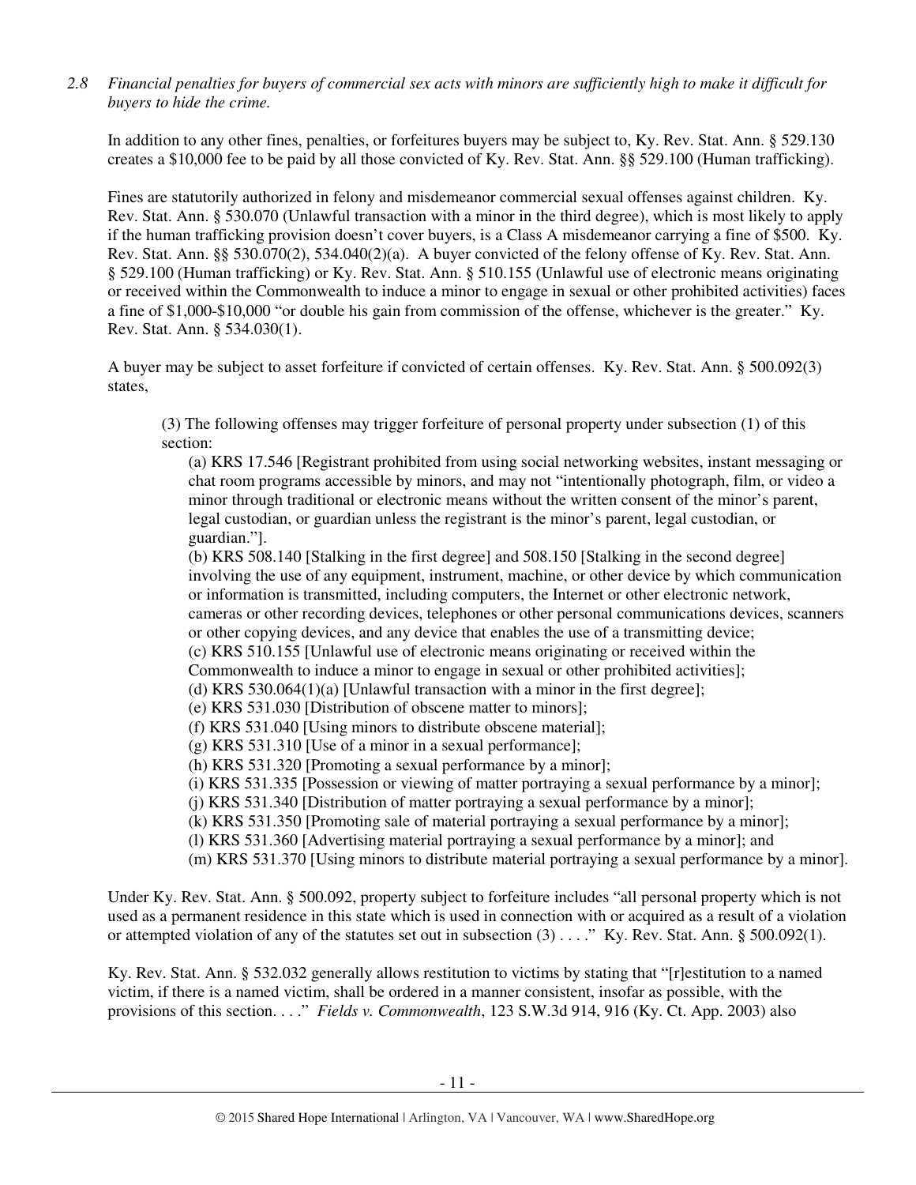*2.8 Financial penalties for buyers of commercial sex acts with minors are sufficiently high to make it difficult for buyers to hide the crime.*

In addition to any other fines, penalties, or forfeitures buyers may be subject to, Ky. Rev. Stat. Ann. § 529.130 creates a $10,000 fee to be paid by all those convicted of Ky. Rev. Stat. Ann. §§ 529.100 (Human trafficking).

Fines are statutorily authorized in felony and misdemeanor commercial sexual offenses against children. Ky. Rev. Stat. Ann. § 530.070 (Unlawful transaction with a minor in the third degree), which is most likely to apply if the human trafficking provision doesn't cover buyers, is a Class A misdemeanor carrying a fine of $500. Ky. Rev. Stat. Ann. §§ 530.070(2), 534.040(2)(a). A buyer convicted of the felony offense of Ky. Rev. Stat. Ann. § 529.100 (Human trafficking) or Ky. Rev. Stat. Ann. § 510.155 (Unlawful use of electronic means originating or received within the Commonwealth to induce a minor to engage in sexual or other prohibited activities) faces a fine of $1,000-$10,000 "or double his gain from commission of the offense, whichever is the greater." Ky. Rev. Stat. Ann. § 534.030(1).

A buyer may be subject to asset forfeiture if convicted of certain offenses. Ky. Rev. Stat. Ann. § 500.092(3) states,

> (3) The following offenses may trigger forfeiture of personal property under subsection (1) of this section:
>
> (a) KRS 17.546 [Registrant prohibited from using social networking websites, instant messaging or chat room programs accessible by minors, and may not "intentionally photograph, film, or video a minor through traditional or electronic means without the written consent of the minor's parent, legal custodian, or guardian unless the registrant is the minor's parent, legal custodian, or guardian."].
> (b) KRS 508.140 [Stalking in the first degree] and 508.150 [Stalking in the second degree] involving the use of any equipment, instrument, machine, or other device by which communication or information is transmitted, including computers, the Internet or other electronic network, cameras or other recording devices, telephones or other personal communications devices, scanners or other copying devices, and any device that enables the use of a transmitting device;
> (c) KRS 510.155 [Unlawful use of electronic means originating or received within the Commonwealth to induce a minor to engage in sexual or other prohibited activities];
> (d) KRS 530.064(1)(a) [Unlawful transaction with a minor in the first degree];
> (e) KRS 531.030 [Distribution of obscene matter to minors];
> (f) KRS 531.040 [Using minors to distribute obscene material];
> (g) KRS 531.310 [Use of a minor in a sexual performance];
> (h) KRS 531.320 [Promoting a sexual performance by a minor];
> (i) KRS 531.335 [Possession or viewing of matter portraying a sexual performance by a minor];
> (j) KRS 531.340 [Distribution of matter portraying a sexual performance by a minor];
> (k) KRS 531.350 [Promoting sale of material portraying a sexual performance by a minor];
> (l) KRS 531.360 [Advertising material portraying a sexual performance by a minor]; and
> (m) KRS 531.370 [Using minors to distribute material portraying a sexual performance by a minor].

Under Ky. Rev. Stat. Ann. § 500.092, property subject to forfeiture includes "all personal property which is not used as a permanent residence in this state which is used in connection with or acquired as a result of a violation or attempted violation of any of the statutes set out in subsection (3) . . . ." Ky. Rev. Stat. Ann. § 500.092(1).

Ky. Rev. Stat. Ann. § 532.032 generally allows restitution to victims by stating that "[r]estitution to a named victim, if there is a named victim, shall be ordered in a manner consistent, insofar as possible, with the provisions of this section. . . ." *Fields v. Commonwealth*, 123 S.W.3d 914, 916 (Ky. Ct. App. 2003) also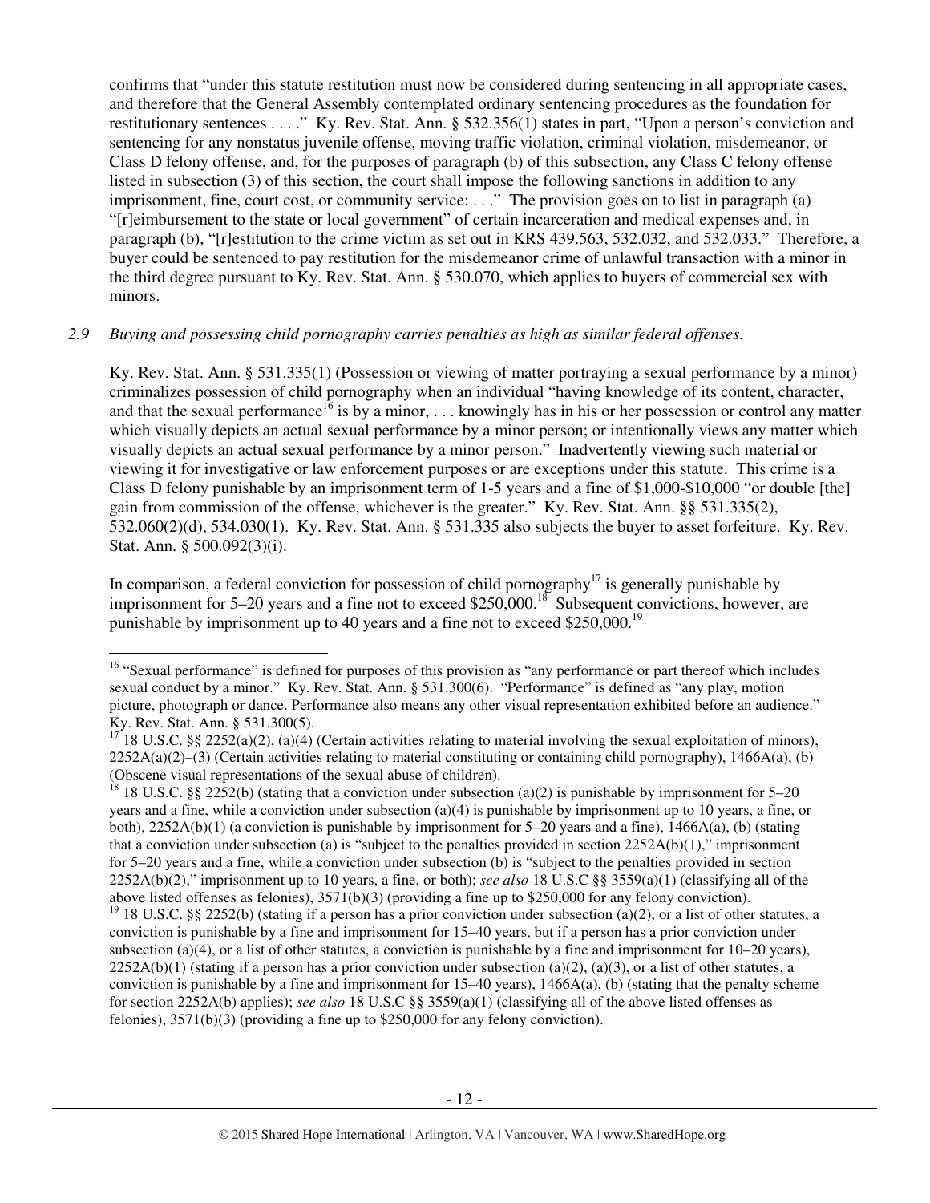confirms that "under this statute restitution must now be considered during sentencing in all appropriate cases, and therefore that the General Assembly contemplated ordinary sentencing procedures as the foundation for restitutionary sentences . . . ." Ky. Rev. Stat. Ann. § 532.356(1) states in part, "Upon a person's conviction and sentencing for any nonstatus juvenile offense, moving traffic violation, criminal violation, misdemeanor, or Class D felony offense, and, for the purposes of paragraph (b) of this subsection, any Class C felony offense listed in subsection (3) of this section, the court shall impose the following sanctions in addition to any imprisonment, fine, court cost, or community service: . . ." The provision goes on to list in paragraph (a) "[r]eimbursement to the state or local government" of certain incarceration and medical expenses and, in paragraph (b), "[r]estitution to the crime victim as set out in KRS 439.563, 532.032, and 532.033." Therefore, a buyer could be sentenced to pay restitution for the misdemeanor crime of unlawful transaction with a minor in the third degree pursuant to Ky. Rev. Stat. Ann. § 530.070, which applies to buyers of commercial sex with minors.

*2.9 Buying and possessing child pornography carries penalties as high as similar federal offenses.*

Ky. Rev. Stat. Ann. § 531.335(1) (Possession or viewing of matter portraying a sexual performance by a minor) criminalizes possession of child pornography when an individual "having knowledge of its content, character, and that the sexual performance[16] is by a minor, . . . knowingly has in his or her possession or control any matter which visually depicts an actual sexual performance by a minor person; or intentionally views any matter which visually depicts an actual sexual performance by a minor person." Inadvertently viewing such material or viewing it for investigative or law enforcement purposes or are exceptions under this statute. This crime is a Class D felony punishable by an imprisonment term of 1-5 years and a fine of $1,000-$10,000 "or double [the] gain from commission of the offense, whichever is the greater." Ky. Rev. Stat. Ann. §§ 531.335(2), 532.060(2)(d), 534.030(1). Ky. Rev. Stat. Ann. § 531.335 also subjects the buyer to asset forfeiture. Ky. Rev. Stat. Ann. § 500.092(3)(i).

In comparison, a federal conviction for possession of child pornography[17] is generally punishable by imprisonment for 5–20 years and a fine not to exceed $250,000.[18] Subsequent convictions, however, are punishable by imprisonment up to 40 years and a fine not to exceed $250,000.[19]

---

[16] "Sexual performance" is defined for purposes of this provision as "any performance or part thereof which includes sexual conduct by a minor." Ky. Rev. Stat. Ann. § 531.300(6). "Performance" is defined as "any play, motion picture, photograph or dance. Performance also means any other visual representation exhibited before an audience." Ky. Rev. Stat. Ann. § 531.300(5).

[17] 18 U.S.C. §§ 2252(a)(2), (a)(4) (Certain activities relating to material involving the sexual exploitation of minors), 2252A(a)(2)–(3) (Certain activities relating to material constituting or containing child pornography), 1466A(a), (b) (Obscene visual representations of the sexual abuse of children).

[18] 18 U.S.C. §§ 2252(b) (stating that a conviction under subsection (a)(2) is punishable by imprisonment for 5–20 years and a fine, while a conviction under subsection (a)(4) is punishable by imprisonment up to 10 years, a fine, or both), 2252A(b)(1) (a conviction is punishable by imprisonment for 5–20 years and a fine), 1466A(a), (b) (stating that a conviction under subsection (a) is "subject to the penalties provided in section 2252A(b)(1)," imprisonment for 5–20 years and a fine, while a conviction under subsection (b) is "subject to the penalties provided in section 2252A(b)(2)," imprisonment up to 10 years, a fine, or both); *see also* 18 U.S.C §§ 3559(a)(1) (classifying all of the above listed offenses as felonies), 3571(b)(3) (providing a fine up to $250,000 for any felony conviction).

[19] 18 U.S.C. §§ 2252(b) (stating if a person has a prior conviction under subsection (a)(2), or a list of other statutes, a conviction is punishable by a fine and imprisonment for 15–40 years, but if a person has a prior conviction under subsection (a)(4), or a list of other statutes, a conviction is punishable by a fine and imprisonment for 10–20 years), 2252A(b)(1) (stating if a person has a prior conviction under subsection (a)(2), (a)(3), or a list of other statutes, a conviction is punishable by a fine and imprisonment for 15–40 years), 1466A(a), (b) (stating that the penalty scheme for section 2252A(b) applies); *see also* 18 U.S.C §§ 3559(a)(1) (classifying all of the above listed offenses as felonies), 3571(b)(3) (providing a fine up to $250,000 for any felony conviction).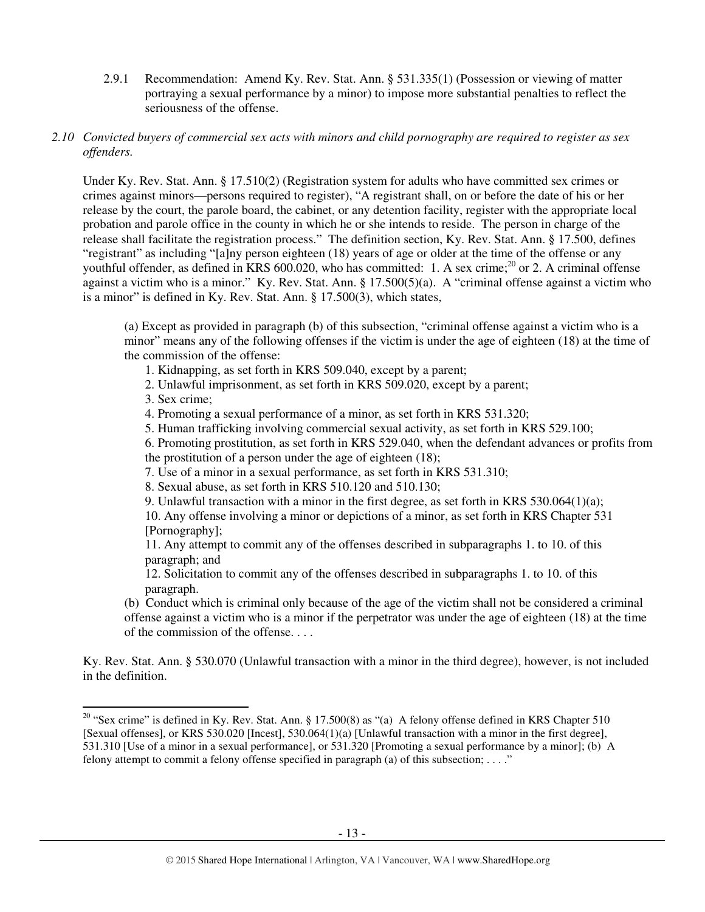2.9.1 Recommendation: Amend Ky. Rev. Stat. Ann. § 531.335(1) (Possession or viewing of matter portraying a sexual performance by a minor) to impose more substantial penalties to reflect the seriousness of the offense.

*2.10 Convicted buyers of commercial sex acts with minors and child pornography are required to register as sex offenders.*

Under Ky. Rev. Stat. Ann. § 17.510(2) (Registration system for adults who have committed sex crimes or crimes against minors—persons required to register), "A registrant shall, on or before the date of his or her release by the court, the parole board, the cabinet, or any detention facility, register with the appropriate local probation and parole office in the county in which he or she intends to reside. The person in charge of the release shall facilitate the registration process." The definition section, Ky. Rev. Stat. Ann. § 17.500, defines "registrant" as including "[a]ny person eighteen (18) years of age or older at the time of the offense or any youthful offender, as defined in KRS 600.020, who has committed: 1. A sex crime;[20] or 2. A criminal offense against a victim who is a minor." Ky. Rev. Stat. Ann. § 17.500(5)(a). A "criminal offense against a victim who is a minor" is defined in Ky. Rev. Stat. Ann. § 17.500(3), which states,

> (a) Except as provided in paragraph (b) of this subsection, "criminal offense against a victim who is a minor" means any of the following offenses if the victim is under the age of eighteen (18) at the time of the commission of the offense:
>
> 1. Kidnapping, as set forth in KRS 509.040, except by a parent;
> 2. Unlawful imprisonment, as set forth in KRS 509.020, except by a parent;
> 3. Sex crime;
> 4. Promoting a sexual performance of a minor, as set forth in KRS 531.320;
> 5. Human trafficking involving commercial sexual activity, as set forth in KRS 529.100;
> 6. Promoting prostitution, as set forth in KRS 529.040, when the defendant advances or profits from the prostitution of a person under the age of eighteen (18);
> 7. Use of a minor in a sexual performance, as set forth in KRS 531.310;
> 8. Sexual abuse, as set forth in KRS 510.120 and 510.130;
> 9. Unlawful transaction with a minor in the first degree, as set forth in KRS 530.064(1)(a);
> 10. Any offense involving a minor or depictions of a minor, as set forth in KRS Chapter 531 [Pornography];
> 11. Any attempt to commit any of the offenses described in subparagraphs 1. to 10. of this paragraph; and
> 12. Solicitation to commit any of the offenses described in subparagraphs 1. to 10. of this paragraph.
>
> (b) Conduct which is criminal only because of the age of the victim shall not be considered a criminal offense against a victim who is a minor if the perpetrator was under the age of eighteen (18) at the time of the commission of the offense. . . .

Ky. Rev. Stat. Ann. § 530.070 (Unlawful transaction with a minor in the third degree), however, is not included in the definition.

---

[20] "Sex crime" is defined in Ky. Rev. Stat. Ann. § 17.500(8) as "(a) A felony offense defined in KRS Chapter 510 [Sexual offenses], or KRS 530.020 [Incest], 530.064(1)(a) [Unlawful transaction with a minor in the first degree], 531.310 [Use of a minor in a sexual performance], or 531.320 [Promoting a sexual performance by a minor]; (b) A felony attempt to commit a felony offense specified in paragraph (a) of this subsection; . . . ."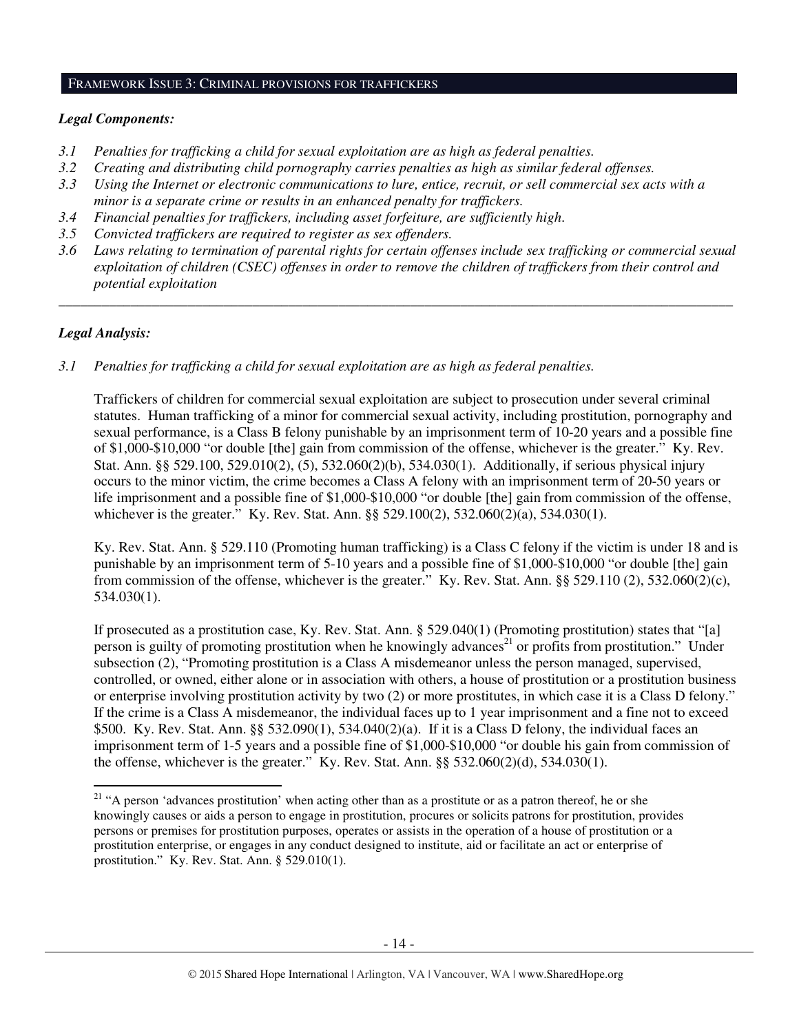## FRAMEWORK ISSUE 3: CRIMINAL PROVISIONS FOR TRAFFICKERS

### *Legal Components:*

*3.1 Penalties for trafficking a child for sexual exploitation are as high as federal penalties.*
*3.2 Creating and distributing child pornography carries penalties as high as similar federal offenses.*
*3.3 Using the Internet or electronic communications to lure, entice, recruit, or sell commercial sex acts with a minor is a separate crime or results in an enhanced penalty for traffickers.*
*3.4 Financial penalties for traffickers, including asset forfeiture, are sufficiently high.*
*3.5 Convicted traffickers are required to register as sex offenders.*
*3.6 Laws relating to termination of parental rights for certain offenses include sex trafficking or commercial sexual exploitation of children (CSEC) offenses in order to remove the children of traffickers from their control and potential exploitation*

---

### *Legal Analysis:*

*3.1 Penalties for trafficking a child for sexual exploitation are as high as federal penalties.*

Traffickers of children for commercial sexual exploitation are subject to prosecution under several criminal statutes. Human trafficking of a minor for commercial sexual activity, including prostitution, pornography and sexual performance, is a Class B felony punishable by an imprisonment term of 10-20 years and a possible fine of $1,000-$10,000 "or double [the] gain from commission of the offense, whichever is the greater." Ky. Rev. Stat. Ann. §§ 529.100, 529.010(2), (5), 532.060(2)(b), 534.030(1). Additionally, if serious physical injury occurs to the minor victim, the crime becomes a Class A felony with an imprisonment term of 20-50 years or life imprisonment and a possible fine of $1,000-$10,000 "or double [the] gain from commission of the offense, whichever is the greater." Ky. Rev. Stat. Ann. §§ 529.100(2), 532.060(2)(a), 534.030(1).

Ky. Rev. Stat. Ann. § 529.110 (Promoting human trafficking) is a Class C felony if the victim is under 18 and is punishable by an imprisonment term of 5-10 years and a possible fine of $1,000-$10,000 "or double [the] gain from commission of the offense, whichever is the greater." Ky. Rev. Stat. Ann. §§ 529.110 (2), 532.060(2)(c), 534.030(1).

If prosecuted as a prostitution case, Ky. Rev. Stat. Ann. § 529.040(1) (Promoting prostitution) states that "[a] person is guilty of promoting prostitution when he knowingly advances[21] or profits from prostitution." Under subsection (2), "Promoting prostitution is a Class A misdemeanor unless the person managed, supervised, controlled, or owned, either alone or in association with others, a house of prostitution or a prostitution business or enterprise involving prostitution activity by two (2) or more prostitutes, in which case it is a Class D felony." If the crime is a Class A misdemeanor, the individual faces up to 1 year imprisonment and a fine not to exceed $500. Ky. Rev. Stat. Ann. §§ 532.090(1), 534.040(2)(a). If it is a Class D felony, the individual faces an imprisonment term of 1-5 years and a possible fine of $1,000-$10,000 "or double his gain from commission of the offense, whichever is the greater." Ky. Rev. Stat. Ann. §§ 532.060(2)(d), 534.030(1).

---

[21] "A person 'advances prostitution' when acting other than as a prostitute or as a patron thereof, he or she knowingly causes or aids a person to engage in prostitution, procures or solicits patrons for prostitution, provides persons or premises for prostitution purposes, operates or assists in the operation of a house of prostitution or a prostitution enterprise, or engages in any conduct designed to institute, aid or facilitate an act or enterprise of prostitution." Ky. Rev. Stat. Ann. § 529.010(1).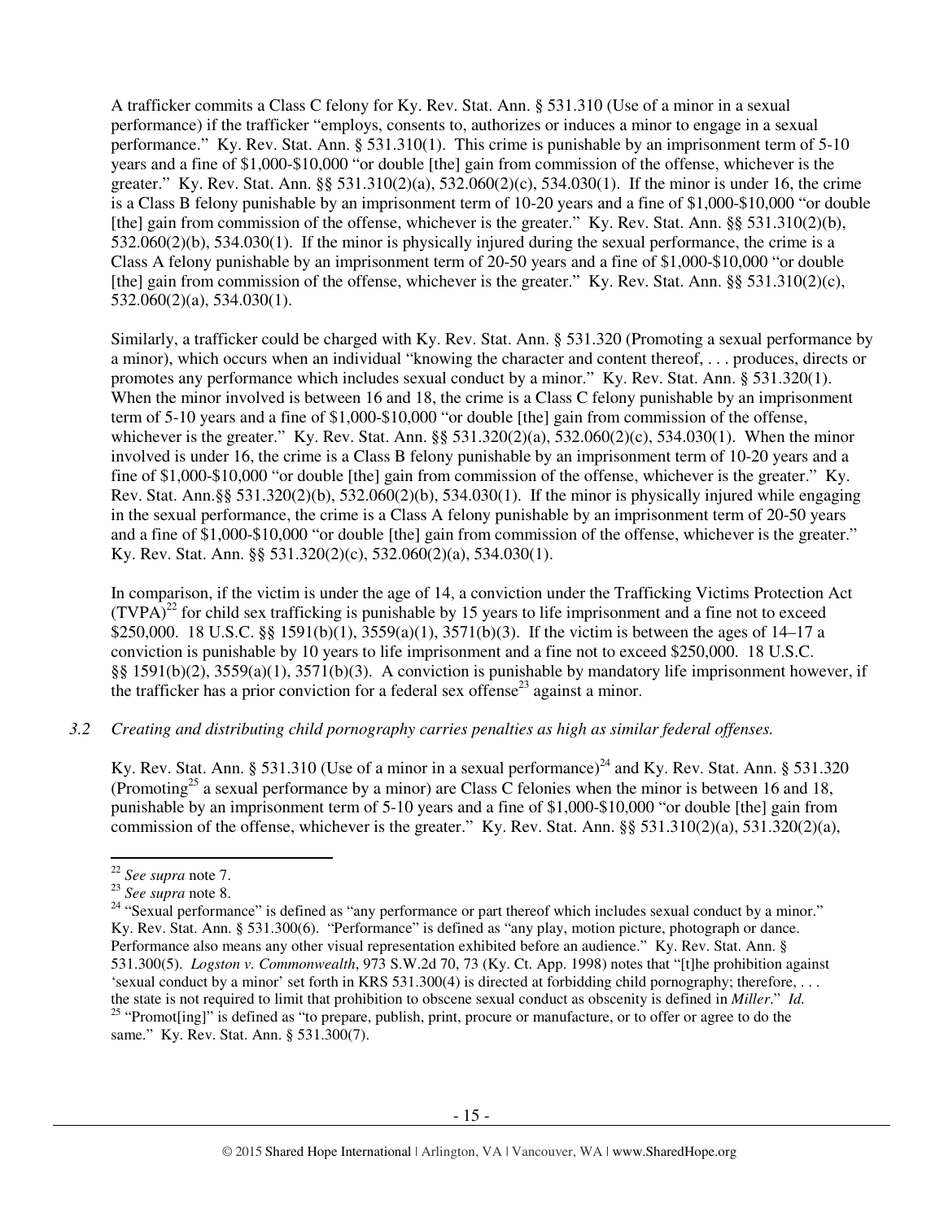A trafficker commits a Class C felony for Ky. Rev. Stat. Ann. § 531.310 (Use of a minor in a sexual performance) if the trafficker "employs, consents to, authorizes or induces a minor to engage in a sexual performance." Ky. Rev. Stat. Ann. § 531.310(1). This crime is punishable by an imprisonment term of 5-10 years and a fine of $1,000-$10,000 "or double [the] gain from commission of the offense, whichever is the greater." Ky. Rev. Stat. Ann. §§ 531.310(2)(a), 532.060(2)(c), 534.030(1). If the minor is under 16, the crime is a Class B felony punishable by an imprisonment term of 10-20 years and a fine of $1,000-$10,000 "or double [the] gain from commission of the offense, whichever is the greater." Ky. Rev. Stat. Ann. §§ 531.310(2)(b), 532.060(2)(b), 534.030(1). If the minor is physically injured during the sexual performance, the crime is a Class A felony punishable by an imprisonment term of 20-50 years and a fine of $1,000-$10,000 "or double [the] gain from commission of the offense, whichever is the greater." Ky. Rev. Stat. Ann. §§ 531.310(2)(c), 532.060(2)(a), 534.030(1).

Similarly, a trafficker could be charged with Ky. Rev. Stat. Ann. § 531.320 (Promoting a sexual performance by a minor), which occurs when an individual "knowing the character and content thereof, . . . produces, directs or promotes any performance which includes sexual conduct by a minor." Ky. Rev. Stat. Ann. § 531.320(1). When the minor involved is between 16 and 18, the crime is a Class C felony punishable by an imprisonment term of 5-10 years and a fine of $1,000-$10,000 "or double [the] gain from commission of the offense, whichever is the greater." Ky. Rev. Stat. Ann. §§ 531.320(2)(a), 532.060(2)(c), 534.030(1). When the minor involved is under 16, the crime is a Class B felony punishable by an imprisonment term of 10-20 years and a fine of $1,000-$10,000 "or double [the] gain from commission of the offense, whichever is the greater." Ky. Rev. Stat. Ann.§§ 531.320(2)(b), 532.060(2)(b), 534.030(1). If the minor is physically injured while engaging in the sexual performance, the crime is a Class A felony punishable by an imprisonment term of 20-50 years and a fine of $1,000-$10,000 "or double [the] gain from commission of the offense, whichever is the greater." Ky. Rev. Stat. Ann. §§ 531.320(2)(c), 532.060(2)(a), 534.030(1).

In comparison, if the victim is under the age of 14, a conviction under the Trafficking Victims Protection Act (TVPA)[22] for child sex trafficking is punishable by 15 years to life imprisonment and a fine not to exceed $250,000. 18 U.S.C. §§ 1591(b)(1), 3559(a)(1), 3571(b)(3). If the victim is between the ages of 14–17 a conviction is punishable by 10 years to life imprisonment and a fine not to exceed $250,000. 18 U.S.C. §§ 1591(b)(2), 3559(a)(1), 3571(b)(3). A conviction is punishable by mandatory life imprisonment however, if the trafficker has a prior conviction for a federal sex offense[23] against a minor.

*3.2 Creating and distributing child pornography carries penalties as high as similar federal offenses.*

Ky. Rev. Stat. Ann. § 531.310 (Use of a minor in a sexual performance)[24] and Ky. Rev. Stat. Ann. § 531.320 (Promoting[25] a sexual performance by a minor) are Class C felonies when the minor is between 16 and 18, punishable by an imprisonment term of 5-10 years and a fine of $1,000-$10,000 "or double [the] gain from commission of the offense, whichever is the greater." Ky. Rev. Stat. Ann. §§ 531.310(2)(a), 531.320(2)(a),

---

[22] *See supra* note 7.

[23] *See supra* note 8.

[24] "Sexual performance" is defined as "any performance or part thereof which includes sexual conduct by a minor." Ky. Rev. Stat. Ann. § 531.300(6). "Performance" is defined as "any play, motion picture, photograph or dance. Performance also means any other visual representation exhibited before an audience." Ky. Rev. Stat. Ann. § 531.300(5). *Logston v. Commonwealth*, 973 S.W.2d 70, 73 (Ky. Ct. App. 1998) notes that "[t]he prohibition against 'sexual conduct by a minor' set forth in KRS 531.300(4) is directed at forbidding child pornography; therefore, . . . the state is not required to limit that prohibition to obscene sexual conduct as obscenity is defined in *Miller*." *Id.*

[25] "Promot[ing]" is defined as "to prepare, publish, print, procure or manufacture, or to offer or agree to do the same." Ky. Rev. Stat. Ann. § 531.300(7).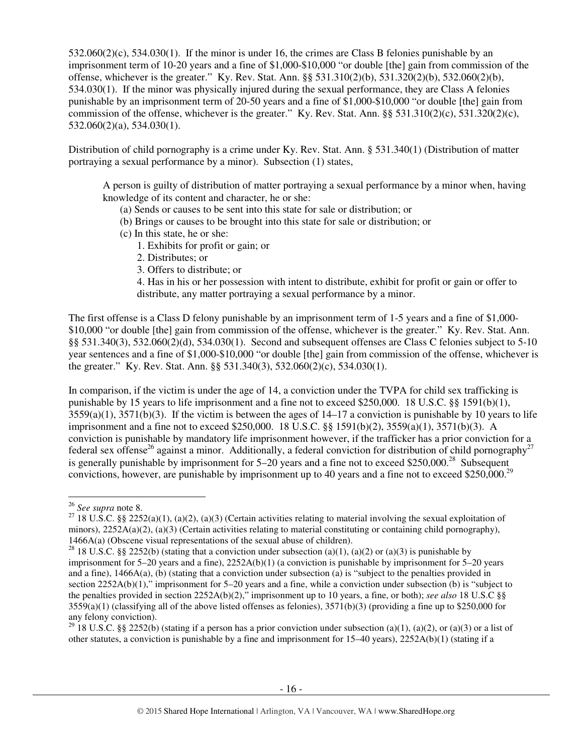532.060(2)(c), 534.030(1). If the minor is under 16, the crimes are Class B felonies punishable by an imprisonment term of 10-20 years and a fine of $1,000-$10,000 "or double [the] gain from commission of the offense, whichever is the greater." Ky. Rev. Stat. Ann. §§ 531.310(2)(b), 531.320(2)(b), 532.060(2)(b), 534.030(1). If the minor was physically injured during the sexual performance, they are Class A felonies punishable by an imprisonment term of 20-50 years and a fine of $1,000-$10,000 "or double [the] gain from commission of the offense, whichever is the greater." Ky. Rev. Stat. Ann. §§ 531.310(2)(c), 531.320(2)(c), 532.060(2)(a), 534.030(1).

Distribution of child pornography is a crime under Ky. Rev. Stat. Ann. § 531.340(1) (Distribution of matter portraying a sexual performance by a minor). Subsection (1) states,

> A person is guilty of distribution of matter portraying a sexual performance by a minor when, having knowledge of its content and character, he or she:
>
> (a) Sends or causes to be sent into this state for sale or distribution; or
>
> (b) Brings or causes to be brought into this state for sale or distribution; or
>
> (c) In this state, he or she:
>
> 1. Exhibits for profit or gain; or
> 2. Distributes; or
> 3. Offers to distribute; or
> 4. Has in his or her possession with intent to distribute, exhibit for profit or gain or offer to distribute, any matter portraying a sexual performance by a minor.

The first offense is a Class D felony punishable by an imprisonment term of 1-5 years and a fine of $1,000-$10,000 "or double [the] gain from commission of the offense, whichever is the greater." Ky. Rev. Stat. Ann. §§ 531.340(3), 532.060(2)(d), 534.030(1). Second and subsequent offenses are Class C felonies subject to 5-10 year sentences and a fine of $1,000-$10,000 "or double [the] gain from commission of the offense, whichever is the greater." Ky. Rev. Stat. Ann. §§ 531.340(3), 532.060(2)(c), 534.030(1).

In comparison, if the victim is under the age of 14, a conviction under the TVPA for child sex trafficking is punishable by 15 years to life imprisonment and a fine not to exceed $250,000. 18 U.S.C. §§ 1591(b)(1), 3559(a)(1), 3571(b)(3). If the victim is between the ages of 14–17 a conviction is punishable by 10 years to life imprisonment and a fine not to exceed $250,000. 18 U.S.C. §§ 1591(b)(2), 3559(a)(1), 3571(b)(3). A conviction is punishable by mandatory life imprisonment however, if the trafficker has a prior conviction for a federal sex offense[26] against a minor. Additionally, a federal conviction for distribution of child pornography[27] is generally punishable by imprisonment for 5–20 years and a fine not to exceed $250,000.[28] Subsequent convictions, however, are punishable by imprisonment up to 40 years and a fine not to exceed $250,000.[29]

---

[26] *See supra* note 8.

[27] 18 U.S.C. §§ 2252(a)(1), (a)(2), (a)(3) (Certain activities relating to material involving the sexual exploitation of minors), 2252A(a)(2), (a)(3) (Certain activities relating to material constituting or containing child pornography), 1466A(a) (Obscene visual representations of the sexual abuse of children).

[28] 18 U.S.C. §§ 2252(b) (stating that a conviction under subsection (a)(1), (a)(2) or (a)(3) is punishable by imprisonment for 5–20 years and a fine), 2252A(b)(1) (a conviction is punishable by imprisonment for 5–20 years and a fine), 1466A(a), (b) (stating that a conviction under subsection (a) is "subject to the penalties provided in section 2252A(b)(1)," imprisonment for 5–20 years and a fine, while a conviction under subsection (b) is "subject to the penalties provided in section 2252A(b)(2)," imprisonment up to 10 years, a fine, or both); *see also* 18 U.S.C §§ 3559(a)(1) (classifying all of the above listed offenses as felonies), 3571(b)(3) (providing a fine up to $250,000 for any felony conviction).

[29] 18 U.S.C. §§ 2252(b) (stating if a person has a prior conviction under subsection (a)(1), (a)(2), or (a)(3) or a list of other statutes, a conviction is punishable by a fine and imprisonment for 15–40 years), 2252A(b)(1) (stating if a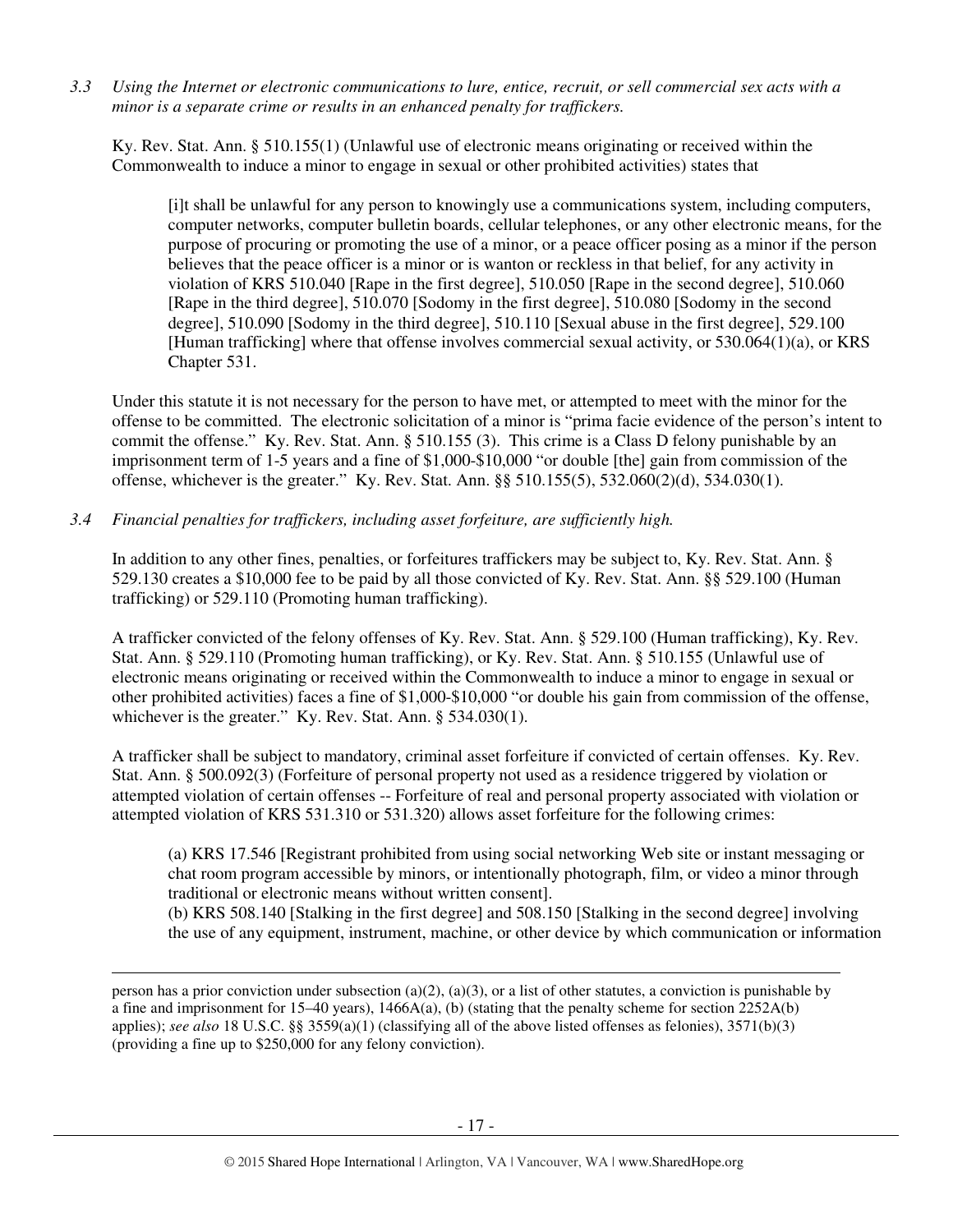*3.3 Using the Internet or electronic communications to lure, entice, recruit, or sell commercial sex acts with a minor is a separate crime or results in an enhanced penalty for traffickers.*

Ky. Rev. Stat. Ann. § 510.155(1) (Unlawful use of electronic means originating or received within the Commonwealth to induce a minor to engage in sexual or other prohibited activities) states that

> [i]t shall be unlawful for any person to knowingly use a communications system, including computers, computer networks, computer bulletin boards, cellular telephones, or any other electronic means, for the purpose of procuring or promoting the use of a minor, or a peace officer posing as a minor if the person believes that the peace officer is a minor or is wanton or reckless in that belief, for any activity in violation of KRS 510.040 [Rape in the first degree], 510.050 [Rape in the second degree], 510.060 [Rape in the third degree], 510.070 [Sodomy in the first degree], 510.080 [Sodomy in the second degree], 510.090 [Sodomy in the third degree], 510.110 [Sexual abuse in the first degree], 529.100 [Human trafficking] where that offense involves commercial sexual activity, or 530.064(1)(a), or KRS Chapter 531.

Under this statute it is not necessary for the person to have met, or attempted to meet with the minor for the offense to be committed. The electronic solicitation of a minor is "prima facie evidence of the person's intent to commit the offense." Ky. Rev. Stat. Ann. § 510.155 (3). This crime is a Class D felony punishable by an imprisonment term of 1-5 years and a fine of $1,000-$10,000 "or double [the] gain from commission of the offense, whichever is the greater." Ky. Rev. Stat. Ann. §§ 510.155(5), 532.060(2)(d), 534.030(1).

*3.4 Financial penalties for traffickers, including asset forfeiture, are sufficiently high.*

In addition to any other fines, penalties, or forfeitures traffickers may be subject to, Ky. Rev. Stat. Ann. § 529.130 creates a $10,000 fee to be paid by all those convicted of Ky. Rev. Stat. Ann. §§ 529.100 (Human trafficking) or 529.110 (Promoting human trafficking).

A trafficker convicted of the felony offenses of Ky. Rev. Stat. Ann. § 529.100 (Human trafficking), Ky. Rev. Stat. Ann. § 529.110 (Promoting human trafficking), or Ky. Rev. Stat. Ann. § 510.155 (Unlawful use of electronic means originating or received within the Commonwealth to induce a minor to engage in sexual or other prohibited activities) faces a fine of $1,000-$10,000 "or double his gain from commission of the offense, whichever is the greater." Ky. Rev. Stat. Ann. § 534.030(1).

A trafficker shall be subject to mandatory, criminal asset forfeiture if convicted of certain offenses. Ky. Rev. Stat. Ann. § 500.092(3) (Forfeiture of personal property not used as a residence triggered by violation or attempted violation of certain offenses -- Forfeiture of real and personal property associated with violation or attempted violation of KRS 531.310 or 531.320) allows asset forfeiture for the following crimes:

> (a) KRS 17.546 [Registrant prohibited from using social networking Web site or instant messaging or chat room program accessible by minors, or intentionally photograph, film, or video a minor through traditional or electronic means without written consent].
> (b) KRS 508.140 [Stalking in the first degree] and 508.150 [Stalking in the second degree] involving the use of any equipment, instrument, machine, or other device by which communication or information

---

person has a prior conviction under subsection (a)(2), (a)(3), or a list of other statutes, a conviction is punishable by a fine and imprisonment for 15–40 years), 1466A(a), (b) (stating that the penalty scheme for section 2252A(b) applies); *see also* 18 U.S.C. §§ 3559(a)(1) (classifying all of the above listed offenses as felonies), 3571(b)(3) (providing a fine up to $250,000 for any felony conviction).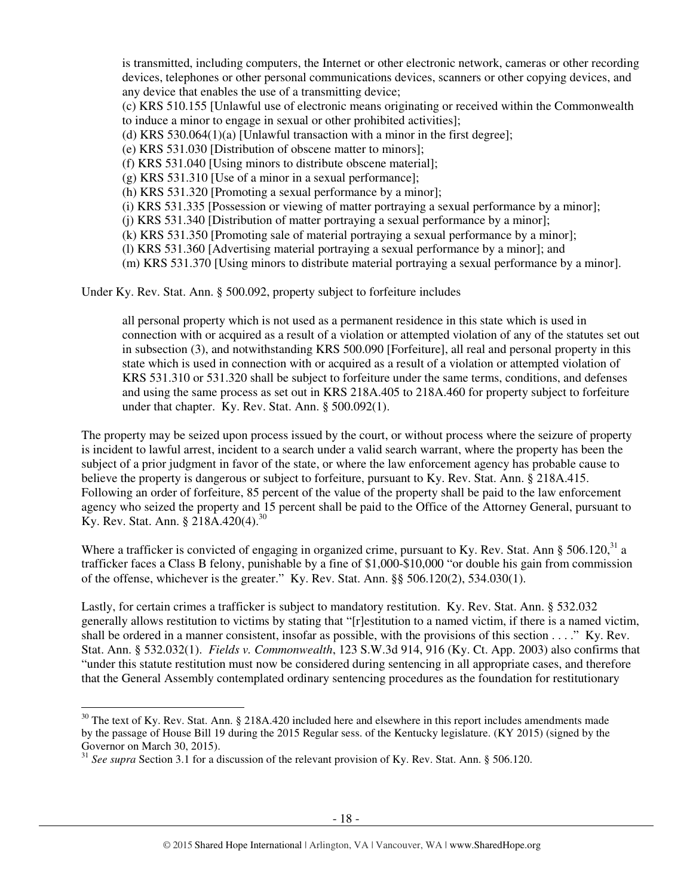is transmitted, including computers, the Internet or other electronic network, cameras or other recording devices, telephones or other personal communications devices, scanners or other copying devices, and any device that enables the use of a transmitting device;

(c) KRS 510.155 [Unlawful use of electronic means originating or received within the Commonwealth to induce a minor to engage in sexual or other prohibited activities];

(d) KRS 530.064(1)(a) [Unlawful transaction with a minor in the first degree];

(e) KRS 531.030 [Distribution of obscene matter to minors];

(f) KRS 531.040 [Using minors to distribute obscene material];

(g) KRS 531.310 [Use of a minor in a sexual performance];

(h) KRS 531.320 [Promoting a sexual performance by a minor];

(i) KRS 531.335 [Possession or viewing of matter portraying a sexual performance by a minor];

(j) KRS 531.340 [Distribution of matter portraying a sexual performance by a minor];

(k) KRS 531.350 [Promoting sale of material portraying a sexual performance by a minor];

(l) KRS 531.360 [Advertising material portraying a sexual performance by a minor]; and

(m) KRS 531.370 [Using minors to distribute material portraying a sexual performance by a minor].

Under Ky. Rev. Stat. Ann. § 500.092, property subject to forfeiture includes

> all personal property which is not used as a permanent residence in this state which is used in connection with or acquired as a result of a violation or attempted violation of any of the statutes set out in subsection (3), and notwithstanding KRS 500.090 [Forfeiture], all real and personal property in this state which is used in connection with or acquired as a result of a violation or attempted violation of KRS 531.310 or 531.320 shall be subject to forfeiture under the same terms, conditions, and defenses and using the same process as set out in KRS 218A.405 to 218A.460 for property subject to forfeiture under that chapter. Ky. Rev. Stat. Ann. § 500.092(1).

The property may be seized upon process issued by the court, or without process where the seizure of property is incident to lawful arrest, incident to a search under a valid search warrant, where the property has been the subject of a prior judgment in favor of the state, or where the law enforcement agency has probable cause to believe the property is dangerous or subject to forfeiture, pursuant to Ky. Rev. Stat. Ann. § 218A.415. Following an order of forfeiture, 85 percent of the value of the property shall be paid to the law enforcement agency who seized the property and 15 percent shall be paid to the Office of the Attorney General, pursuant to Ky. Rev. Stat. Ann. § 218A.420(4).[30]

Where a trafficker is convicted of engaging in organized crime, pursuant to Ky. Rev. Stat. Ann § 506.120,[31] a trafficker faces a Class B felony, punishable by a fine of $1,000-$10,000 "or double his gain from commission of the offense, whichever is the greater." Ky. Rev. Stat. Ann. §§ 506.120(2), 534.030(1).

Lastly, for certain crimes a trafficker is subject to mandatory restitution. Ky. Rev. Stat. Ann. § 532.032 generally allows restitution to victims by stating that "[r]estitution to a named victim, if there is a named victim, shall be ordered in a manner consistent, insofar as possible, with the provisions of this section . . . ." Ky. Rev. Stat. Ann. § 532.032(1). *Fields v. Commonwealth*, 123 S.W.3d 914, 916 (Ky. Ct. App. 2003) also confirms that "under this statute restitution must now be considered during sentencing in all appropriate cases, and therefore that the General Assembly contemplated ordinary sentencing procedures as the foundation for restitutionary

---

[30] The text of Ky. Rev. Stat. Ann. § 218A.420 included here and elsewhere in this report includes amendments made by the passage of House Bill 19 during the 2015 Regular sess. of the Kentucky legislature. (KY 2015) (signed by the Governor on March 30, 2015).

[31] *See supra* Section 3.1 for a discussion of the relevant provision of Ky. Rev. Stat. Ann. § 506.120.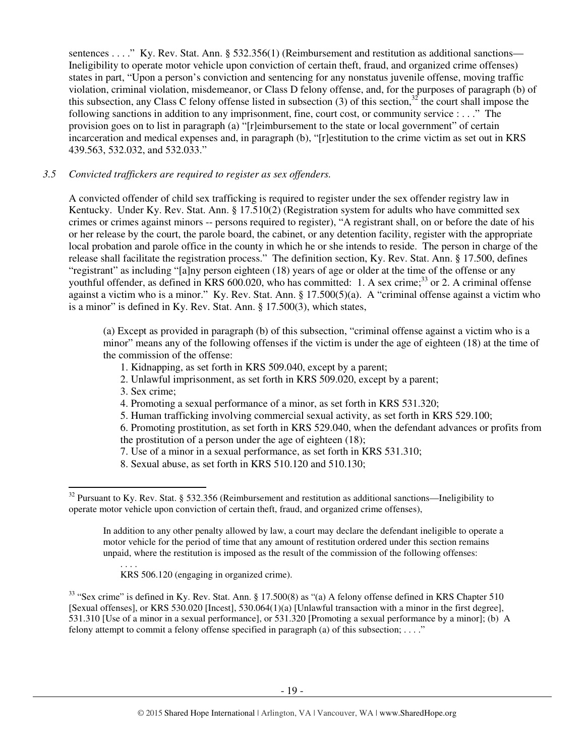sentences . . . ." Ky. Rev. Stat. Ann. § 532.356(1) (Reimbursement and restitution as additional sanctions—Ineligibility to operate motor vehicle upon conviction of certain theft, fraud, and organized crime offenses) states in part, "Upon a person's conviction and sentencing for any nonstatus juvenile offense, moving traffic violation, criminal violation, misdemeanor, or Class D felony offense, and, for the purposes of paragraph (b) of this subsection, any Class C felony offense listed in subsection (3) of this section,[32] the court shall impose the following sanctions in addition to any imprisonment, fine, court cost, or community service : . . ." The provision goes on to list in paragraph (a) "[r]eimbursement to the state or local government" of certain incarceration and medical expenses and, in paragraph (b), "[r]estitution to the crime victim as set out in KRS 439.563, 532.032, and 532.033."

*3.5 Convicted traffickers are required to register as sex offenders.*

A convicted offender of child sex trafficking is required to register under the sex offender registry law in Kentucky. Under Ky. Rev. Stat. Ann. § 17.510(2) (Registration system for adults who have committed sex crimes or crimes against minors -- persons required to register), "A registrant shall, on or before the date of his or her release by the court, the parole board, the cabinet, or any detention facility, register with the appropriate local probation and parole office in the county in which he or she intends to reside. The person in charge of the release shall facilitate the registration process." The definition section, Ky. Rev. Stat. Ann. § 17.500, defines "registrant" as including "[a]ny person eighteen (18) years of age or older at the time of the offense or any youthful offender, as defined in KRS 600.020, who has committed: 1. A sex crime;[33] or 2. A criminal offense against a victim who is a minor." Ky. Rev. Stat. Ann. § 17.500(5)(a). A "criminal offense against a victim who is a minor" is defined in Ky. Rev. Stat. Ann. § 17.500(3), which states,

> (a) Except as provided in paragraph (b) of this subsection, "criminal offense against a victim who is a minor" means any of the following offenses if the victim is under the age of eighteen (18) at the time of the commission of the offense:
>
> 1. Kidnapping, as set forth in KRS 509.040, except by a parent;
> 2. Unlawful imprisonment, as set forth in KRS 509.020, except by a parent;
> 3. Sex crime;
> 4. Promoting a sexual performance of a minor, as set forth in KRS 531.320;
> 5. Human trafficking involving commercial sexual activity, as set forth in KRS 529.100;
> 6. Promoting prostitution, as set forth in KRS 529.040, when the defendant advances or profits from the prostitution of a person under the age of eighteen (18);
> 7. Use of a minor in a sexual performance, as set forth in KRS 531.310;
> 8. Sexual abuse, as set forth in KRS 510.120 and 510.130;

---

[32] Pursuant to Ky. Rev. Stat. § 532.356 (Reimbursement and restitution as additional sanctions—Ineligibility to operate motor vehicle upon conviction of certain theft, fraud, and organized crime offenses),

> In addition to any other penalty allowed by law, a court may declare the defendant ineligible to operate a motor vehicle for the period of time that any amount of restitution ordered under this section remains unpaid, where the restitution is imposed as the result of the commission of the following offenses:
>
> . . . .
>
> KRS 506.120 (engaging in organized crime).

[33] "Sex crime" is defined in Ky. Rev. Stat. Ann. § 17.500(8) as "(a) A felony offense defined in KRS Chapter 510 [Sexual offenses], or KRS 530.020 [Incest], 530.064(1)(a) [Unlawful transaction with a minor in the first degree], 531.310 [Use of a minor in a sexual performance], or 531.320 [Promoting a sexual performance by a minor]; (b) A felony attempt to commit a felony offense specified in paragraph (a) of this subsection; . . . ."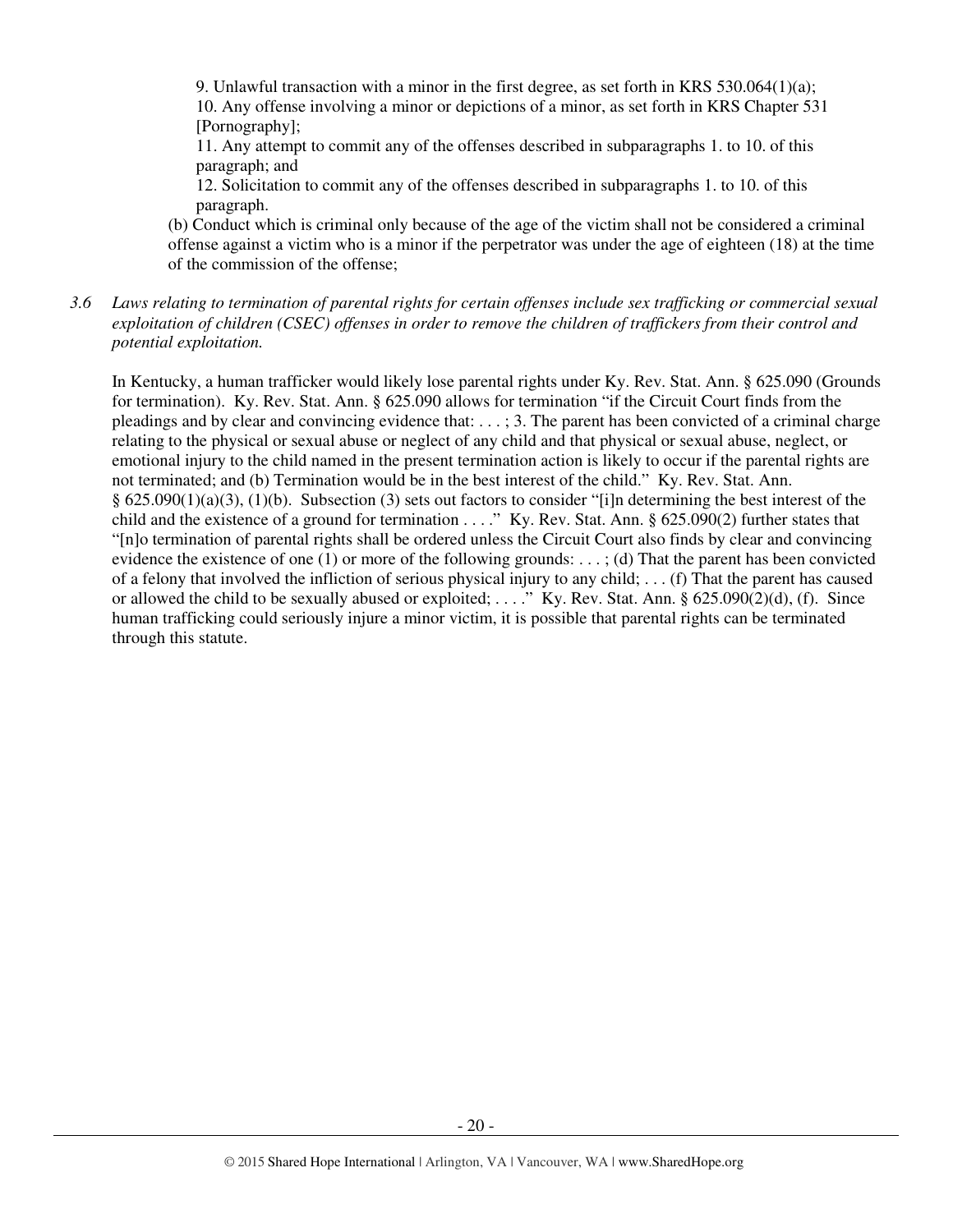9. Unlawful transaction with a minor in the first degree, as set forth in KRS 530.064(1)(a);
10. Any offense involving a minor or depictions of a minor, as set forth in KRS Chapter 531 [Pornography];
11. Any attempt to commit any of the offenses described in subparagraphs 1. to 10. of this paragraph; and
12. Solicitation to commit any of the offenses described in subparagraphs 1. to 10. of this paragraph.

(b) Conduct which is criminal only because of the age of the victim shall not be considered a criminal offense against a victim who is a minor if the perpetrator was under the age of eighteen (18) at the time of the commission of the offense;

*3.6 Laws relating to termination of parental rights for certain offenses include sex trafficking or commercial sexual exploitation of children (CSEC) offenses in order to remove the children of traffickers from their control and potential exploitation.*

In Kentucky, a human trafficker would likely lose parental rights under Ky. Rev. Stat. Ann. § 625.090 (Grounds for termination). Ky. Rev. Stat. Ann. § 625.090 allows for termination "if the Circuit Court finds from the pleadings and by clear and convincing evidence that: . . . ; 3. The parent has been convicted of a criminal charge relating to the physical or sexual abuse or neglect of any child and that physical or sexual abuse, neglect, or emotional injury to the child named in the present termination action is likely to occur if the parental rights are not terminated; and (b) Termination would be in the best interest of the child." Ky. Rev. Stat. Ann. § 625.090(1)(a)(3), (1)(b). Subsection (3) sets out factors to consider "[i]n determining the best interest of the child and the existence of a ground for termination . . . ." Ky. Rev. Stat. Ann. § 625.090(2) further states that "[n]o termination of parental rights shall be ordered unless the Circuit Court also finds by clear and convincing evidence the existence of one (1) or more of the following grounds: . . . ; (d) That the parent has been convicted of a felony that involved the infliction of serious physical injury to any child; . . . (f) That the parent has caused or allowed the child to be sexually abused or exploited; . . . ." Ky. Rev. Stat. Ann. § 625.090(2)(d), (f). Since human trafficking could seriously injure a minor victim, it is possible that parental rights can be terminated through this statute.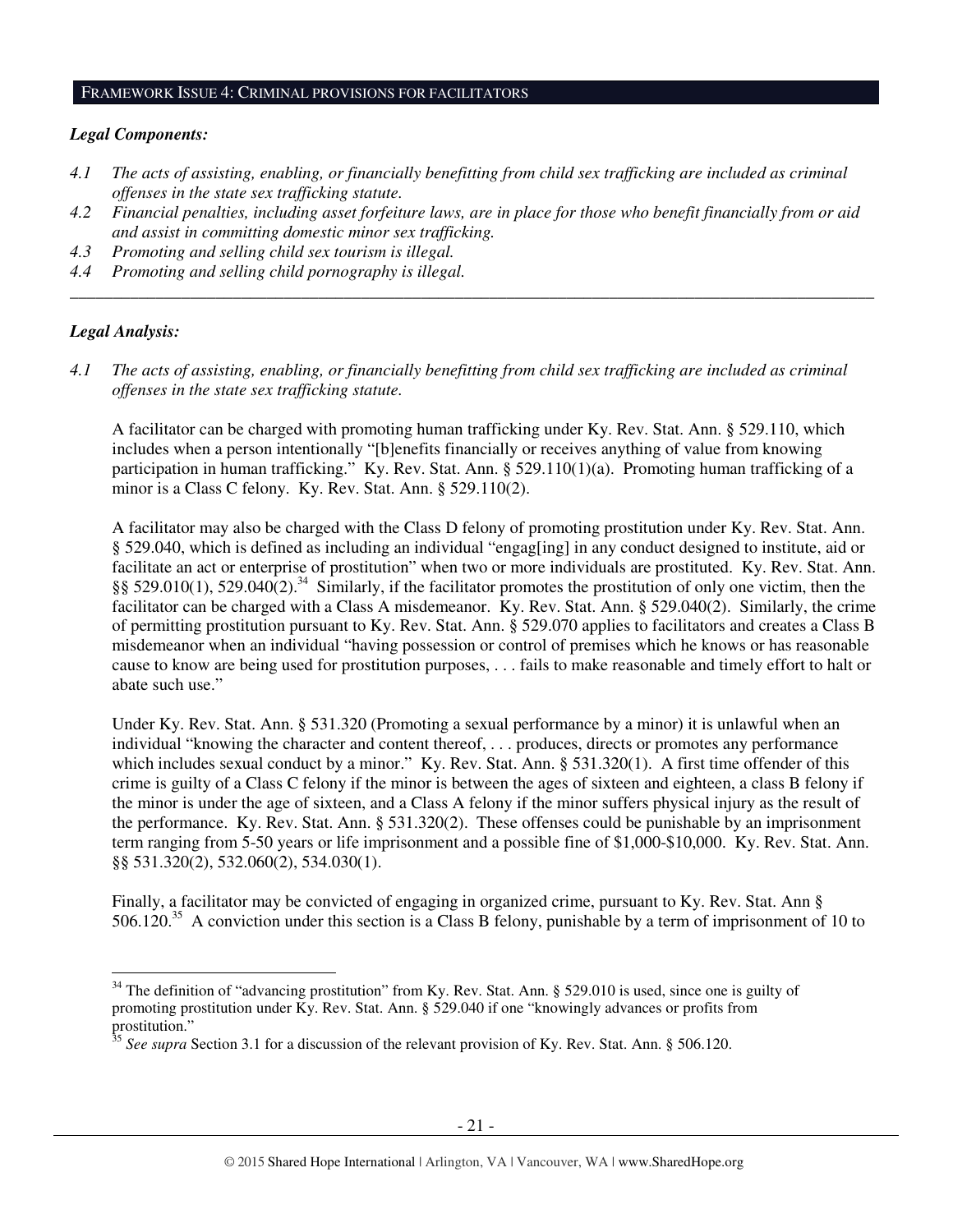## FRAMEWORK ISSUE 4: CRIMINAL PROVISIONS FOR FACILITATORS

***Legal Components:***

*4.1 The acts of assisting, enabling, or financially benefitting from child sex trafficking are included as criminal offenses in the state sex trafficking statute.*

*4.2 Financial penalties, including asset forfeiture laws, are in place for those who benefit financially from or aid and assist in committing domestic minor sex trafficking.*

*4.3 Promoting and selling child sex tourism is illegal.*

*4.4 Promoting and selling child pornography is illegal.*

---

***Legal Analysis:***

*4.1 The acts of assisting, enabling, or financially benefitting from child sex trafficking are included as criminal offenses in the state sex trafficking statute.*

A facilitator can be charged with promoting human trafficking under Ky. Rev. Stat. Ann. § 529.110, which includes when a person intentionally "[b]enefits financially or receives anything of value from knowing participation in human trafficking." Ky. Rev. Stat. Ann. § 529.110(1)(a). Promoting human trafficking of a minor is a Class C felony. Ky. Rev. Stat. Ann. § 529.110(2).

A facilitator may also be charged with the Class D felony of promoting prostitution under Ky. Rev. Stat. Ann. § 529.040, which is defined as including an individual "engag[ing] in any conduct designed to institute, aid or facilitate an act or enterprise of prostitution" when two or more individuals are prostituted. Ky. Rev. Stat. Ann. §§ 529.010(1), 529.040(2).[34] Similarly, if the facilitator promotes the prostitution of only one victim, then the facilitator can be charged with a Class A misdemeanor. Ky. Rev. Stat. Ann. § 529.040(2). Similarly, the crime of permitting prostitution pursuant to Ky. Rev. Stat. Ann. § 529.070 applies to facilitators and creates a Class B misdemeanor when an individual "having possession or control of premises which he knows or has reasonable cause to know are being used for prostitution purposes, . . . fails to make reasonable and timely effort to halt or abate such use."

Under Ky. Rev. Stat. Ann. § 531.320 (Promoting a sexual performance by a minor) it is unlawful when an individual "knowing the character and content thereof, . . . produces, directs or promotes any performance which includes sexual conduct by a minor." Ky. Rev. Stat. Ann. § 531.320(1). A first time offender of this crime is guilty of a Class C felony if the minor is between the ages of sixteen and eighteen, a class B felony if the minor is under the age of sixteen, and a Class A felony if the minor suffers physical injury as the result of the performance. Ky. Rev. Stat. Ann. § 531.320(2). These offenses could be punishable by an imprisonment term ranging from 5-50 years or life imprisonment and a possible fine of $1,000-$10,000. Ky. Rev. Stat. Ann. §§ 531.320(2), 532.060(2), 534.030(1).

Finally, a facilitator may be convicted of engaging in organized crime, pursuant to Ky. Rev. Stat. Ann § 506.120.[35] A conviction under this section is a Class B felony, punishable by a term of imprisonment of 10 to

---

[34] The definition of "advancing prostitution" from Ky. Rev. Stat. Ann. § 529.010 is used, since one is guilty of promoting prostitution under Ky. Rev. Stat. Ann. § 529.040 if one "knowingly advances or profits from prostitution."

[35] *See supra* Section 3.1 for a discussion of the relevant provision of Ky. Rev. Stat. Ann. § 506.120.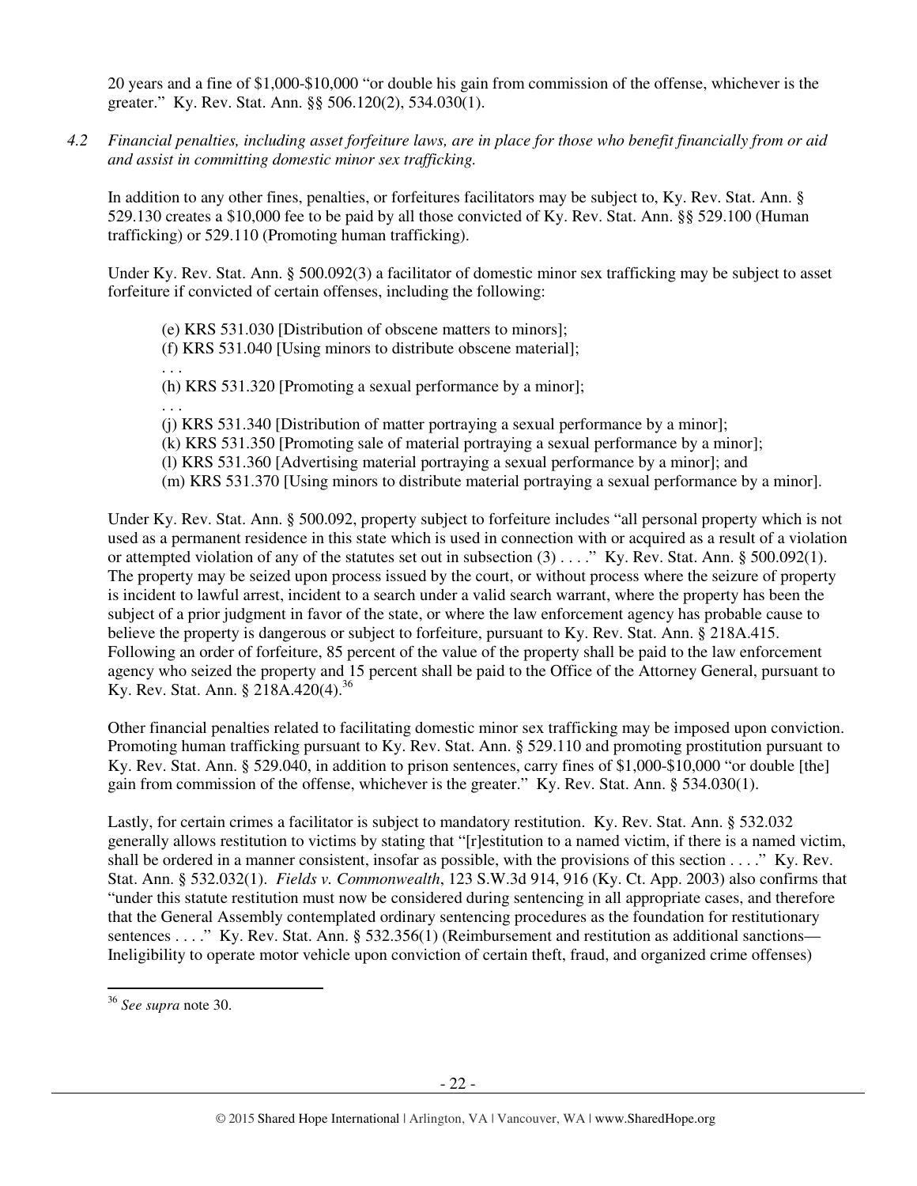20 years and a fine of $1,000-$10,000 "or double his gain from commission of the offense, whichever is the greater." Ky. Rev. Stat. Ann. §§ 506.120(2), 534.030(1).

*4.2 Financial penalties, including asset forfeiture laws, are in place for those who benefit financially from or aid and assist in committing domestic minor sex trafficking.*

In addition to any other fines, penalties, or forfeitures facilitators may be subject to, Ky. Rev. Stat. Ann. § 529.130 creates a $10,000 fee to be paid by all those convicted of Ky. Rev. Stat. Ann. §§ 529.100 (Human trafficking) or 529.110 (Promoting human trafficking).

Under Ky. Rev. Stat. Ann. § 500.092(3) a facilitator of domestic minor sex trafficking may be subject to asset forfeiture if convicted of certain offenses, including the following:

> (e) KRS 531.030 [Distribution of obscene matters to minors];
> (f) KRS 531.040 [Using minors to distribute obscene material];
> . . .
> (h) KRS 531.320 [Promoting a sexual performance by a minor];
> . . .
> (j) KRS 531.340 [Distribution of matter portraying a sexual performance by a minor];
> (k) KRS 531.350 [Promoting sale of material portraying a sexual performance by a minor];
> (l) KRS 531.360 [Advertising material portraying a sexual performance by a minor]; and
> (m) KRS 531.370 [Using minors to distribute material portraying a sexual performance by a minor].

Under Ky. Rev. Stat. Ann. § 500.092, property subject to forfeiture includes "all personal property which is not used as a permanent residence in this state which is used in connection with or acquired as a result of a violation or attempted violation of any of the statutes set out in subsection (3) . . . ." Ky. Rev. Stat. Ann. § 500.092(1). The property may be seized upon process issued by the court, or without process where the seizure of property is incident to lawful arrest, incident to a search under a valid search warrant, where the property has been the subject of a prior judgment in favor of the state, or where the law enforcement agency has probable cause to believe the property is dangerous or subject to forfeiture, pursuant to Ky. Rev. Stat. Ann. § 218A.415. Following an order of forfeiture, 85 percent of the value of the property shall be paid to the law enforcement agency who seized the property and 15 percent shall be paid to the Office of the Attorney General, pursuant to Ky. Rev. Stat. Ann. § 218A.420(4).[36]

Other financial penalties related to facilitating domestic minor sex trafficking may be imposed upon conviction. Promoting human trafficking pursuant to Ky. Rev. Stat. Ann. § 529.110 and promoting prostitution pursuant to Ky. Rev. Stat. Ann. § 529.040, in addition to prison sentences, carry fines of $1,000-$10,000 "or double [the] gain from commission of the offense, whichever is the greater." Ky. Rev. Stat. Ann. § 534.030(1).

Lastly, for certain crimes a facilitator is subject to mandatory restitution. Ky. Rev. Stat. Ann. § 532.032 generally allows restitution to victims by stating that "[r]estitution to a named victim, if there is a named victim, shall be ordered in a manner consistent, insofar as possible, with the provisions of this section . . . ." Ky. Rev. Stat. Ann. § 532.032(1). *Fields v. Commonwealth*, 123 S.W.3d 914, 916 (Ky. Ct. App. 2003) also confirms that "under this statute restitution must now be considered during sentencing in all appropriate cases, and therefore that the General Assembly contemplated ordinary sentencing procedures as the foundation for restitutionary sentences . . . ." Ky. Rev. Stat. Ann. § 532.356(1) (Reimbursement and restitution as additional sanctions—Ineligibility to operate motor vehicle upon conviction of certain theft, fraud, and organized crime offenses)

---

[36] *See supra* note 30.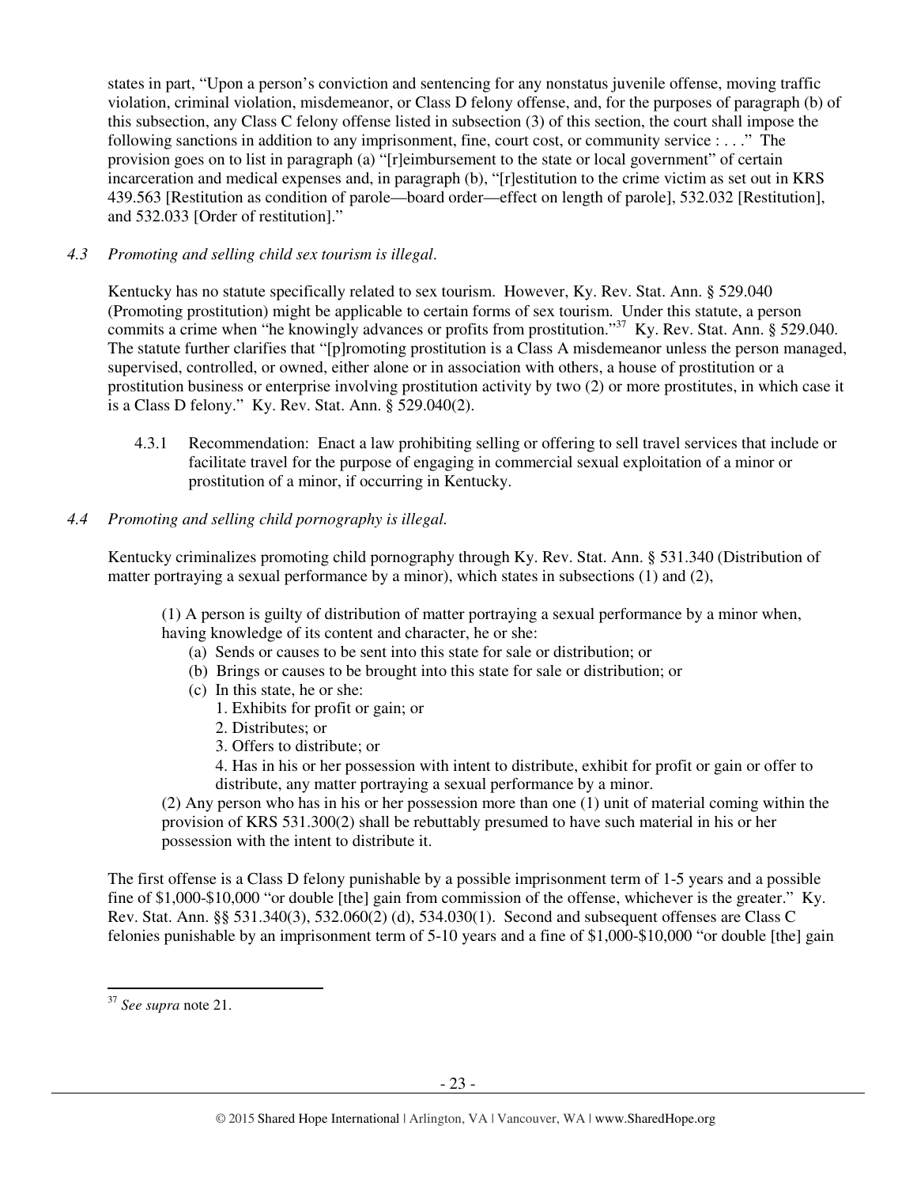states in part, "Upon a person's conviction and sentencing for any nonstatus juvenile offense, moving traffic violation, criminal violation, misdemeanor, or Class D felony offense, and, for the purposes of paragraph (b) of this subsection, any Class C felony offense listed in subsection (3) of this section, the court shall impose the following sanctions in addition to any imprisonment, fine, court cost, or community service : . . ." The provision goes on to list in paragraph (a) "[r]eimbursement to the state or local government" of certain incarceration and medical expenses and, in paragraph (b), "[r]estitution to the crime victim as set out in KRS 439.563 [Restitution as condition of parole—board order—effect on length of parole], 532.032 [Restitution], and 532.033 [Order of restitution]."

*4.3 Promoting and selling child sex tourism is illegal.*

Kentucky has no statute specifically related to sex tourism. However, Ky. Rev. Stat. Ann. § 529.040 (Promoting prostitution) might be applicable to certain forms of sex tourism. Under this statute, a person commits a crime when "he knowingly advances or profits from prostitution."[37] Ky. Rev. Stat. Ann. § 529.040. The statute further clarifies that "[p]romoting prostitution is a Class A misdemeanor unless the person managed, supervised, controlled, or owned, either alone or in association with others, a house of prostitution or a prostitution business or enterprise involving prostitution activity by two (2) or more prostitutes, in which case it is a Class D felony." Ky. Rev. Stat. Ann. § 529.040(2).

4.3.1 Recommendation: Enact a law prohibiting selling or offering to sell travel services that include or facilitate travel for the purpose of engaging in commercial sexual exploitation of a minor or prostitution of a minor, if occurring in Kentucky.

*4.4 Promoting and selling child pornography is illegal.*

Kentucky criminalizes promoting child pornography through Ky. Rev. Stat. Ann. § 531.340 (Distribution of matter portraying a sexual performance by a minor), which states in subsections (1) and (2),

> (1) A person is guilty of distribution of matter portraying a sexual performance by a minor when, having knowledge of its content and character, he or she:
> (a) Sends or causes to be sent into this state for sale or distribution; or
> (b) Brings or causes to be brought into this state for sale or distribution; or
> (c) In this state, he or she:
> 1. Exhibits for profit or gain; or
> 2. Distributes; or
> 3. Offers to distribute; or
> 4. Has in his or her possession with intent to distribute, exhibit for profit or gain or offer to distribute, any matter portraying a sexual performance by a minor.
>
> (2) Any person who has in his or her possession more than one (1) unit of material coming within the provision of KRS 531.300(2) shall be rebuttably presumed to have such material in his or her possession with the intent to distribute it.

The first offense is a Class D felony punishable by a possible imprisonment term of 1-5 years and a possible fine of \$1,000-\$10,000 "or double [the] gain from commission of the offense, whichever is the greater." Ky. Rev. Stat. Ann. §§ 531.340(3), 532.060(2) (d), 534.030(1). Second and subsequent offenses are Class C felonies punishable by an imprisonment term of 5-10 years and a fine of \$1,000-\$10,000 "or double [the] gain

---

[37] *See supra* note 21.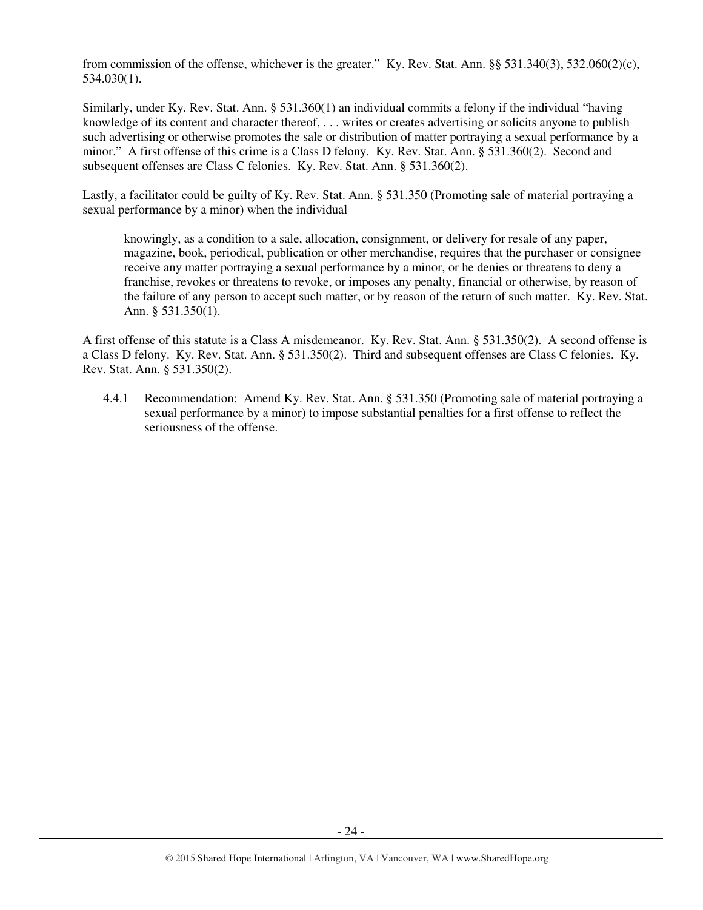from commission of the offense, whichever is the greater." Ky. Rev. Stat. Ann. §§ 531.340(3), 532.060(2)(c), 534.030(1).

Similarly, under Ky. Rev. Stat. Ann. § 531.360(1) an individual commits a felony if the individual "having knowledge of its content and character thereof, . . . writes or creates advertising or solicits anyone to publish such advertising or otherwise promotes the sale or distribution of matter portraying a sexual performance by a minor." A first offense of this crime is a Class D felony. Ky. Rev. Stat. Ann. § 531.360(2). Second and subsequent offenses are Class C felonies. Ky. Rev. Stat. Ann. § 531.360(2).

Lastly, a facilitator could be guilty of Ky. Rev. Stat. Ann. § 531.350 (Promoting sale of material portraying a sexual performance by a minor) when the individual

> knowingly, as a condition to a sale, allocation, consignment, or delivery for resale of any paper, magazine, book, periodical, publication or other merchandise, requires that the purchaser or consignee receive any matter portraying a sexual performance by a minor, or he denies or threatens to deny a franchise, revokes or threatens to revoke, or imposes any penalty, financial or otherwise, by reason of the failure of any person to accept such matter, or by reason of the return of such matter. Ky. Rev. Stat. Ann. § 531.350(1).

A first offense of this statute is a Class A misdemeanor. Ky. Rev. Stat. Ann. § 531.350(2). A second offense is a Class D felony. Ky. Rev. Stat. Ann. § 531.350(2). Third and subsequent offenses are Class C felonies. Ky. Rev. Stat. Ann. § 531.350(2).

4.4.1 Recommendation: Amend Ky. Rev. Stat. Ann. § 531.350 (Promoting sale of material portraying a sexual performance by a minor) to impose substantial penalties for a first offense to reflect the seriousness of the offense.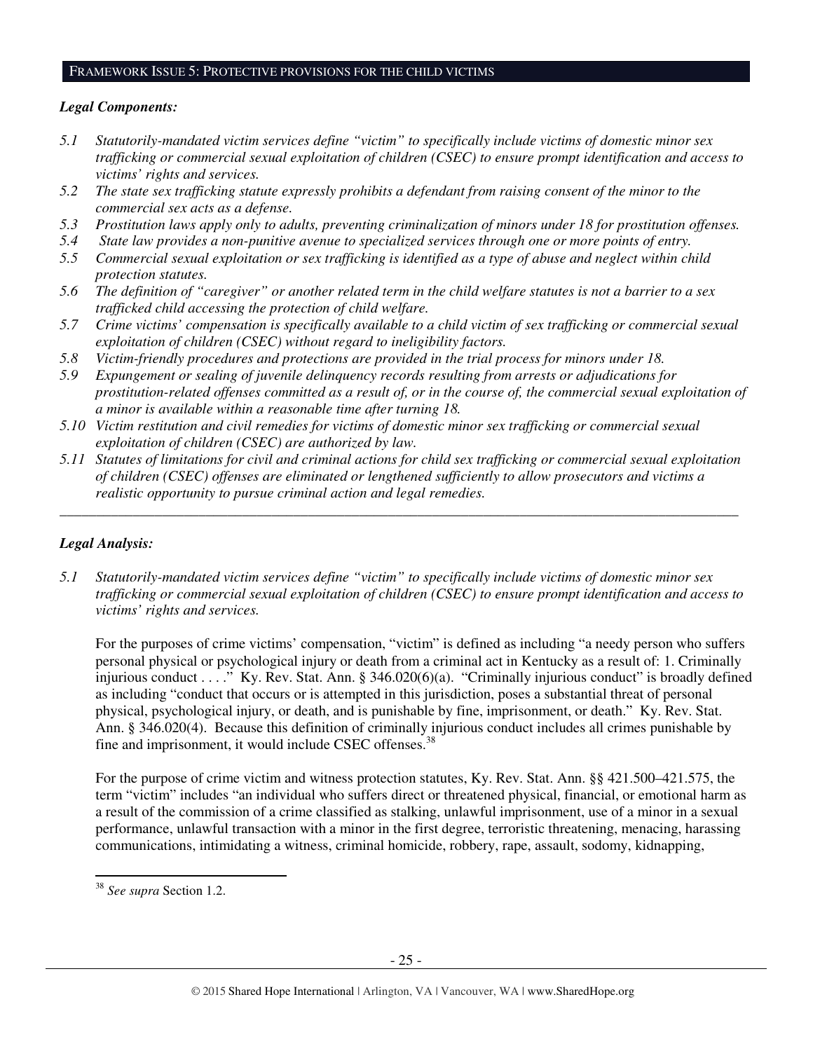## FRAMEWORK ISSUE 5: PROTECTIVE PROVISIONS FOR THE CHILD VICTIMS

***Legal Components:***

*5.1 Statutorily-mandated victim services define "victim" to specifically include victims of domestic minor sex trafficking or commercial sexual exploitation of children (CSEC) to ensure prompt identification and access to victims' rights and services.*

*5.2 The state sex trafficking statute expressly prohibits a defendant from raising consent of the minor to the commercial sex acts as a defense.*

*5.3 Prostitution laws apply only to adults, preventing criminalization of minors under 18 for prostitution offenses.*

*5.4 State law provides a non-punitive avenue to specialized services through one or more points of entry.*

*5.5 Commercial sexual exploitation or sex trafficking is identified as a type of abuse and neglect within child protection statutes.*

*5.6 The definition of "caregiver" or another related term in the child welfare statutes is not a barrier to a sex trafficked child accessing the protection of child welfare.*

*5.7 Crime victims' compensation is specifically available to a child victim of sex trafficking or commercial sexual exploitation of children (CSEC) without regard to ineligibility factors.*

*5.8 Victim-friendly procedures and protections are provided in the trial process for minors under 18.*

*5.9 Expungement or sealing of juvenile delinquency records resulting from arrests or adjudications for prostitution-related offenses committed as a result of, or in the course of, the commercial sexual exploitation of a minor is available within a reasonable time after turning 18.*

*5.10 Victim restitution and civil remedies for victims of domestic minor sex trafficking or commercial sexual exploitation of children (CSEC) are authorized by law.*

*5.11 Statutes of limitations for civil and criminal actions for child sex trafficking or commercial sexual exploitation of children (CSEC) offenses are eliminated or lengthened sufficiently to allow prosecutors and victims a realistic opportunity to pursue criminal action and legal remedies.*

---

***Legal Analysis:***

*5.1 Statutorily-mandated victim services define "victim" to specifically include victims of domestic minor sex trafficking or commercial sexual exploitation of children (CSEC) to ensure prompt identification and access to victims' rights and services.*

For the purposes of crime victims' compensation, "victim" is defined as including "a needy person who suffers personal physical or psychological injury or death from a criminal act in Kentucky as a result of: 1. Criminally injurious conduct . . . ." Ky. Rev. Stat. Ann. § 346.020(6)(a). "Criminally injurious conduct" is broadly defined as including "conduct that occurs or is attempted in this jurisdiction, poses a substantial threat of personal physical, psychological injury, or death, and is punishable by fine, imprisonment, or death." Ky. Rev. Stat. Ann. § 346.020(4). Because this definition of criminally injurious conduct includes all crimes punishable by fine and imprisonment, it would include CSEC offenses.[38]

For the purpose of crime victim and witness protection statutes, Ky. Rev. Stat. Ann. §§ 421.500–421.575, the term "victim" includes "an individual who suffers direct or threatened physical, financial, or emotional harm as a result of the commission of a crime classified as stalking, unlawful imprisonment, use of a minor in a sexual performance, unlawful transaction with a minor in the first degree, terroristic threatening, menacing, harassing communications, intimidating a witness, criminal homicide, robbery, rape, assault, sodomy, kidnapping,

[38] *See supra* Section 1.2.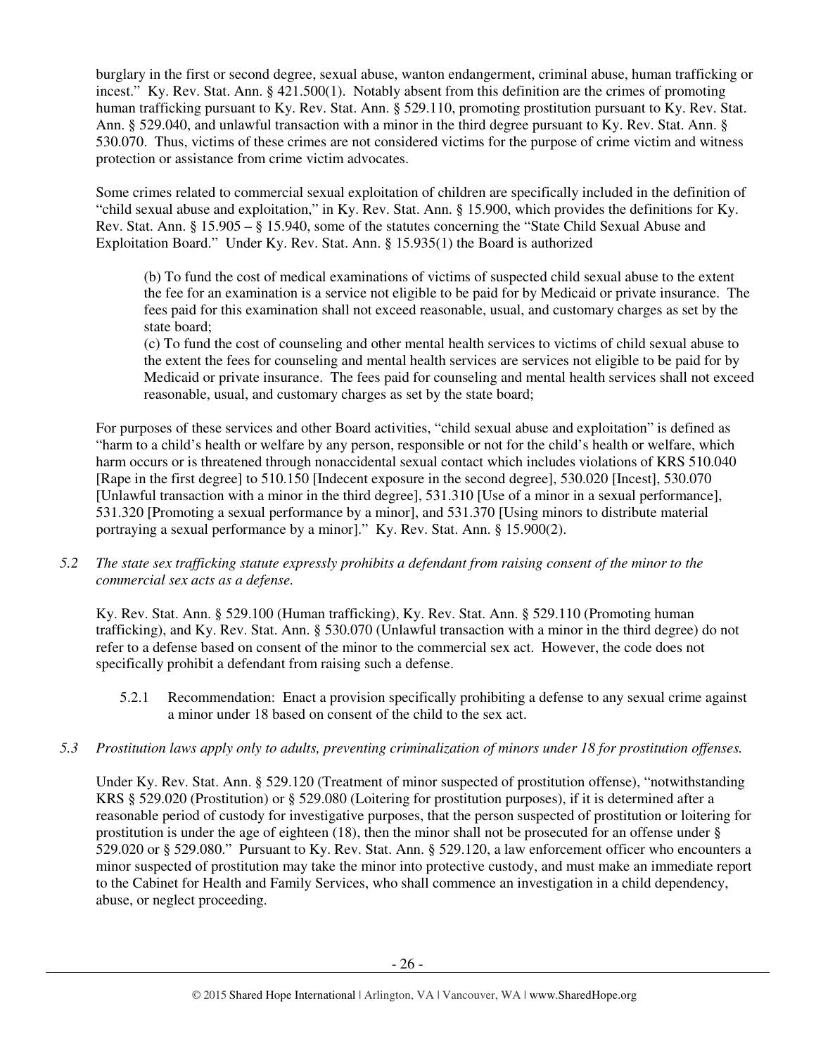burglary in the first or second degree, sexual abuse, wanton endangerment, criminal abuse, human trafficking or incest." Ky. Rev. Stat. Ann. § 421.500(1). Notably absent from this definition are the crimes of promoting human trafficking pursuant to Ky. Rev. Stat. Ann. § 529.110, promoting prostitution pursuant to Ky. Rev. Stat. Ann. § 529.040, and unlawful transaction with a minor in the third degree pursuant to Ky. Rev. Stat. Ann. § 530.070. Thus, victims of these crimes are not considered victims for the purpose of crime victim and witness protection or assistance from crime victim advocates.

Some crimes related to commercial sexual exploitation of children are specifically included in the definition of "child sexual abuse and exploitation," in Ky. Rev. Stat. Ann. § 15.900, which provides the definitions for Ky. Rev. Stat. Ann. § 15.905 – § 15.940, some of the statutes concerning the "State Child Sexual Abuse and Exploitation Board." Under Ky. Rev. Stat. Ann. § 15.935(1) the Board is authorized

> (b) To fund the cost of medical examinations of victims of suspected child sexual abuse to the extent the fee for an examination is a service not eligible to be paid for by Medicaid or private insurance. The fees paid for this examination shall not exceed reasonable, usual, and customary charges as set by the state board;
> (c) To fund the cost of counseling and other mental health services to victims of child sexual abuse to the extent the fees for counseling and mental health services are services not eligible to be paid for by Medicaid or private insurance. The fees paid for counseling and mental health services shall not exceed reasonable, usual, and customary charges as set by the state board;

For purposes of these services and other Board activities, "child sexual abuse and exploitation" is defined as "harm to a child's health or welfare by any person, responsible or not for the child's health or welfare, which harm occurs or is threatened through nonaccidental sexual contact which includes violations of KRS 510.040 [Rape in the first degree] to 510.150 [Indecent exposure in the second degree], 530.020 [Incest], 530.070 [Unlawful transaction with a minor in the third degree], 531.310 [Use of a minor in a sexual performance], 531.320 [Promoting a sexual performance by a minor], and 531.370 [Using minors to distribute material portraying a sexual performance by a minor]." Ky. Rev. Stat. Ann. § 15.900(2).

*5.2 The state sex trafficking statute expressly prohibits a defendant from raising consent of the minor to the commercial sex acts as a defense.*

Ky. Rev. Stat. Ann. § 529.100 (Human trafficking), Ky. Rev. Stat. Ann. § 529.110 (Promoting human trafficking), and Ky. Rev. Stat. Ann. § 530.070 (Unlawful transaction with a minor in the third degree) do not refer to a defense based on consent of the minor to the commercial sex act. However, the code does not specifically prohibit a defendant from raising such a defense.

5.2.1 Recommendation: Enact a provision specifically prohibiting a defense to any sexual crime against a minor under 18 based on consent of the child to the sex act.

*5.3 Prostitution laws apply only to adults, preventing criminalization of minors under 18 for prostitution offenses.*

Under Ky. Rev. Stat. Ann. § 529.120 (Treatment of minor suspected of prostitution offense), "notwithstanding KRS § 529.020 (Prostitution) or § 529.080 (Loitering for prostitution purposes), if it is determined after a reasonable period of custody for investigative purposes, that the person suspected of prostitution or loitering for prostitution is under the age of eighteen (18), then the minor shall not be prosecuted for an offense under § 529.020 or § 529.080." Pursuant to Ky. Rev. Stat. Ann. § 529.120, a law enforcement officer who encounters a minor suspected of prostitution may take the minor into protective custody, and must make an immediate report to the Cabinet for Health and Family Services, who shall commence an investigation in a child dependency, abuse, or neglect proceeding.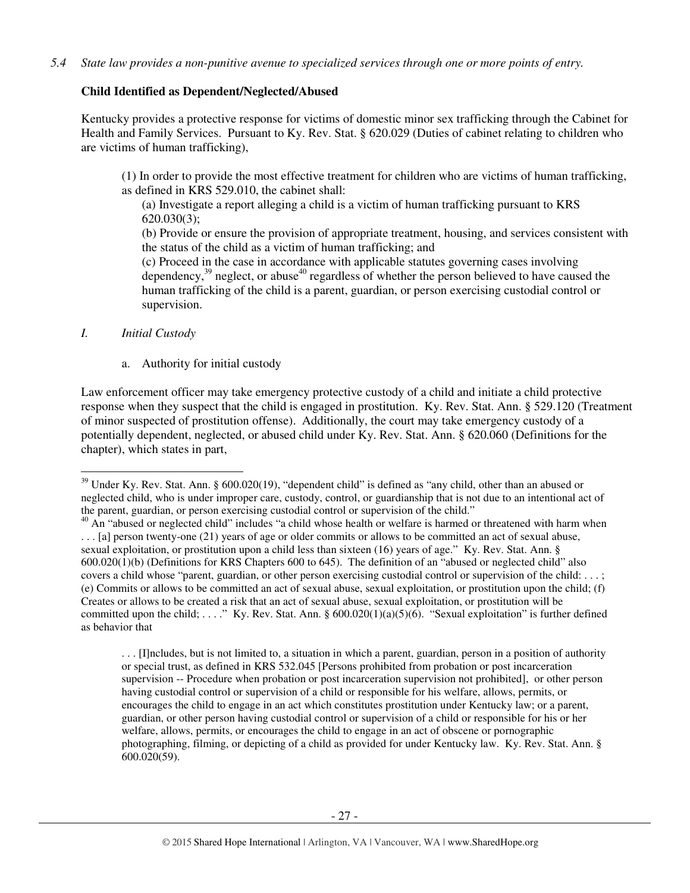*5.4 State law provides a non-punitive avenue to specialized services through one or more points of entry.*

**Child Identified as Dependent/Neglected/Abused**

Kentucky provides a protective response for victims of domestic minor sex trafficking through the Cabinet for Health and Family Services. Pursuant to Ky. Rev. Stat. § 620.029 (Duties of cabinet relating to children who are victims of human trafficking),

> (1) In order to provide the most effective treatment for children who are victims of human trafficking, as defined in KRS 529.010, the cabinet shall:
>
> (a) Investigate a report alleging a child is a victim of human trafficking pursuant to KRS 620.030(3);
>
> (b) Provide or ensure the provision of appropriate treatment, housing, and services consistent with the status of the child as a victim of human trafficking; and
>
> (c) Proceed in the case in accordance with applicable statutes governing cases involving dependency,[39] neglect, or abuse[40] regardless of whether the person believed to have caused the human trafficking of the child is a parent, guardian, or person exercising custodial control or supervision.

*I. Initial Custody*

a. Authority for initial custody

Law enforcement officer may take emergency protective custody of a child and initiate a child protective response when they suspect that the child is engaged in prostitution. Ky. Rev. Stat. Ann. § 529.120 (Treatment of minor suspected of prostitution offense). Additionally, the court may take emergency custody of a potentially dependent, neglected, or abused child under Ky. Rev. Stat. Ann. § 620.060 (Definitions for the chapter), which states in part,

---

[39] Under Ky. Rev. Stat. Ann. § 600.020(19), "dependent child" is defined as "any child, other than an abused or neglected child, who is under improper care, custody, control, or guardianship that is not due to an intentional act of the parent, guardian, or person exercising custodial control or supervision of the child."

[40] An "abused or neglected child" includes "a child whose health or welfare is harmed or threatened with harm when . . . [a] person twenty-one (21) years of age or older commits or allows to be committed an act of sexual abuse, sexual exploitation, or prostitution upon a child less than sixteen (16) years of age." Ky. Rev. Stat. Ann. § 600.020(1)(b) (Definitions for KRS Chapters 600 to 645). The definition of an "abused or neglected child" also covers a child whose "parent, guardian, or other person exercising custodial control or supervision of the child: . . . ; (e) Commits or allows to be committed an act of sexual abuse, sexual exploitation, or prostitution upon the child; (f) Creates or allows to be created a risk that an act of sexual abuse, sexual exploitation, or prostitution will be committed upon the child; . . . ." Ky. Rev. Stat. Ann. § 600.020(1)(a)(5)(6). "Sexual exploitation" is further defined as behavior that

> . . . [I]ncludes, but is not limited to, a situation in which a parent, guardian, person in a position of authority or special trust, as defined in KRS 532.045 [Persons prohibited from probation or post incarceration supervision -- Procedure when probation or post incarceration supervision not prohibited], or other person having custodial control or supervision of a child or responsible for his welfare, allows, permits, or encourages the child to engage in an act which constitutes prostitution under Kentucky law; or a parent, guardian, or other person having custodial control or supervision of a child or responsible for his or her welfare, allows, permits, or encourages the child to engage in an act of obscene or pornographic photographing, filming, or depicting of a child as provided for under Kentucky law. Ky. Rev. Stat. Ann. § 600.020(59).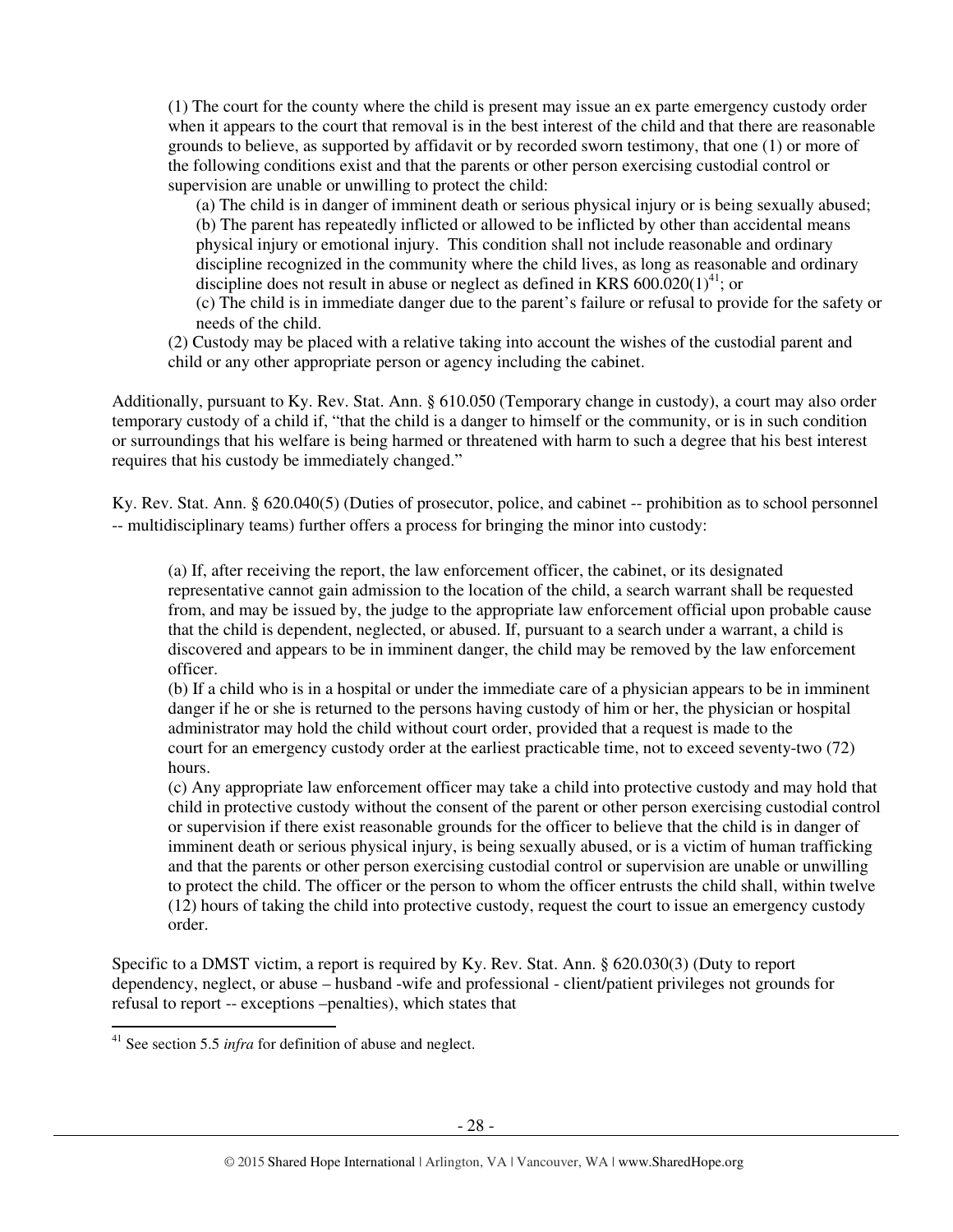> (1) The court for the county where the child is present may issue an ex parte emergency custody order when it appears to the court that removal is in the best interest of the child and that there are reasonable grounds to believe, as supported by affidavit or by recorded sworn testimony, that one (1) or more of the following conditions exist and that the parents or other person exercising custodial control or supervision are unable or unwilling to protect the child:
>
> (a) The child is in danger of imminent death or serious physical injury or is being sexually abused;
>
> (b) The parent has repeatedly inflicted or allowed to be inflicted by other than accidental means physical injury or emotional injury. This condition shall not include reasonable and ordinary discipline recognized in the community where the child lives, as long as reasonable and ordinary discipline does not result in abuse or neglect as defined in KRS 600.020(1)[41]; or
>
> (c) The child is in immediate danger due to the parent's failure or refusal to provide for the safety or needs of the child.
>
> (2) Custody may be placed with a relative taking into account the wishes of the custodial parent and child or any other appropriate person or agency including the cabinet.

Additionally, pursuant to Ky. Rev. Stat. Ann. § 610.050 (Temporary change in custody), a court may also order temporary custody of a child if, "that the child is a danger to himself or the community, or is in such condition or surroundings that his welfare is being harmed or threatened with harm to such a degree that his best interest requires that his custody be immediately changed."

Ky. Rev. Stat. Ann. § 620.040(5) (Duties of prosecutor, police, and cabinet -- prohibition as to school personnel -- multidisciplinary teams) further offers a process for bringing the minor into custody:

> (a) If, after receiving the report, the law enforcement officer, the cabinet, or its designated representative cannot gain admission to the location of the child, a search warrant shall be requested from, and may be issued by, the judge to the appropriate law enforcement official upon probable cause that the child is dependent, neglected, or abused. If, pursuant to a search under a warrant, a child is discovered and appears to be in imminent danger, the child may be removed by the law enforcement officer.
>
> (b) If a child who is in a hospital or under the immediate care of a physician appears to be in imminent danger if he or she is returned to the persons having custody of him or her, the physician or hospital administrator may hold the child without court order, provided that a request is made to the court for an emergency custody order at the earliest practicable time, not to exceed seventy-two (72) hours.
>
> (c) Any appropriate law enforcement officer may take a child into protective custody and may hold that child in protective custody without the consent of the parent or other person exercising custodial control or supervision if there exist reasonable grounds for the officer to believe that the child is in danger of imminent death or serious physical injury, is being sexually abused, or is a victim of human trafficking and that the parents or other person exercising custodial control or supervision are unable or unwilling to protect the child. The officer or the person to whom the officer entrusts the child shall, within twelve (12) hours of taking the child into protective custody, request the court to issue an emergency custody order.

Specific to a DMST victim, a report is required by Ky. Rev. Stat. Ann. § 620.030(3) (Duty to report dependency, neglect, or abuse – husband -wife and professional - client/patient privileges not grounds for refusal to report -- exceptions –penalties), which states that

---

[41] See section 5.5 *infra* for definition of abuse and neglect.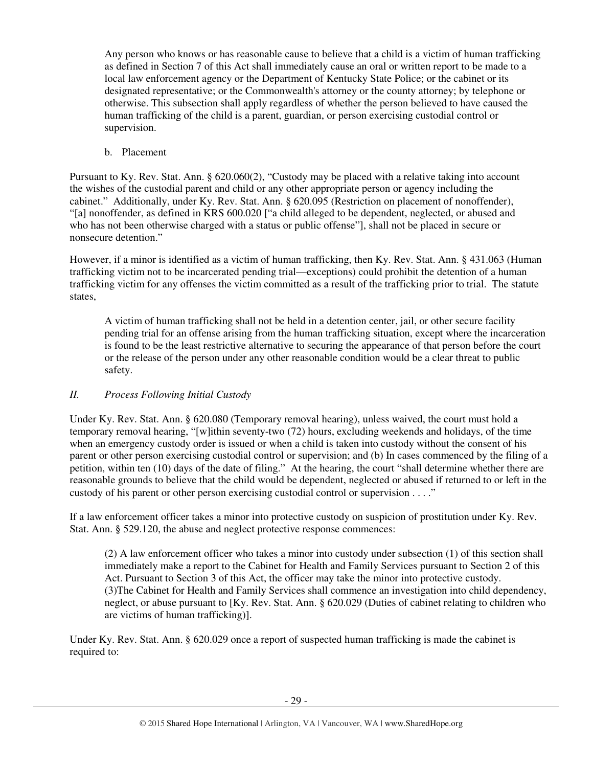> Any person who knows or has reasonable cause to believe that a child is a victim of human trafficking as defined in Section 7 of this Act shall immediately cause an oral or written report to be made to a local law enforcement agency or the Department of Kentucky State Police; or the cabinet or its designated representative; or the Commonwealth's attorney or the county attorney; by telephone or otherwise. This subsection shall apply regardless of whether the person believed to have caused the human trafficking of the child is a parent, guardian, or person exercising custodial control or supervision.

b. Placement

Pursuant to Ky. Rev. Stat. Ann. § 620.060(2), "Custody may be placed with a relative taking into account the wishes of the custodial parent and child or any other appropriate person or agency including the cabinet." Additionally, under Ky. Rev. Stat. Ann. § 620.095 (Restriction on placement of nonoffender), "[a] nonoffender, as defined in KRS 600.020 ["a child alleged to be dependent, neglected, or abused and who has not been otherwise charged with a status or public offense"], shall not be placed in secure or nonsecure detention."

However, if a minor is identified as a victim of human trafficking, then Ky. Rev. Stat. Ann. § 431.063 (Human trafficking victim not to be incarcerated pending trial—exceptions) could prohibit the detention of a human trafficking victim for any offenses the victim committed as a result of the trafficking prior to trial. The statute states,

> A victim of human trafficking shall not be held in a detention center, jail, or other secure facility pending trial for an offense arising from the human trafficking situation, except where the incarceration is found to be the least restrictive alternative to securing the appearance of that person before the court or the release of the person under any other reasonable condition would be a clear threat to public safety.

## *II. Process Following Initial Custody*

Under Ky. Rev. Stat. Ann. § 620.080 (Temporary removal hearing), unless waived, the court must hold a temporary removal hearing, "[w]ithin seventy-two (72) hours, excluding weekends and holidays, of the time when an emergency custody order is issued or when a child is taken into custody without the consent of his parent or other person exercising custodial control or supervision; and (b) In cases commenced by the filing of a petition, within ten (10) days of the date of filing." At the hearing, the court "shall determine whether there are reasonable grounds to believe that the child would be dependent, neglected or abused if returned to or left in the custody of his parent or other person exercising custodial control or supervision . . . ."

If a law enforcement officer takes a minor into protective custody on suspicion of prostitution under Ky. Rev. Stat. Ann. § 529.120, the abuse and neglect protective response commences:

> (2) A law enforcement officer who takes a minor into custody under subsection (1) of this section shall immediately make a report to the Cabinet for Health and Family Services pursuant to Section 2 of this Act. Pursuant to Section 3 of this Act, the officer may take the minor into protective custody.
> (3)The Cabinet for Health and Family Services shall commence an investigation into child dependency, neglect, or abuse pursuant to [Ky. Rev. Stat. Ann. § 620.029 (Duties of cabinet relating to children who are victims of human trafficking)].

Under Ky. Rev. Stat. Ann. § 620.029 once a report of suspected human trafficking is made the cabinet is required to: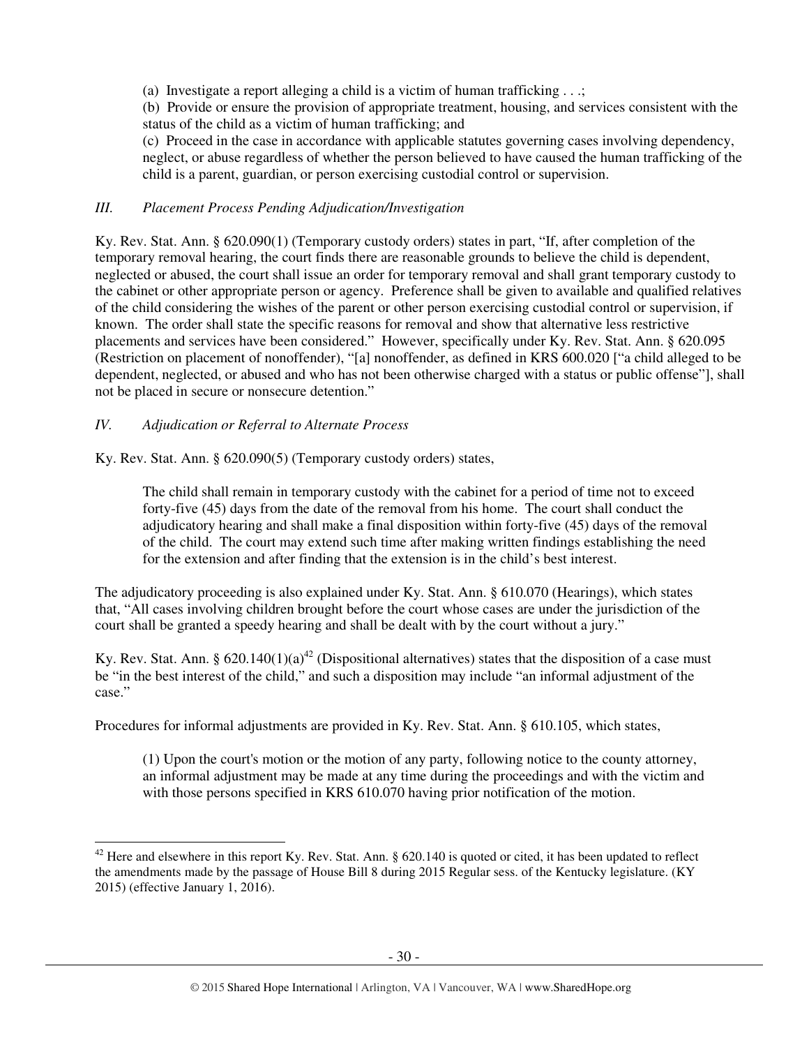(a) Investigate a report alleging a child is a victim of human trafficking . . .;

(b) Provide or ensure the provision of appropriate treatment, housing, and services consistent with the status of the child as a victim of human trafficking; and

(c) Proceed in the case in accordance with applicable statutes governing cases involving dependency, neglect, or abuse regardless of whether the person believed to have caused the human trafficking of the child is a parent, guardian, or person exercising custodial control or supervision.

### *III. Placement Process Pending Adjudication/Investigation*

Ky. Rev. Stat. Ann. § 620.090(1) (Temporary custody orders) states in part, "If, after completion of the temporary removal hearing, the court finds there are reasonable grounds to believe the child is dependent, neglected or abused, the court shall issue an order for temporary removal and shall grant temporary custody to the cabinet or other appropriate person or agency. Preference shall be given to available and qualified relatives of the child considering the wishes of the parent or other person exercising custodial control or supervision, if known. The order shall state the specific reasons for removal and show that alternative less restrictive placements and services have been considered." However, specifically under Ky. Rev. Stat. Ann. § 620.095 (Restriction on placement of nonoffender), "[a] nonoffender, as defined in KRS 600.020 ["a child alleged to be dependent, neglected, or abused and who has not been otherwise charged with a status or public offense"], shall not be placed in secure or nonsecure detention."

### *IV. Adjudication or Referral to Alternate Process*

Ky. Rev. Stat. Ann. § 620.090(5) (Temporary custody orders) states,

> The child shall remain in temporary custody with the cabinet for a period of time not to exceed forty-five (45) days from the date of the removal from his home. The court shall conduct the adjudicatory hearing and shall make a final disposition within forty-five (45) days of the removal of the child. The court may extend such time after making written findings establishing the need for the extension and after finding that the extension is in the child's best interest.

The adjudicatory proceeding is also explained under Ky. Stat. Ann. § 610.070 (Hearings), which states that, "All cases involving children brought before the court whose cases are under the jurisdiction of the court shall be granted a speedy hearing and shall be dealt with by the court without a jury."

Ky. Rev. Stat. Ann. § 620.140(1)(a)[42] (Dispositional alternatives) states that the disposition of a case must be "in the best interest of the child," and such a disposition may include "an informal adjustment of the case."

Procedures for informal adjustments are provided in Ky. Rev. Stat. Ann. § 610.105, which states,

> (1) Upon the court's motion or the motion of any party, following notice to the county attorney, an informal adjustment may be made at any time during the proceedings and with the victim and with those persons specified in KRS 610.070 having prior notification of the motion.

---

[42] Here and elsewhere in this report Ky. Rev. Stat. Ann. § 620.140 is quoted or cited, it has been updated to reflect the amendments made by the passage of House Bill 8 during 2015 Regular sess. of the Kentucky legislature. (KY 2015) (effective January 1, 2016).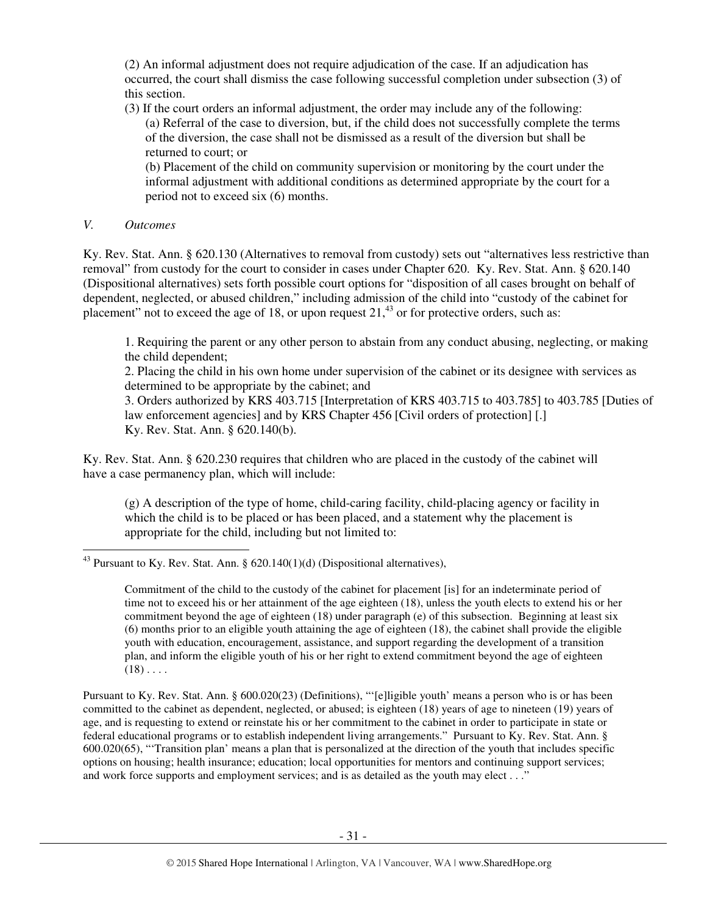(2) An informal adjustment does not require adjudication of the case. If an adjudication has occurred, the court shall dismiss the case following successful completion under subsection (3) of this section.

(3) If the court orders an informal adjustment, the order may include any of the following:

(a) Referral of the case to diversion, but, if the child does not successfully complete the terms of the diversion, the case shall not be dismissed as a result of the diversion but shall be returned to court; or

(b) Placement of the child on community supervision or monitoring by the court under the informal adjustment with additional conditions as determined appropriate by the court for a period not to exceed six (6) months.

*V. Outcomes*

Ky. Rev. Stat. Ann. § 620.130 (Alternatives to removal from custody) sets out "alternatives less restrictive than removal" from custody for the court to consider in cases under Chapter 620. Ky. Rev. Stat. Ann. § 620.140 (Dispositional alternatives) sets forth possible court options for "disposition of all cases brought on behalf of dependent, neglected, or abused children," including admission of the child into "custody of the cabinet for placement" not to exceed the age of 18, or upon request 21,[43] or for protective orders, such as:

> 1. Requiring the parent or any other person to abstain from any conduct abusing, neglecting, or making the child dependent;
> 2. Placing the child in his own home under supervision of the cabinet or its designee with services as determined to be appropriate by the cabinet; and
> 3. Orders authorized by KRS 403.715 [Interpretation of KRS 403.715 to 403.785] to 403.785 [Duties of law enforcement agencies] and by KRS Chapter 456 [Civil orders of protection] [.]
>
> Ky. Rev. Stat. Ann. § 620.140(b).

Ky. Rev. Stat. Ann. § 620.230 requires that children who are placed in the custody of the cabinet will have a case permanency plan, which will include:

> (g) A description of the type of home, child-caring facility, child-placing agency or facility in which the child is to be placed or has been placed, and a statement why the placement is appropriate for the child, including but not limited to:

---

[43] Pursuant to Ky. Rev. Stat. Ann. § 620.140(1)(d) (Dispositional alternatives),

> Commitment of the child to the custody of the cabinet for placement [is] for an indeterminate period of time not to exceed his or her attainment of the age eighteen (18), unless the youth elects to extend his or her commitment beyond the age of eighteen (18) under paragraph (e) of this subsection. Beginning at least six (6) months prior to an eligible youth attaining the age of eighteen (18), the cabinet shall provide the eligible youth with education, encouragement, assistance, and support regarding the development of a transition plan, and inform the eligible youth of his or her right to extend commitment beyond the age of eighteen (18) . . . .

Pursuant to Ky. Rev. Stat. Ann. § 600.020(23) (Definitions), "'[e]ligible youth' means a person who is or has been committed to the cabinet as dependent, neglected, or abused; is eighteen (18) years of age to nineteen (19) years of age, and is requesting to extend or reinstate his or her commitment to the cabinet in order to participate in state or federal educational programs or to establish independent living arrangements." Pursuant to Ky. Rev. Stat. Ann. § 600.020(65), "'Transition plan' means a plan that is personalized at the direction of the youth that includes specific options on housing; health insurance; education; local opportunities for mentors and continuing support services; and work force supports and employment services; and is as detailed as the youth may elect . . ."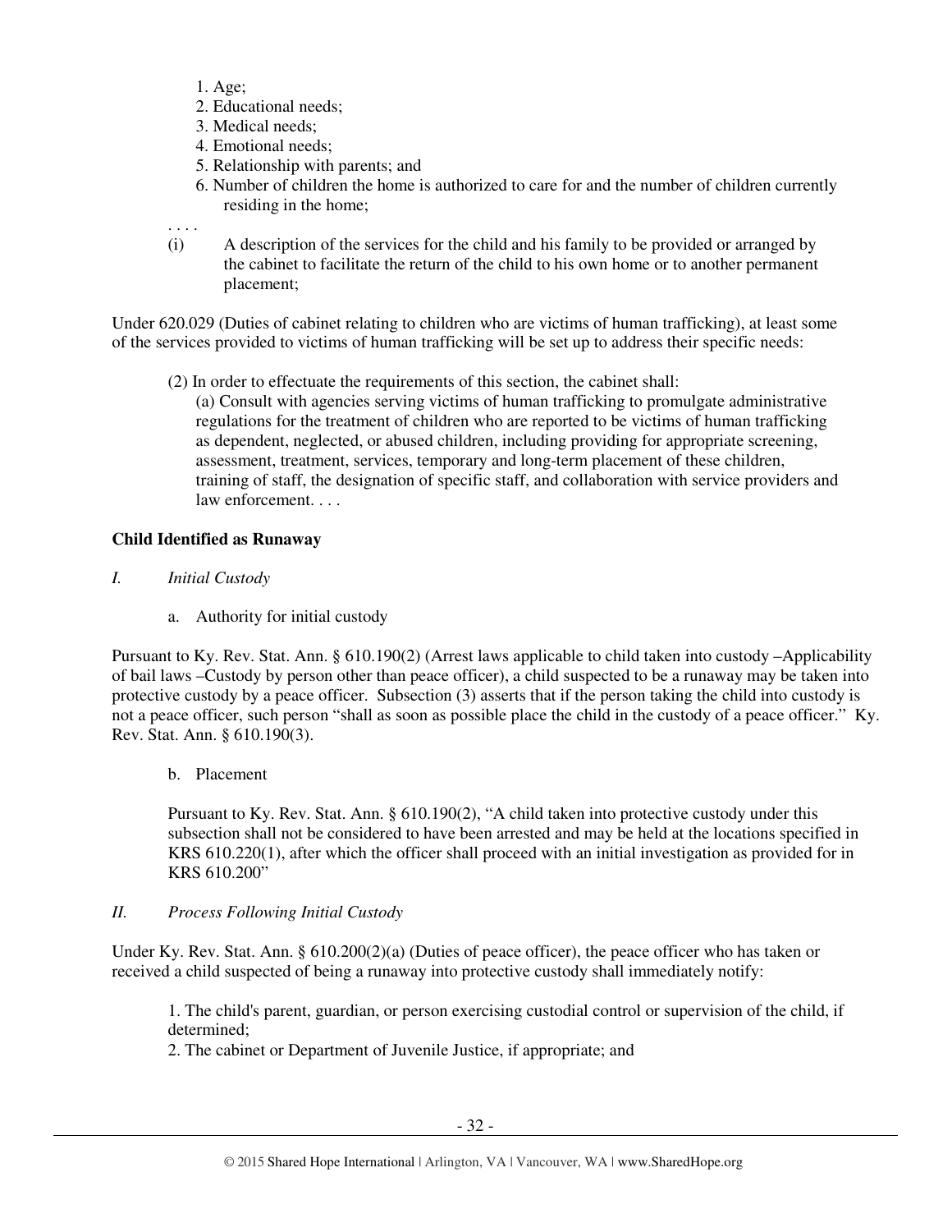1. Age;
2. Educational needs;
3. Medical needs;
4. Emotional needs;
5. Relationship with parents; and
6. Number of children the home is authorized to care for and the number of children currently residing in the home;

. . . .

(i) A description of the services for the child and his family to be provided or arranged by the cabinet to facilitate the return of the child to his own home or to another permanent placement;

Under 620.029 (Duties of cabinet relating to children who are victims of human trafficking), at least some of the services provided to victims of human trafficking will be set up to address their specific needs:

> (2) In order to effectuate the requirements of this section, the cabinet shall:
> (a) Consult with agencies serving victims of human trafficking to promulgate administrative regulations for the treatment of children who are reported to be victims of human trafficking as dependent, neglected, or abused children, including providing for appropriate screening, assessment, treatment, services, temporary and long-term placement of these children, training of staff, the designation of specific staff, and collaboration with service providers and law enforcement. . . .

**Child Identified as Runaway**

*I. Initial Custody*

a. Authority for initial custody

Pursuant to Ky. Rev. Stat. Ann. § 610.190(2) (Arrest laws applicable to child taken into custody –Applicability of bail laws –Custody by person other than peace officer), a child suspected to be a runaway may be taken into protective custody by a peace officer. Subsection (3) asserts that if the person taking the child into custody is not a peace officer, such person "shall as soon as possible place the child in the custody of a peace officer." Ky. Rev. Stat. Ann. § 610.190(3).

b. Placement

Pursuant to Ky. Rev. Stat. Ann. § 610.190(2), "A child taken into protective custody under this subsection shall not be considered to have been arrested and may be held at the locations specified in KRS 610.220(1), after which the officer shall proceed with an initial investigation as provided for in KRS 610.200"

*II. Process Following Initial Custody*

Under Ky. Rev. Stat. Ann. § 610.200(2)(a) (Duties of peace officer), the peace officer who has taken or received a child suspected of being a runaway into protective custody shall immediately notify:

> 1. The child's parent, guardian, or person exercising custodial control or supervision of the child, if determined;
> 2. The cabinet or Department of Juvenile Justice, if appropriate; and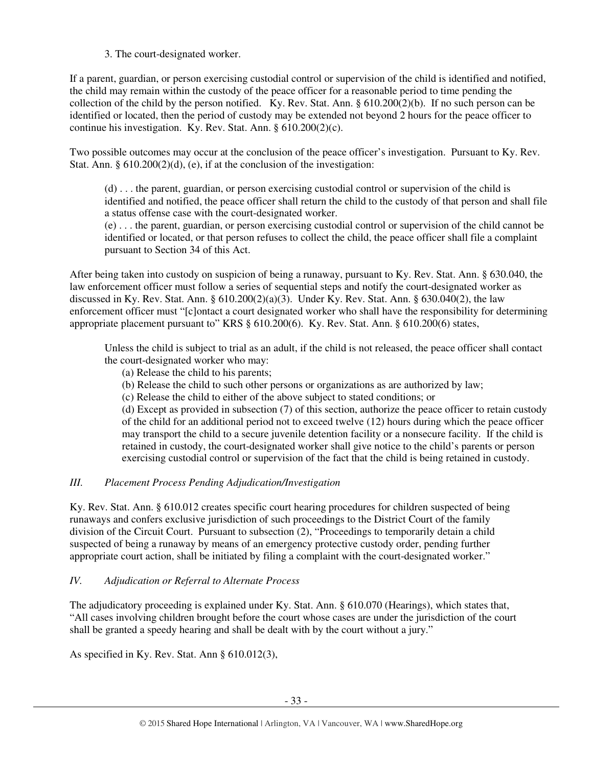3. The court-designated worker.

If a parent, guardian, or person exercising custodial control or supervision of the child is identified and notified, the child may remain within the custody of the peace officer for a reasonable period to time pending the collection of the child by the person notified. Ky. Rev. Stat. Ann. § 610.200(2)(b). If no such person can be identified or located, then the period of custody may be extended not beyond 2 hours for the peace officer to continue his investigation. Ky. Rev. Stat. Ann. § 610.200(2)(c).

Two possible outcomes may occur at the conclusion of the peace officer's investigation. Pursuant to Ky. Rev. Stat. Ann. § 610.200(2)(d), (e), if at the conclusion of the investigation:

> (d) . . . the parent, guardian, or person exercising custodial control or supervision of the child is identified and notified, the peace officer shall return the child to the custody of that person and shall file a status offense case with the court-designated worker.
> (e) . . . the parent, guardian, or person exercising custodial control or supervision of the child cannot be identified or located, or that person refuses to collect the child, the peace officer shall file a complaint pursuant to Section 34 of this Act.

After being taken into custody on suspicion of being a runaway, pursuant to Ky. Rev. Stat. Ann. § 630.040, the law enforcement officer must follow a series of sequential steps and notify the court-designated worker as discussed in Ky. Rev. Stat. Ann. § 610.200(2)(a)(3). Under Ky. Rev. Stat. Ann. § 630.040(2), the law enforcement officer must "[c]ontact a court designated worker who shall have the responsibility for determining appropriate placement pursuant to" KRS § 610.200(6). Ky. Rev. Stat. Ann. § 610.200(6) states,

> Unless the child is subject to trial as an adult, if the child is not released, the peace officer shall contact the court-designated worker who may:
> (a) Release the child to his parents;
> (b) Release the child to such other persons or organizations as are authorized by law;
> (c) Release the child to either of the above subject to stated conditions; or
> (d) Except as provided in subsection (7) of this section, authorize the peace officer to retain custody of the child for an additional period not to exceed twelve (12) hours during which the peace officer may transport the child to a secure juvenile detention facility or a nonsecure facility. If the child is retained in custody, the court-designated worker shall give notice to the child's parents or person exercising custodial control or supervision of the fact that the child is being retained in custody.

### *III. Placement Process Pending Adjudication/Investigation*

Ky. Rev. Stat. Ann. § 610.012 creates specific court hearing procedures for children suspected of being runaways and confers exclusive jurisdiction of such proceedings to the District Court of the family division of the Circuit Court. Pursuant to subsection (2), "Proceedings to temporarily detain a child suspected of being a runaway by means of an emergency protective custody order, pending further appropriate court action, shall be initiated by filing a complaint with the court-designated worker."

### *IV. Adjudication or Referral to Alternate Process*

The adjudicatory proceeding is explained under Ky. Stat. Ann. § 610.070 (Hearings), which states that, "All cases involving children brought before the court whose cases are under the jurisdiction of the court shall be granted a speedy hearing and shall be dealt with by the court without a jury."

As specified in Ky. Rev. Stat. Ann § 610.012(3),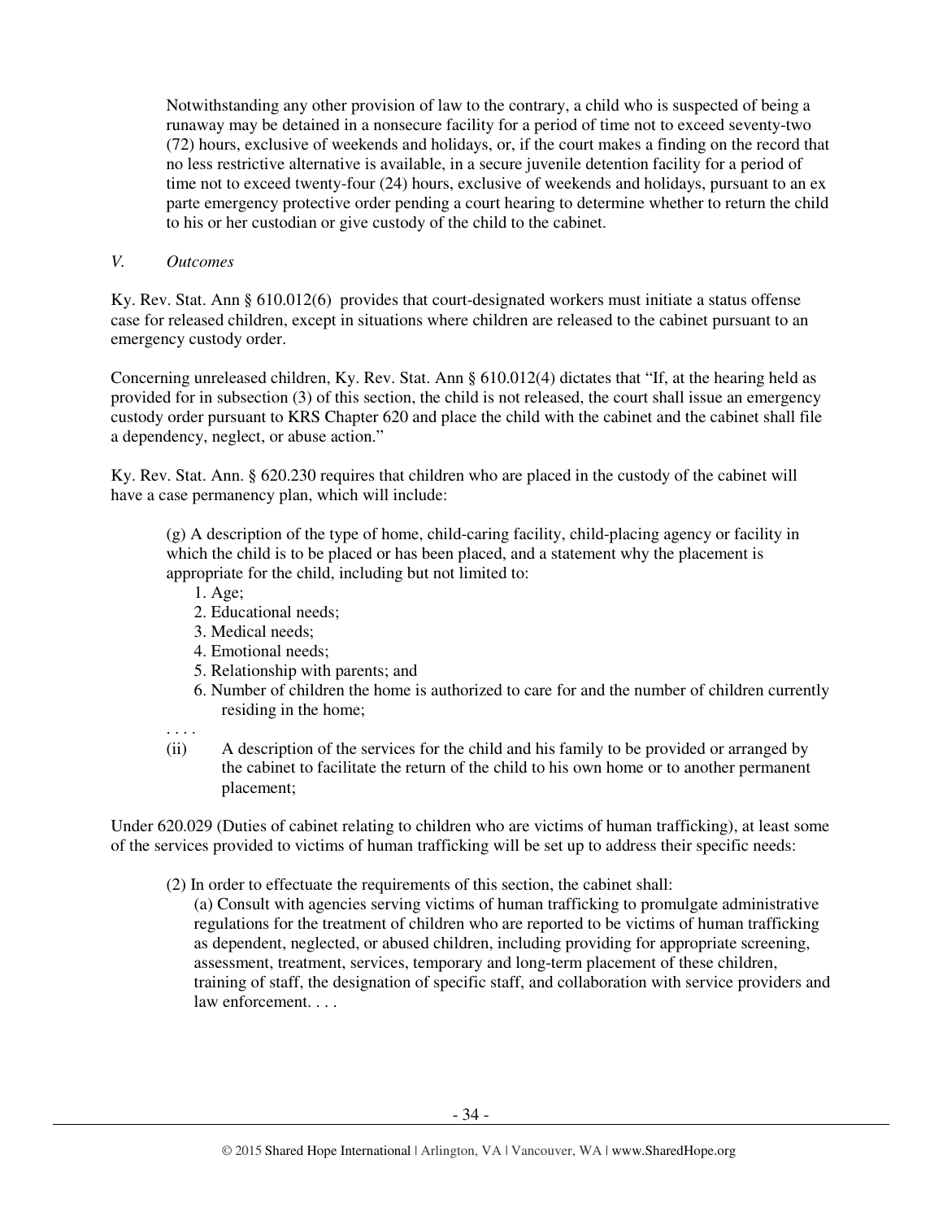> Notwithstanding any other provision of law to the contrary, a child who is suspected of being a runaway may be detained in a nonsecure facility for a period of time not to exceed seventy-two (72) hours, exclusive of weekends and holidays, or, if the court makes a finding on the record that no less restrictive alternative is available, in a secure juvenile detention facility for a period of time not to exceed twenty-four (24) hours, exclusive of weekends and holidays, pursuant to an ex parte emergency protective order pending a court hearing to determine whether to return the child to his or her custodian or give custody of the child to the cabinet.

*V. Outcomes*

Ky. Rev. Stat. Ann § 610.012(6) provides that court-designated workers must initiate a status offense case for released children, except in situations where children are released to the cabinet pursuant to an emergency custody order.

Concerning unreleased children, Ky. Rev. Stat. Ann § 610.012(4) dictates that "If, at the hearing held as provided for in subsection (3) of this section, the child is not released, the court shall issue an emergency custody order pursuant to KRS Chapter 620 and place the child with the cabinet and the cabinet shall file a dependency, neglect, or abuse action."

Ky. Rev. Stat. Ann. § 620.230 requires that children who are placed in the custody of the cabinet will have a case permanency plan, which will include:

> (g) A description of the type of home, child-caring facility, child-placing agency or facility in which the child is to be placed or has been placed, and a statement why the placement is appropriate for the child, including but not limited to:
>
> 1. Age;
> 2. Educational needs;
> 3. Medical needs;
> 4. Emotional needs;
> 5. Relationship with parents; and
> 6. Number of children the home is authorized to care for and the number of children currently residing in the home;
>
> . . . .
>
> (ii) A description of the services for the child and his family to be provided or arranged by the cabinet to facilitate the return of the child to his own home or to another permanent placement;

Under 620.029 (Duties of cabinet relating to children who are victims of human trafficking), at least some of the services provided to victims of human trafficking will be set up to address their specific needs:

> (2) In order to effectuate the requirements of this section, the cabinet shall:
>
> (a) Consult with agencies serving victims of human trafficking to promulgate administrative regulations for the treatment of children who are reported to be victims of human trafficking as dependent, neglected, or abused children, including providing for appropriate screening, assessment, treatment, services, temporary and long-term placement of these children, training of staff, the designation of specific staff, and collaboration with service providers and law enforcement. . . .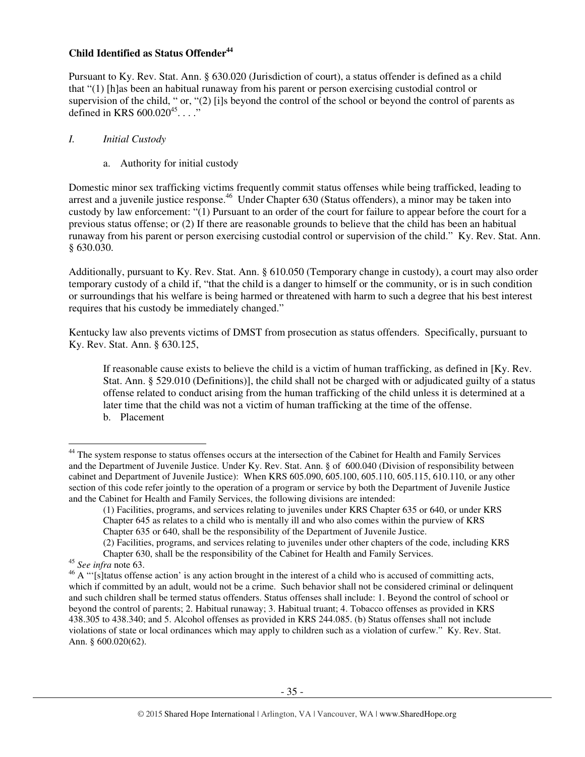**Child Identified as Status Offender[44]**

Pursuant to Ky. Rev. Stat. Ann. § 630.020 (Jurisdiction of court), a status offender is defined as a child that "(1) [h]as been an habitual runaway from his parent or person exercising custodial control or supervision of the child, " or, "(2) [i]s beyond the control of the school or beyond the control of parents as defined in KRS 600.020[45]. . . ."

*I. Initial Custody*

a. Authority for initial custody

Domestic minor sex trafficking victims frequently commit status offenses while being trafficked, leading to arrest and a juvenile justice response.[46] Under Chapter 630 (Status offenders), a minor may be taken into custody by law enforcement: "(1) Pursuant to an order of the court for failure to appear before the court for a previous status offense; or (2) If there are reasonable grounds to believe that the child has been an habitual runaway from his parent or person exercising custodial control or supervision of the child." Ky. Rev. Stat. Ann. § 630.030.

Additionally, pursuant to Ky. Rev. Stat. Ann. § 610.050 (Temporary change in custody), a court may also order temporary custody of a child if, "that the child is a danger to himself or the community, or is in such condition or surroundings that his welfare is being harmed or threatened with harm to such a degree that his best interest requires that his custody be immediately changed."

Kentucky law also prevents victims of DMST from prosecution as status offenders. Specifically, pursuant to Ky. Rev. Stat. Ann. § 630.125,

> If reasonable cause exists to believe the child is a victim of human trafficking, as defined in [Ky. Rev. Stat. Ann. § 529.010 (Definitions)], the child shall not be charged with or adjudicated guilty of a status offense related to conduct arising from the human trafficking of the child unless it is determined at a later time that the child was not a victim of human trafficking at the time of the offense.

b. Placement

---

[44] The system response to status offenses occurs at the intersection of the Cabinet for Health and Family Services and the Department of Juvenile Justice. Under Ky. Rev. Stat. Ann. § of 600.040 (Division of responsibility between cabinet and Department of Juvenile Justice): When KRS 605.090, 605.100, 605.110, 605.115, 610.110, or any other section of this code refer jointly to the operation of a program or service by both the Department of Juvenile Justice and the Cabinet for Health and Family Services, the following divisions are intended:

> (1) Facilities, programs, and services relating to juveniles under KRS Chapter 635 or 640, or under KRS Chapter 645 as relates to a child who is mentally ill and who also comes within the purview of KRS Chapter 635 or 640, shall be the responsibility of the Department of Juvenile Justice.
>
> (2) Facilities, programs, and services relating to juveniles under other chapters of the code, including KRS Chapter 630, shall be the responsibility of the Cabinet for Health and Family Services.

[45] *See infra* note 63.

[46] A "'[s]tatus offense action' is any action brought in the interest of a child who is accused of committing acts, which if committed by an adult, would not be a crime. Such behavior shall not be considered criminal or delinquent and such children shall be termed status offenders. Status offenses shall include: 1. Beyond the control of school or beyond the control of parents; 2. Habitual runaway; 3. Habitual truant; 4. Tobacco offenses as provided in KRS 438.305 to 438.340; and 5. Alcohol offenses as provided in KRS 244.085. (b) Status offenses shall not include violations of state or local ordinances which may apply to children such as a violation of curfew." Ky. Rev. Stat. Ann. § 600.020(62).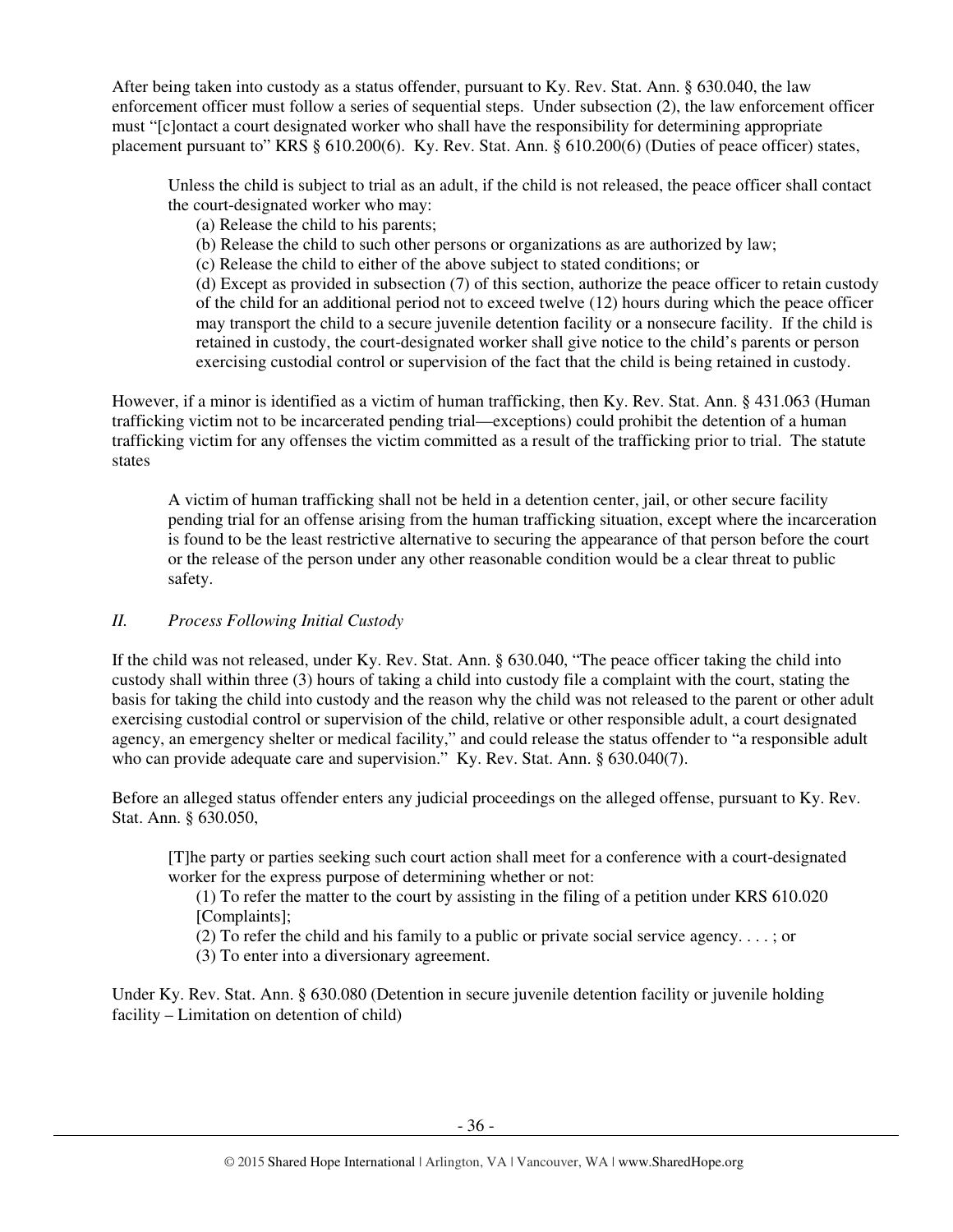After being taken into custody as a status offender, pursuant to Ky. Rev. Stat. Ann. § 630.040, the law enforcement officer must follow a series of sequential steps. Under subsection (2), the law enforcement officer must "[c]ontact a court designated worker who shall have the responsibility for determining appropriate placement pursuant to" KRS § 610.200(6). Ky. Rev. Stat. Ann. § 610.200(6) (Duties of peace officer) states,

> Unless the child is subject to trial as an adult, if the child is not released, the peace officer shall contact the court-designated worker who may:
>
> (a) Release the child to his parents;
>
> (b) Release the child to such other persons or organizations as are authorized by law;
>
> (c) Release the child to either of the above subject to stated conditions; or
>
> (d) Except as provided in subsection (7) of this section, authorize the peace officer to retain custody of the child for an additional period not to exceed twelve (12) hours during which the peace officer may transport the child to a secure juvenile detention facility or a nonsecure facility. If the child is retained in custody, the court-designated worker shall give notice to the child's parents or person exercising custodial control or supervision of the fact that the child is being retained in custody.

However, if a minor is identified as a victim of human trafficking, then Ky. Rev. Stat. Ann. § 431.063 (Human trafficking victim not to be incarcerated pending trial—exceptions) could prohibit the detention of a human trafficking victim for any offenses the victim committed as a result of the trafficking prior to trial. The statute states

> A victim of human trafficking shall not be held in a detention center, jail, or other secure facility pending trial for an offense arising from the human trafficking situation, except where the incarceration is found to be the least restrictive alternative to securing the appearance of that person before the court or the release of the person under any other reasonable condition would be a clear threat to public safety.

*II. Process Following Initial Custody*

If the child was not released, under Ky. Rev. Stat. Ann. § 630.040, "The peace officer taking the child into custody shall within three (3) hours of taking a child into custody file a complaint with the court, stating the basis for taking the child into custody and the reason why the child was not released to the parent or other adult exercising custodial control or supervision of the child, relative or other responsible adult, a court designated agency, an emergency shelter or medical facility," and could release the status offender to "a responsible adult who can provide adequate care and supervision." Ky. Rev. Stat. Ann. § 630.040(7).

Before an alleged status offender enters any judicial proceedings on the alleged offense, pursuant to Ky. Rev. Stat. Ann. § 630.050,

> [T]he party or parties seeking such court action shall meet for a conference with a court-designated worker for the express purpose of determining whether or not:
>
> (1) To refer the matter to the court by assisting in the filing of a petition under KRS 610.020 [Complaints];
>
> (2) To refer the child and his family to a public or private social service agency. . . . ; or
>
> (3) To enter into a diversionary agreement.

Under Ky. Rev. Stat. Ann. § 630.080 (Detention in secure juvenile detention facility or juvenile holding facility – Limitation on detention of child)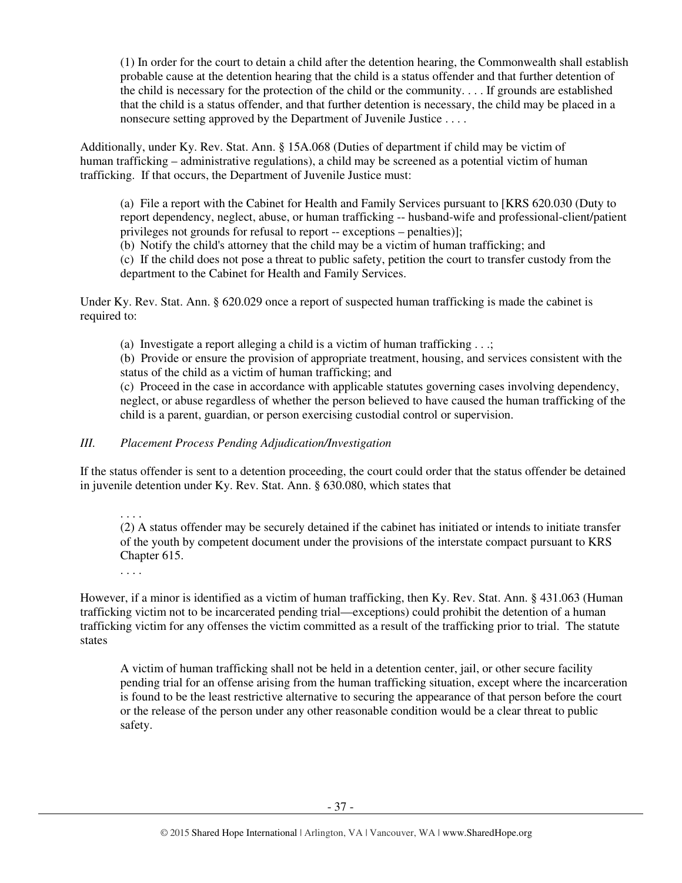> (1) In order for the court to detain a child after the detention hearing, the Commonwealth shall establish probable cause at the detention hearing that the child is a status offender and that further detention of the child is necessary for the protection of the child or the community. . . . If grounds are established that the child is a status offender, and that further detention is necessary, the child may be placed in a nonsecure setting approved by the Department of Juvenile Justice . . . .

Additionally, under Ky. Rev. Stat. Ann. § 15A.068 (Duties of department if child may be victim of human trafficking – administrative regulations), a child may be screened as a potential victim of human trafficking. If that occurs, the Department of Juvenile Justice must:

> (a) File a report with the Cabinet for Health and Family Services pursuant to [KRS 620.030 (Duty to report dependency, neglect, abuse, or human trafficking -- husband-wife and professional-client/patient privileges not grounds for refusal to report -- exceptions – penalties)];
> (b) Notify the child's attorney that the child may be a victim of human trafficking; and
> (c) If the child does not pose a threat to public safety, petition the court to transfer custody from the department to the Cabinet for Health and Family Services.

Under Ky. Rev. Stat. Ann. § 620.029 once a report of suspected human trafficking is made the cabinet is required to:

> (a) Investigate a report alleging a child is a victim of human trafficking . . .;
> (b) Provide or ensure the provision of appropriate treatment, housing, and services consistent with the status of the child as a victim of human trafficking; and
> (c) Proceed in the case in accordance with applicable statutes governing cases involving dependency, neglect, or abuse regardless of whether the person believed to have caused the human trafficking of the child is a parent, guardian, or person exercising custodial control or supervision.

### *III. Placement Process Pending Adjudication/Investigation*

If the status offender is sent to a detention proceeding, the court could order that the status offender be detained in juvenile detention under Ky. Rev. Stat. Ann. § 630.080, which states that

> . . . .
> (2) A status offender may be securely detained if the cabinet has initiated or intends to initiate transfer of the youth by competent document under the provisions of the interstate compact pursuant to KRS Chapter 615.
> . . . .

However, if a minor is identified as a victim of human trafficking, then Ky. Rev. Stat. Ann. § 431.063 (Human trafficking victim not to be incarcerated pending trial—exceptions) could prohibit the detention of a human trafficking victim for any offenses the victim committed as a result of the trafficking prior to trial. The statute states

> A victim of human trafficking shall not be held in a detention center, jail, or other secure facility pending trial for an offense arising from the human trafficking situation, except where the incarceration is found to be the least restrictive alternative to securing the appearance of that person before the court or the release of the person under any other reasonable condition would be a clear threat to public safety.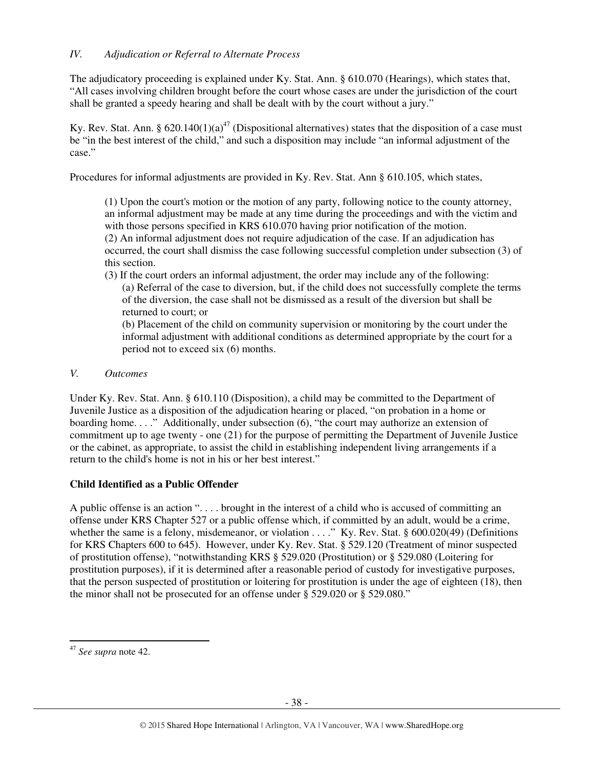*IV. Adjudication or Referral to Alternate Process*

The adjudicatory proceeding is explained under Ky. Stat. Ann. § 610.070 (Hearings), which states that, "All cases involving children brought before the court whose cases are under the jurisdiction of the court shall be granted a speedy hearing and shall be dealt with by the court without a jury."

Ky. Rev. Stat. Ann. § 620.140(1)(a)[47] (Dispositional alternatives) states that the disposition of a case must be "in the best interest of the child," and such a disposition may include "an informal adjustment of the case."

Procedures for informal adjustments are provided in Ky. Rev. Stat. Ann § 610.105, which states,

> (1) Upon the court's motion or the motion of any party, following notice to the county attorney, an informal adjustment may be made at any time during the proceedings and with the victim and with those persons specified in KRS 610.070 having prior notification of the motion.
> (2) An informal adjustment does not require adjudication of the case. If an adjudication has occurred, the court shall dismiss the case following successful completion under subsection (3) of this section.
> (3) If the court orders an informal adjustment, the order may include any of the following:
> (a) Referral of the case to diversion, but, if the child does not successfully complete the terms of the diversion, the case shall not be dismissed as a result of the diversion but shall be returned to court; or
> (b) Placement of the child on community supervision or monitoring by the court under the informal adjustment with additional conditions as determined appropriate by the court for a period not to exceed six (6) months.

*V. Outcomes*

Under Ky. Rev. Stat. Ann. § 610.110 (Disposition), a child may be committed to the Department of Juvenile Justice as a disposition of the adjudication hearing or placed, "on probation in a home or boarding home. . . ." Additionally, under subsection (6), "the court may authorize an extension of commitment up to age twenty - one (21) for the purpose of permitting the Department of Juvenile Justice or the cabinet, as appropriate, to assist the child in establishing independent living arrangements if a return to the child's home is not in his or her best interest."

**Child Identified as a Public Offender**

A public offense is an action ". . . . brought in the interest of a child who is accused of committing an offense under KRS Chapter 527 or a public offense which, if committed by an adult, would be a crime, whether the same is a felony, misdemeanor, or violation . . . ." Ky. Rev. Stat. § 600.020(49) (Definitions for KRS Chapters 600 to 645). However, under Ky. Rev. Stat. § 529.120 (Treatment of minor suspected of prostitution offense), "notwithstanding KRS § 529.020 (Prostitution) or § 529.080 (Loitering for prostitution purposes), if it is determined after a reasonable period of custody for investigative purposes, that the person suspected of prostitution or loitering for prostitution is under the age of eighteen (18), then the minor shall not be prosecuted for an offense under § 529.020 or § 529.080."

---

[47] *See supra* note 42.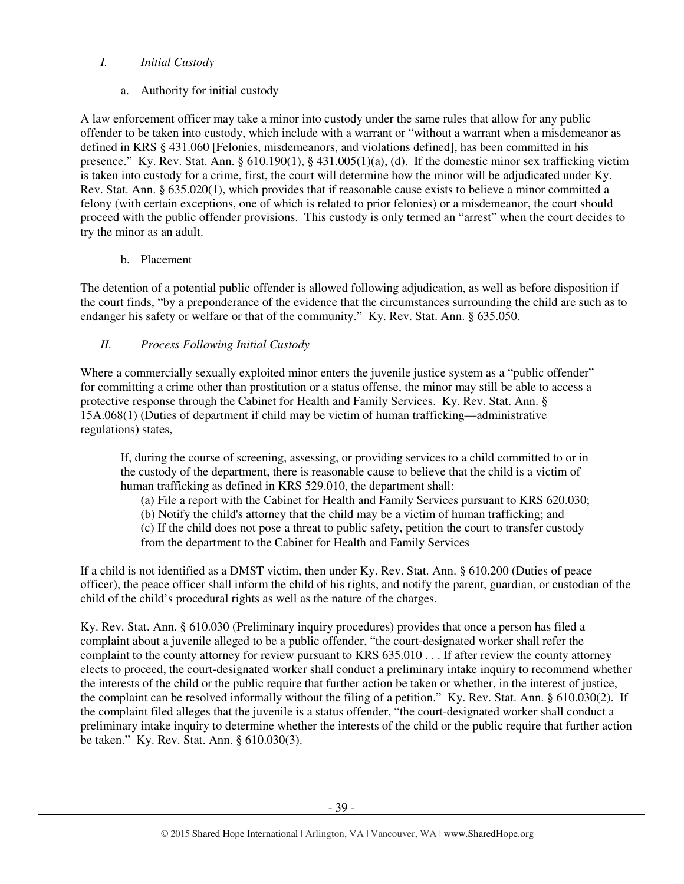## *I. Initial Custody*

### a. Authority for initial custody

A law enforcement officer may take a minor into custody under the same rules that allow for any public offender to be taken into custody, which include with a warrant or "without a warrant when a misdemeanor as defined in KRS § 431.060 [Felonies, misdemeanors, and violations defined], has been committed in his presence." Ky. Rev. Stat. Ann. § 610.190(1), § 431.005(1)(a), (d). If the domestic minor sex trafficking victim is taken into custody for a crime, first, the court will determine how the minor will be adjudicated under Ky. Rev. Stat. Ann. § 635.020(1), which provides that if reasonable cause exists to believe a minor committed a felony (with certain exceptions, one of which is related to prior felonies) or a misdemeanor, the court should proceed with the public offender provisions. This custody is only termed an "arrest" when the court decides to try the minor as an adult.

### b. Placement

The detention of a potential public offender is allowed following adjudication, as well as before disposition if the court finds, "by a preponderance of the evidence that the circumstances surrounding the child are such as to endanger his safety or welfare or that of the community." Ky. Rev. Stat. Ann. § 635.050.

## *II. Process Following Initial Custody*

Where a commercially sexually exploited minor enters the juvenile justice system as a "public offender" for committing a crime other than prostitution or a status offense, the minor may still be able to access a protective response through the Cabinet for Health and Family Services. Ky. Rev. Stat. Ann. § 15A.068(1) (Duties of department if child may be victim of human trafficking—administrative regulations) states,

> If, during the course of screening, assessing, or providing services to a child committed to or in the custody of the department, there is reasonable cause to believe that the child is a victim of human trafficking as defined in KRS 529.010, the department shall:
>
> (a) File a report with the Cabinet for Health and Family Services pursuant to KRS 620.030;
> (b) Notify the child's attorney that the child may be a victim of human trafficking; and
> (c) If the child does not pose a threat to public safety, petition the court to transfer custody from the department to the Cabinet for Health and Family Services

If a child is not identified as a DMST victim, then under Ky. Rev. Stat. Ann. § 610.200 (Duties of peace officer), the peace officer shall inform the child of his rights, and notify the parent, guardian, or custodian of the child of the child's procedural rights as well as the nature of the charges.

Ky. Rev. Stat. Ann. § 610.030 (Preliminary inquiry procedures) provides that once a person has filed a complaint about a juvenile alleged to be a public offender, "the court-designated worker shall refer the complaint to the county attorney for review pursuant to KRS 635.010 . . . If after review the county attorney elects to proceed, the court-designated worker shall conduct a preliminary intake inquiry to recommend whether the interests of the child or the public require that further action be taken or whether, in the interest of justice, the complaint can be resolved informally without the filing of a petition." Ky. Rev. Stat. Ann. § 610.030(2). If the complaint filed alleges that the juvenile is a status offender, "the court-designated worker shall conduct a preliminary intake inquiry to determine whether the interests of the child or the public require that further action be taken." Ky. Rev. Stat. Ann. § 610.030(3).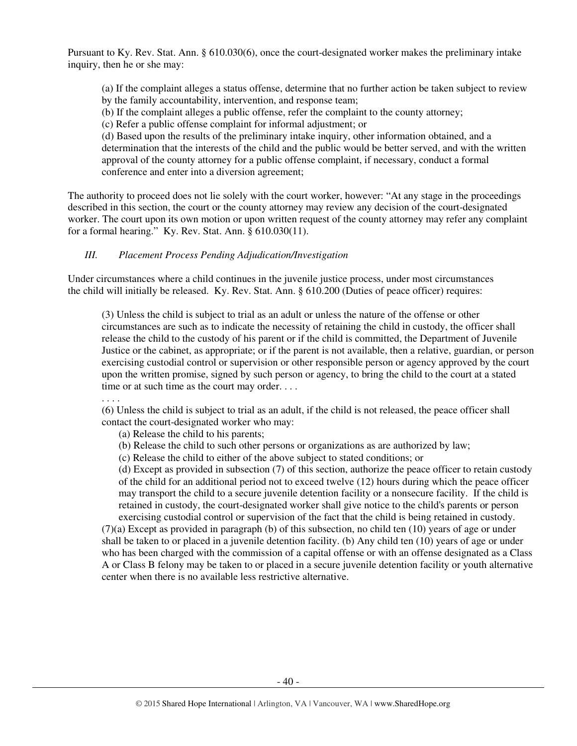Pursuant to Ky. Rev. Stat. Ann. § 610.030(6), once the court-designated worker makes the preliminary intake inquiry, then he or she may:

> (a) If the complaint alleges a status offense, determine that no further action be taken subject to review by the family accountability, intervention, and response team;
> (b) If the complaint alleges a public offense, refer the complaint to the county attorney;
> (c) Refer a public offense complaint for informal adjustment; or
> (d) Based upon the results of the preliminary intake inquiry, other information obtained, and a determination that the interests of the child and the public would be better served, and with the written approval of the county attorney for a public offense complaint, if necessary, conduct a formal conference and enter into a diversion agreement;

The authority to proceed does not lie solely with the court worker, however: "At any stage in the proceedings described in this section, the court or the county attorney may review any decision of the court-designated worker. The court upon its own motion or upon written request of the county attorney may refer any complaint for a formal hearing." Ky. Rev. Stat. Ann. § 610.030(11).

### *III. Placement Process Pending Adjudication/Investigation*

Under circumstances where a child continues in the juvenile justice process, under most circumstances the child will initially be released. Ky. Rev. Stat. Ann. § 610.200 (Duties of peace officer) requires:

> (3) Unless the child is subject to trial as an adult or unless the nature of the offense or other circumstances are such as to indicate the necessity of retaining the child in custody, the officer shall release the child to the custody of his parent or if the child is committed, the Department of Juvenile Justice or the cabinet, as appropriate; or if the parent is not available, then a relative, guardian, or person exercising custodial control or supervision or other responsible person or agency approved by the court upon the written promise, signed by such person or agency, to bring the child to the court at a stated time or at such time as the court may order. . . .
>
> . . . .
>
> (6) Unless the child is subject to trial as an adult, if the child is not released, the peace officer shall contact the court-designated worker who may:
>
> (a) Release the child to his parents;
> (b) Release the child to such other persons or organizations as are authorized by law;
> (c) Release the child to either of the above subject to stated conditions; or
> (d) Except as provided in subsection (7) of this section, authorize the peace officer to retain custody of the child for an additional period not to exceed twelve (12) hours during which the peace officer may transport the child to a secure juvenile detention facility or a nonsecure facility. If the child is retained in custody, the court-designated worker shall give notice to the child's parents or person exercising custodial control or supervision of the fact that the child is being retained in custody.
>
> (7)(a) Except as provided in paragraph (b) of this subsection, no child ten (10) years of age or under shall be taken to or placed in a juvenile detention facility. (b) Any child ten (10) years of age or under who has been charged with the commission of a capital offense or with an offense designated as a Class A or Class B felony may be taken to or placed in a secure juvenile detention facility or youth alternative center when there is no available less restrictive alternative.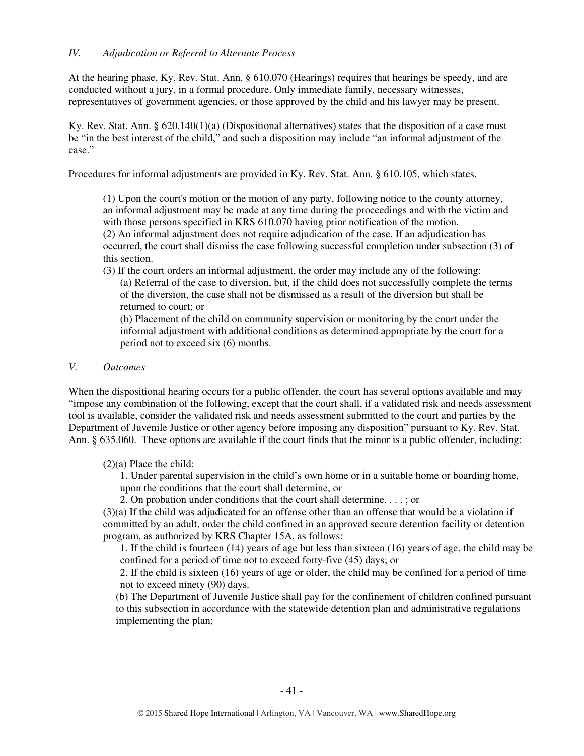### *IV. Adjudication or Referral to Alternate Process*

At the hearing phase, Ky. Rev. Stat. Ann. § 610.070 (Hearings) requires that hearings be speedy, and are conducted without a jury, in a formal procedure. Only immediate family, necessary witnesses, representatives of government agencies, or those approved by the child and his lawyer may be present.

Ky. Rev. Stat. Ann. § 620.140(1)(a) (Dispositional alternatives) states that the disposition of a case must be "in the best interest of the child," and such a disposition may include "an informal adjustment of the case."

Procedures for informal adjustments are provided in Ky. Rev. Stat. Ann. § 610.105, which states,

> (1) Upon the court's motion or the motion of any party, following notice to the county attorney, an informal adjustment may be made at any time during the proceedings and with the victim and with those persons specified in KRS 610.070 having prior notification of the motion.
> (2) An informal adjustment does not require adjudication of the case. If an adjudication has occurred, the court shall dismiss the case following successful completion under subsection (3) of this section.
> (3) If the court orders an informal adjustment, the order may include any of the following:
> (a) Referral of the case to diversion, but, if the child does not successfully complete the terms of the diversion, the case shall not be dismissed as a result of the diversion but shall be returned to court; or
> (b) Placement of the child on community supervision or monitoring by the court under the informal adjustment with additional conditions as determined appropriate by the court for a period not to exceed six (6) months.

### *V. Outcomes*

When the dispositional hearing occurs for a public offender, the court has several options available and may "impose any combination of the following, except that the court shall, if a validated risk and needs assessment tool is available, consider the validated risk and needs assessment submitted to the court and parties by the Department of Juvenile Justice or other agency before imposing any disposition" pursuant to Ky. Rev. Stat. Ann. § 635.060. These options are available if the court finds that the minor is a public offender, including:

> (2)(a) Place the child:
> 1. Under parental supervision in the child's own home or in a suitable home or boarding home, upon the conditions that the court shall determine, or
> 2. On probation under conditions that the court shall determine. . . . ; or
>
> (3)(a) If the child was adjudicated for an offense other than an offense that would be a violation if committed by an adult, order the child confined in an approved secure detention facility or detention program, as authorized by KRS Chapter 15A, as follows:
> 1. If the child is fourteen (14) years of age but less than sixteen (16) years of age, the child may be confined for a period of time not to exceed forty-five (45) days; or
> 2. If the child is sixteen (16) years of age or older, the child may be confined for a period of time not to exceed ninety (90) days.
>
> (b) The Department of Juvenile Justice shall pay for the confinement of children confined pursuant to this subsection in accordance with the statewide detention plan and administrative regulations implementing the plan;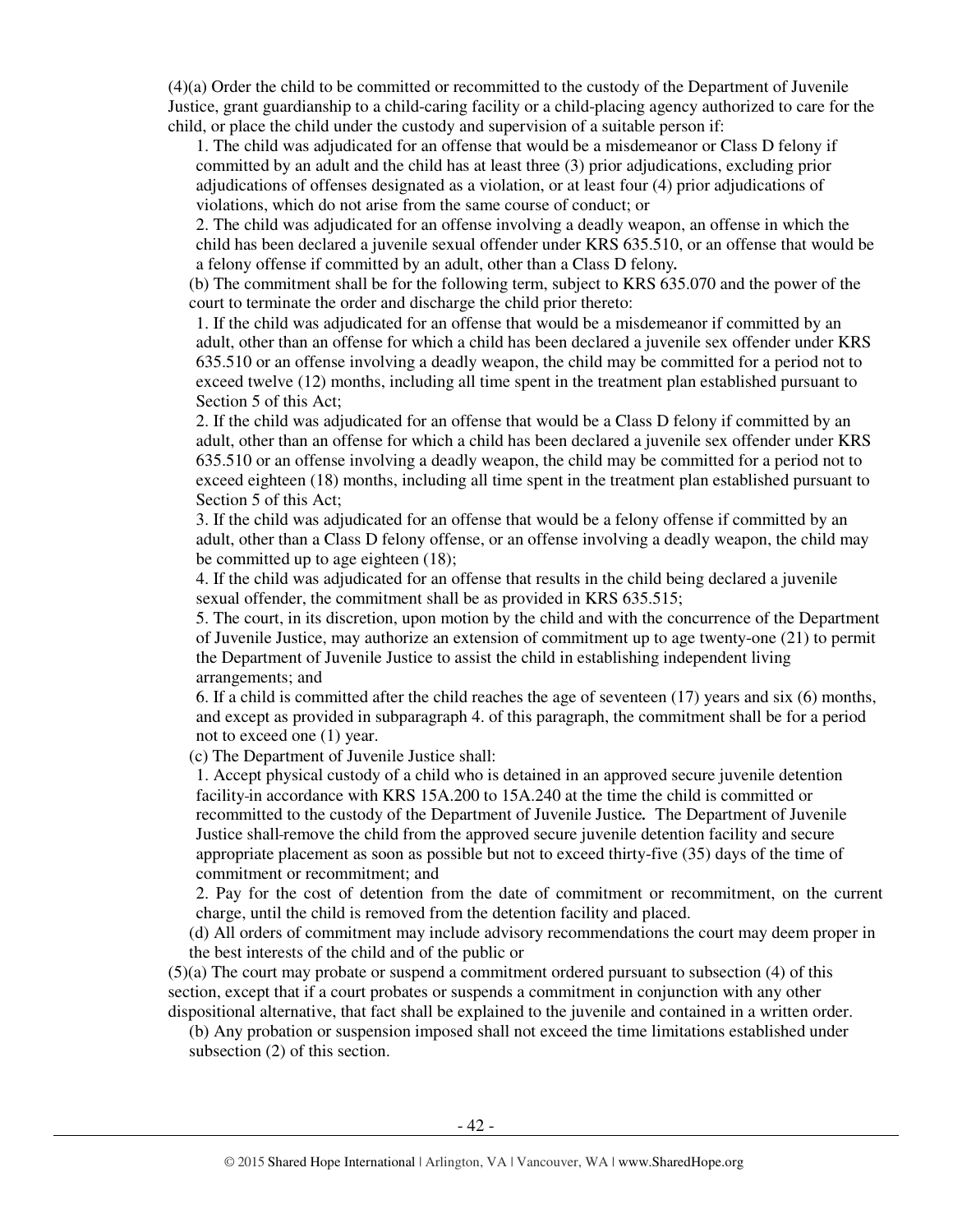(4)(a) Order the child to be committed or recommitted to the custody of the Department of Juvenile Justice, grant guardianship to a child-caring facility or a child-placing agency authorized to care for the child, or place the child under the custody and supervision of a suitable person if:

1. The child was adjudicated for an offense that would be a misdemeanor or Class D felony if committed by an adult and the child has at least three (3) prior adjudications, excluding prior adjudications of offenses designated as a violation, or at least four (4) prior adjudications of violations, which do not arise from the same course of conduct; or

2. The child was adjudicated for an offense involving a deadly weapon, an offense in which the child has been declared a juvenile sexual offender under KRS 635.510, or an offense that would be a felony offense if committed by an adult, other than a Class D felony**.**

(b) The commitment shall be for the following term, subject to KRS 635.070 and the power of the court to terminate the order and discharge the child prior thereto:

1. If the child was adjudicated for an offense that would be a misdemeanor if committed by an adult, other than an offense for which a child has been declared a juvenile sex offender under KRS 635.510 or an offense involving a deadly weapon, the child may be committed for a period not to exceed twelve (12) months, including all time spent in the treatment plan established pursuant to Section 5 of this Act;

2. If the child was adjudicated for an offense that would be a Class D felony if committed by an adult, other than an offense for which a child has been declared a juvenile sex offender under KRS 635.510 or an offense involving a deadly weapon, the child may be committed for a period not to exceed eighteen (18) months, including all time spent in the treatment plan established pursuant to Section 5 of this Act;

3. If the child was adjudicated for an offense that would be a felony offense if committed by an adult, other than a Class D felony offense, or an offense involving a deadly weapon, the child may be committed up to age eighteen (18);

4. If the child was adjudicated for an offense that results in the child being declared a juvenile sexual offender, the commitment shall be as provided in KRS 635.515;

5. The court, in its discretion, upon motion by the child and with the concurrence of the Department of Juvenile Justice, may authorize an extension of commitment up to age twenty-one (21) to permit the Department of Juvenile Justice to assist the child in establishing independent living arrangements; and

6. If a child is committed after the child reaches the age of seventeen (17) years and six (6) months, and except as provided in subparagraph 4. of this paragraph, the commitment shall be for a period not to exceed one (1) year.

(c) The Department of Juvenile Justice shall:

1. Accept physical custody of a child who is detained in an approved secure juvenile detention facility in accordance with KRS 15A.200 to 15A.240 at the time the child is committed or recommitted to the custody of the Department of Juvenile Justice**.** The Department of Juvenile Justice shall remove the child from the approved secure juvenile detention facility and secure appropriate placement as soon as possible but not to exceed thirty-five (35) days of the time of commitment or recommitment; and

2. Pay for the cost of detention from the date of commitment or recommitment, on the current charge, until the child is removed from the detention facility and placed.

(d) All orders of commitment may include advisory recommendations the court may deem proper in the best interests of the child and of the public or

(5)(a) The court may probate or suspend a commitment ordered pursuant to subsection (4) of this section, except that if a court probates or suspends a commitment in conjunction with any other dispositional alternative, that fact shall be explained to the juvenile and contained in a written order.

(b) Any probation or suspension imposed shall not exceed the time limitations established under subsection (2) of this section.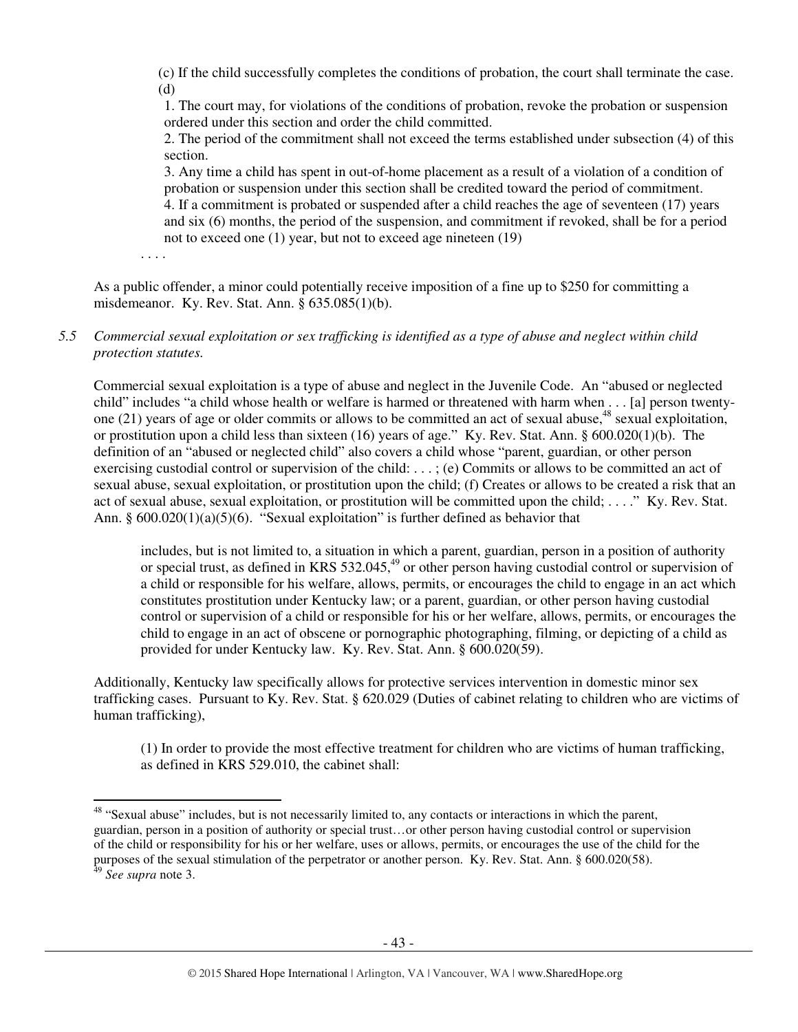> (c) If the child successfully completes the conditions of probation, the court shall terminate the case.
> (d)
> 1. The court may, for violations of the conditions of probation, revoke the probation or suspension ordered under this section and order the child committed.
> 2. The period of the commitment shall not exceed the terms established under subsection (4) of this section.
> 3. Any time a child has spent in out-of-home placement as a result of a violation of a condition of probation or suspension under this section shall be credited toward the period of commitment.
> 4. If a commitment is probated or suspended after a child reaches the age of seventeen (17) years and six (6) months, the period of the suspension, and commitment if revoked, shall be for a period not to exceed one (1) year, but not to exceed age nineteen (19)
>
> . . . .

As a public offender, a minor could potentially receive imposition of a fine up to $250 for committing a misdemeanor. Ky. Rev. Stat. Ann. § 635.085(1)(b).

*5.5 Commercial sexual exploitation or sex trafficking is identified as a type of abuse and neglect within child protection statutes.*

Commercial sexual exploitation is a type of abuse and neglect in the Juvenile Code. An "abused or neglected child" includes "a child whose health or welfare is harmed or threatened with harm when . . . [a] person twenty-one (21) years of age or older commits or allows to be committed an act of sexual abuse,[48] sexual exploitation, or prostitution upon a child less than sixteen (16) years of age." Ky. Rev. Stat. Ann. § 600.020(1)(b). The definition of an "abused or neglected child" also covers a child whose "parent, guardian, or other person exercising custodial control or supervision of the child: . . . ; (e) Commits or allows to be committed an act of sexual abuse, sexual exploitation, or prostitution upon the child; (f) Creates or allows to be created a risk that an act of sexual abuse, sexual exploitation, or prostitution will be committed upon the child; . . . ." Ky. Rev. Stat. Ann. § 600.020(1)(a)(5)(6). "Sexual exploitation" is further defined as behavior that

> includes, but is not limited to, a situation in which a parent, guardian, person in a position of authority or special trust, as defined in KRS 532.045,[49] or other person having custodial control or supervision of a child or responsible for his welfare, allows, permits, or encourages the child to engage in an act which constitutes prostitution under Kentucky law; or a parent, guardian, or other person having custodial control or supervision of a child or responsible for his or her welfare, allows, permits, or encourages the child to engage in an act of obscene or pornographic photographing, filming, or depicting of a child as provided for under Kentucky law. Ky. Rev. Stat. Ann. § 600.020(59).

Additionally, Kentucky law specifically allows for protective services intervention in domestic minor sex trafficking cases. Pursuant to Ky. Rev. Stat. § 620.029 (Duties of cabinet relating to children who are victims of human trafficking),

> (1) In order to provide the most effective treatment for children who are victims of human trafficking, as defined in KRS 529.010, the cabinet shall:

---

[48] "Sexual abuse" includes, but is not necessarily limited to, any contacts or interactions in which the parent, guardian, person in a position of authority or special trust…or other person having custodial control or supervision of the child or responsibility for his or her welfare, uses or allows, permits, or encourages the use of the child for the purposes of the sexual stimulation of the perpetrator or another person. Ky. Rev. Stat. Ann. § 600.020(58).

[49] *See supra* note 3.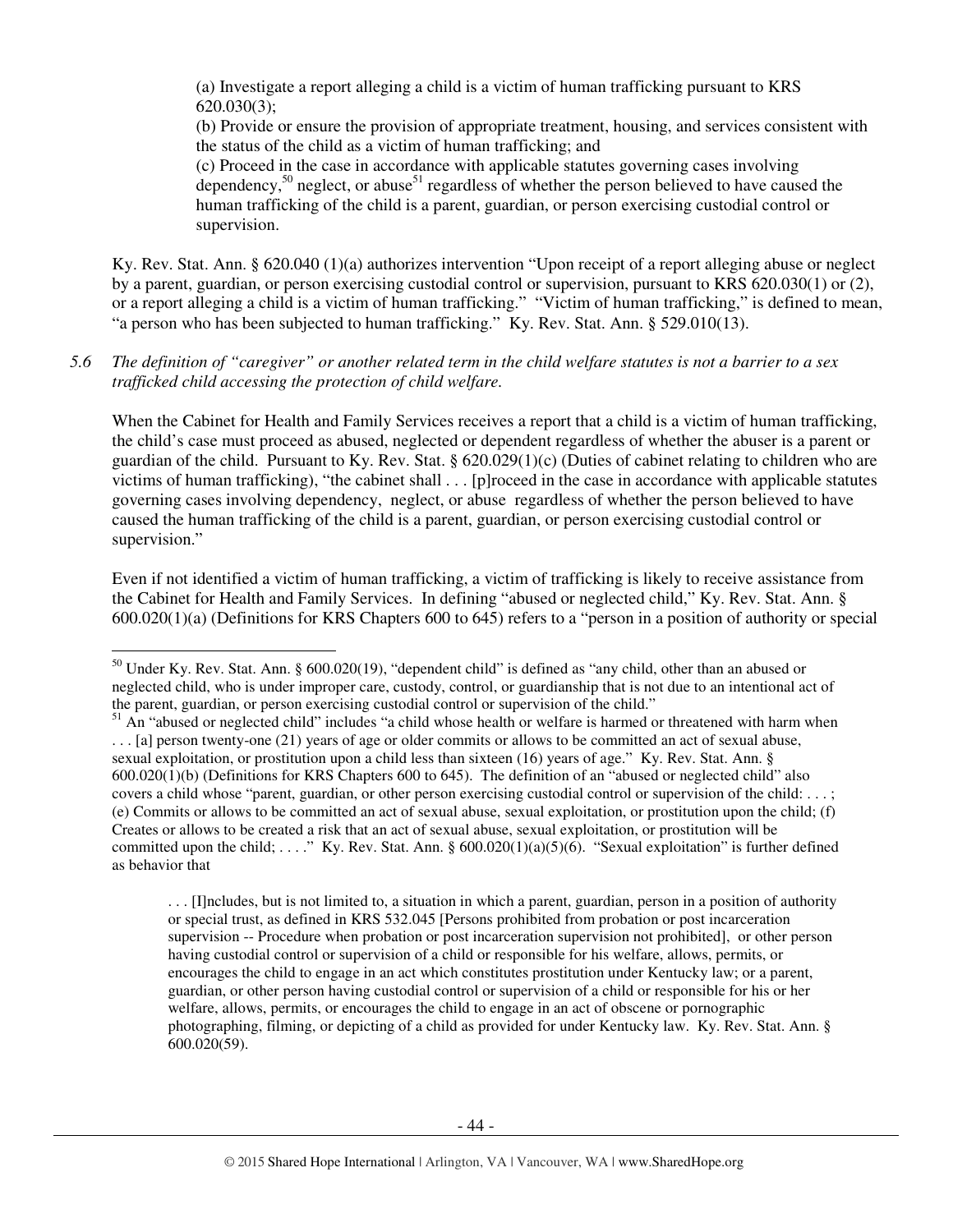(a) Investigate a report alleging a child is a victim of human trafficking pursuant to KRS 620.030(3);
(b) Provide or ensure the provision of appropriate treatment, housing, and services consistent with the status of the child as a victim of human trafficking; and
(c) Proceed in the case in accordance with applicable statutes governing cases involving dependency,[50] neglect, or abuse[51] regardless of whether the person believed to have caused the human trafficking of the child is a parent, guardian, or person exercising custodial control or supervision.

Ky. Rev. Stat. Ann. § 620.040 (1)(a) authorizes intervention "Upon receipt of a report alleging abuse or neglect by a parent, guardian, or person exercising custodial control or supervision, pursuant to KRS 620.030(1) or (2), or a report alleging a child is a victim of human trafficking." "Victim of human trafficking," is defined to mean, "a person who has been subjected to human trafficking." Ky. Rev. Stat. Ann. § 529.010(13).

*5.6 The definition of "caregiver" or another related term in the child welfare statutes is not a barrier to a sex trafficked child accessing the protection of child welfare.*

When the Cabinet for Health and Family Services receives a report that a child is a victim of human trafficking, the child's case must proceed as abused, neglected or dependent regardless of whether the abuser is a parent or guardian of the child. Pursuant to Ky. Rev. Stat. § 620.029(1)(c) (Duties of cabinet relating to children who are victims of human trafficking), "the cabinet shall . . . [p]roceed in the case in accordance with applicable statutes governing cases involving dependency, neglect, or abuse regardless of whether the person believed to have caused the human trafficking of the child is a parent, guardian, or person exercising custodial control or supervision."

Even if not identified a victim of human trafficking, a victim of trafficking is likely to receive assistance from the Cabinet for Health and Family Services. In defining "abused or neglected child," Ky. Rev. Stat. Ann. § 600.020(1)(a) (Definitions for KRS Chapters 600 to 645) refers to a "person in a position of authority or special

---

[50] Under Ky. Rev. Stat. Ann. § 600.020(19), "dependent child" is defined as "any child, other than an abused or neglected child, who is under improper care, custody, control, or guardianship that is not due to an intentional act of the parent, guardian, or person exercising custodial control or supervision of the child."

[51] An "abused or neglected child" includes "a child whose health or welfare is harmed or threatened with harm when . . . [a] person twenty-one (21) years of age or older commits or allows to be committed an act of sexual abuse, sexual exploitation, or prostitution upon a child less than sixteen (16) years of age." Ky. Rev. Stat. Ann. § 600.020(1)(b) (Definitions for KRS Chapters 600 to 645). The definition of an "abused or neglected child" also covers a child whose "parent, guardian, or other person exercising custodial control or supervision of the child: . . . ; (e) Commits or allows to be committed an act of sexual abuse, sexual exploitation, or prostitution upon the child; (f) Creates or allows to be created a risk that an act of sexual abuse, sexual exploitation, or prostitution will be committed upon the child; . . . ." Ky. Rev. Stat. Ann. § 600.020(1)(a)(5)(6). "Sexual exploitation" is further defined as behavior that

> . . . [I]ncludes, but is not limited to, a situation in which a parent, guardian, person in a position of authority or special trust, as defined in KRS 532.045 [Persons prohibited from probation or post incarceration supervision -- Procedure when probation or post incarceration supervision not prohibited], or other person having custodial control or supervision of a child or responsible for his welfare, allows, permits, or encourages the child to engage in an act which constitutes prostitution under Kentucky law; or a parent, guardian, or other person having custodial control or supervision of a child or responsible for his or her welfare, allows, permits, or encourages the child to engage in an act of obscene or pornographic photographing, filming, or depicting of a child as provided for under Kentucky law. Ky. Rev. Stat. Ann. § 600.020(59).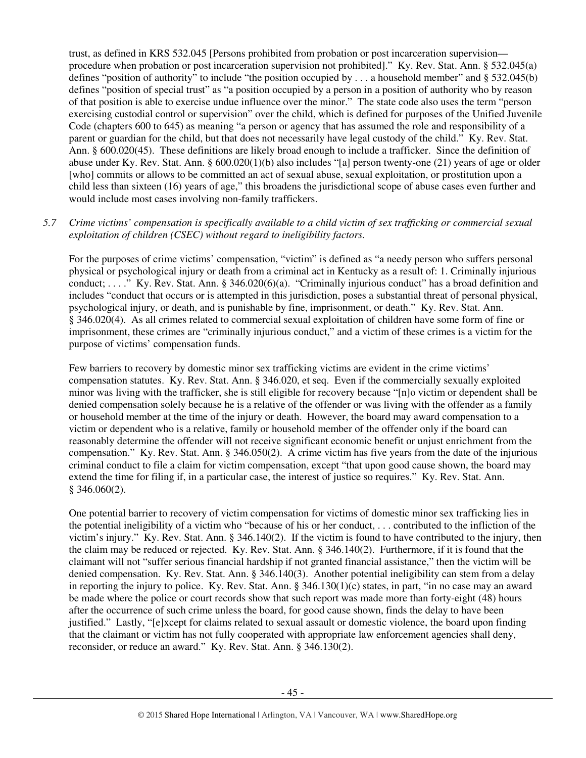trust, as defined in KRS 532.045 [Persons prohibited from probation or post incarceration supervision—procedure when probation or post incarceration supervision not prohibited]." Ky. Rev. Stat. Ann. § 532.045(a) defines "position of authority" to include "the position occupied by . . . a household member" and § 532.045(b) defines "position of special trust" as "a position occupied by a person in a position of authority who by reason of that position is able to exercise undue influence over the minor." The state code also uses the term "person exercising custodial control or supervision" over the child, which is defined for purposes of the Unified Juvenile Code (chapters 600 to 645) as meaning "a person or agency that has assumed the role and responsibility of a parent or guardian for the child, but that does not necessarily have legal custody of the child." Ky. Rev. Stat. Ann. § 600.020(45). These definitions are likely broad enough to include a trafficker. Since the definition of abuse under Ky. Rev. Stat. Ann. § 600.020(1)(b) also includes "[a] person twenty-one (21) years of age or older [who] commits or allows to be committed an act of sexual abuse, sexual exploitation, or prostitution upon a child less than sixteen (16) years of age," this broadens the jurisdictional scope of abuse cases even further and would include most cases involving non-family traffickers.

*5.7 Crime victims' compensation is specifically available to a child victim of sex trafficking or commercial sexual exploitation of children (CSEC) without regard to ineligibility factors.*

For the purposes of crime victims' compensation, "victim" is defined as "a needy person who suffers personal physical or psychological injury or death from a criminal act in Kentucky as a result of: 1. Criminally injurious conduct; . . . ." Ky. Rev. Stat. Ann. § 346.020(6)(a). "Criminally injurious conduct" has a broad definition and includes "conduct that occurs or is attempted in this jurisdiction, poses a substantial threat of personal physical, psychological injury, or death, and is punishable by fine, imprisonment, or death." Ky. Rev. Stat. Ann. § 346.020(4). As all crimes related to commercial sexual exploitation of children have some form of fine or imprisonment, these crimes are "criminally injurious conduct," and a victim of these crimes is a victim for the purpose of victims' compensation funds.

Few barriers to recovery by domestic minor sex trafficking victims are evident in the crime victims' compensation statutes. Ky. Rev. Stat. Ann. § 346.020, et seq. Even if the commercially sexually exploited minor was living with the trafficker, she is still eligible for recovery because "[n]o victim or dependent shall be denied compensation solely because he is a relative of the offender or was living with the offender as a family or household member at the time of the injury or death. However, the board may award compensation to a victim or dependent who is a relative, family or household member of the offender only if the board can reasonably determine the offender will not receive significant economic benefit or unjust enrichment from the compensation." Ky. Rev. Stat. Ann. § 346.050(2). A crime victim has five years from the date of the injurious criminal conduct to file a claim for victim compensation, except "that upon good cause shown, the board may extend the time for filing if, in a particular case, the interest of justice so requires." Ky. Rev. Stat. Ann. § 346.060(2).

One potential barrier to recovery of victim compensation for victims of domestic minor sex trafficking lies in the potential ineligibility of a victim who "because of his or her conduct, . . . contributed to the infliction of the victim's injury." Ky. Rev. Stat. Ann. § 346.140(2). If the victim is found to have contributed to the injury, then the claim may be reduced or rejected. Ky. Rev. Stat. Ann. § 346.140(2). Furthermore, if it is found that the claimant will not "suffer serious financial hardship if not granted financial assistance," then the victim will be denied compensation. Ky. Rev. Stat. Ann. § 346.140(3). Another potential ineligibility can stem from a delay in reporting the injury to police. Ky. Rev. Stat. Ann. § 346.130(1)(c) states, in part, "in no case may an award be made where the police or court records show that such report was made more than forty-eight (48) hours after the occurrence of such crime unless the board, for good cause shown, finds the delay to have been justified." Lastly, "[e]xcept for claims related to sexual assault or domestic violence, the board upon finding that the claimant or victim has not fully cooperated with appropriate law enforcement agencies shall deny, reconsider, or reduce an award." Ky. Rev. Stat. Ann. § 346.130(2).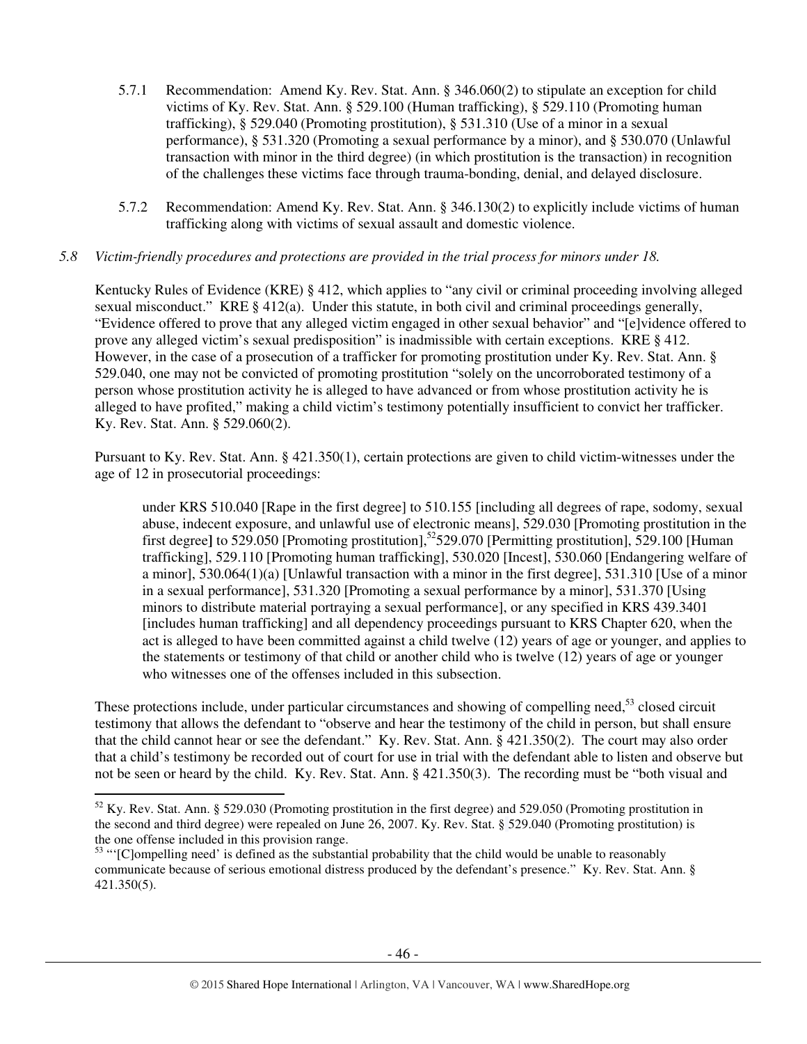5.7.1 Recommendation: Amend Ky. Rev. Stat. Ann. § 346.060(2) to stipulate an exception for child victims of Ky. Rev. Stat. Ann. § 529.100 (Human trafficking), § 529.110 (Promoting human trafficking), § 529.040 (Promoting prostitution), § 531.310 (Use of a minor in a sexual performance), § 531.320 (Promoting a sexual performance by a minor), and § 530.070 (Unlawful transaction with minor in the third degree) (in which prostitution is the transaction) in recognition of the challenges these victims face through trauma-bonding, denial, and delayed disclosure.

5.7.2 Recommendation: Amend Ky. Rev. Stat. Ann. § 346.130(2) to explicitly include victims of human trafficking along with victims of sexual assault and domestic violence.

*5.8 Victim-friendly procedures and protections are provided in the trial process for minors under 18.*

Kentucky Rules of Evidence (KRE) § 412, which applies to "any civil or criminal proceeding involving alleged sexual misconduct." KRE § 412(a). Under this statute, in both civil and criminal proceedings generally, "Evidence offered to prove that any alleged victim engaged in other sexual behavior" and "[e]vidence offered to prove any alleged victim's sexual predisposition" is inadmissible with certain exceptions. KRE § 412. However, in the case of a prosecution of a trafficker for promoting prostitution under Ky. Rev. Stat. Ann. § 529.040, one may not be convicted of promoting prostitution "solely on the uncorroborated testimony of a person whose prostitution activity he is alleged to have advanced or from whose prostitution activity he is alleged to have profited," making a child victim's testimony potentially insufficient to convict her trafficker. Ky. Rev. Stat. Ann. § 529.060(2).

Pursuant to Ky. Rev. Stat. Ann. § 421.350(1), certain protections are given to child victim-witnesses under the age of 12 in prosecutorial proceedings:

> under KRS 510.040 [Rape in the first degree] to 510.155 [including all degrees of rape, sodomy, sexual abuse, indecent exposure, and unlawful use of electronic means], 529.030 [Promoting prostitution in the first degree] to 529.050 [Promoting prostitution],[52] 529.070 [Permitting prostitution], 529.100 [Human trafficking], 529.110 [Promoting human trafficking], 530.020 [Incest], 530.060 [Endangering welfare of a minor], 530.064(1)(a) [Unlawful transaction with a minor in the first degree], 531.310 [Use of a minor in a sexual performance], 531.320 [Promoting a sexual performance by a minor], 531.370 [Using minors to distribute material portraying a sexual performance], or any specified in KRS 439.3401 [includes human trafficking] and all dependency proceedings pursuant to KRS Chapter 620, when the act is alleged to have been committed against a child twelve (12) years of age or younger, and applies to the statements or testimony of that child or another child who is twelve (12) years of age or younger who witnesses one of the offenses included in this subsection.

These protections include, under particular circumstances and showing of compelling need,[53] closed circuit testimony that allows the defendant to "observe and hear the testimony of the child in person, but shall ensure that the child cannot hear or see the defendant." Ky. Rev. Stat. Ann. § 421.350(2). The court may also order that a child's testimony be recorded out of court for use in trial with the defendant able to listen and observe but not be seen or heard by the child. Ky. Rev. Stat. Ann. § 421.350(3). The recording must be "both visual and

---

[52] Ky. Rev. Stat. Ann. § 529.030 (Promoting prostitution in the first degree) and 529.050 (Promoting prostitution in the second and third degree) were repealed on June 26, 2007. Ky. Rev. Stat. § 529.040 (Promoting prostitution) is the one offense included in this provision range.

[53] "'[C]ompelling need' is defined as the substantial probability that the child would be unable to reasonably communicate because of serious emotional distress produced by the defendant's presence." Ky. Rev. Stat. Ann. § 421.350(5).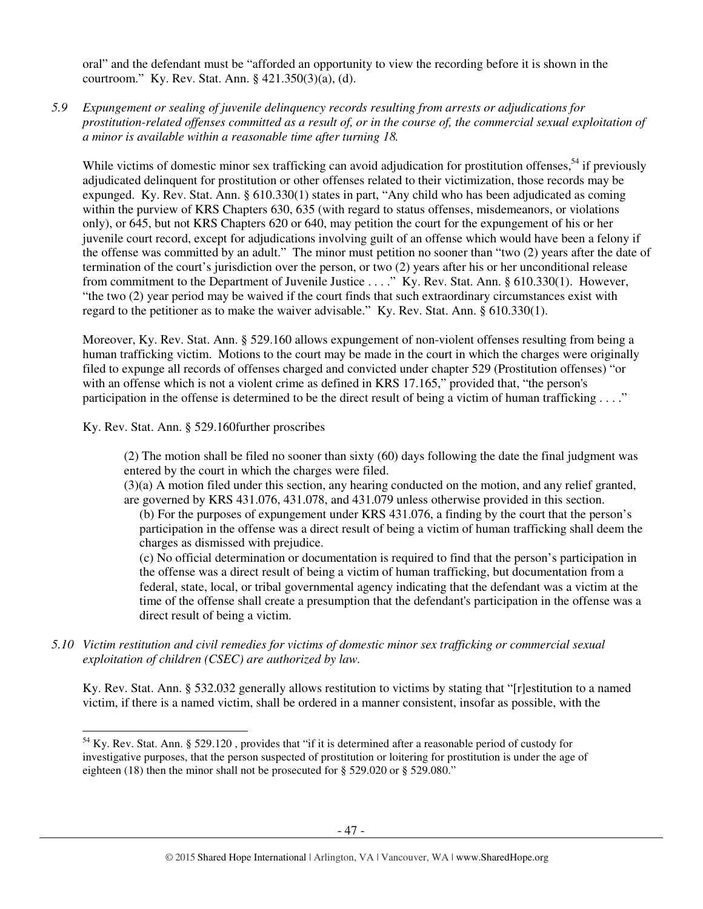oral" and the defendant must be "afforded an opportunity to view the recording before it is shown in the courtroom." Ky. Rev. Stat. Ann. § 421.350(3)(a), (d).

*5.9 Expungement or sealing of juvenile delinquency records resulting from arrests or adjudications for prostitution-related offenses committed as a result of, or in the course of, the commercial sexual exploitation of a minor is available within a reasonable time after turning 18.*

While victims of domestic minor sex trafficking can avoid adjudication for prostitution offenses,[54] if previously adjudicated delinquent for prostitution or other offenses related to their victimization, those records may be expunged. Ky. Rev. Stat. Ann. § 610.330(1) states in part, "Any child who has been adjudicated as coming within the purview of KRS Chapters 630, 635 (with regard to status offenses, misdemeanors, or violations only), or 645, but not KRS Chapters 620 or 640, may petition the court for the expungement of his or her juvenile court record, except for adjudications involving guilt of an offense which would have been a felony if the offense was committed by an adult." The minor must petition no sooner than "two (2) years after the date of termination of the court's jurisdiction over the person, or two (2) years after his or her unconditional release from commitment to the Department of Juvenile Justice . . . ." Ky. Rev. Stat. Ann. § 610.330(1). However, "the two (2) year period may be waived if the court finds that such extraordinary circumstances exist with regard to the petitioner as to make the waiver advisable." Ky. Rev. Stat. Ann. § 610.330(1).

Moreover, Ky. Rev. Stat. Ann. § 529.160 allows expungement of non-violent offenses resulting from being a human trafficking victim. Motions to the court may be made in the court in which the charges were originally filed to expunge all records of offenses charged and convicted under chapter 529 (Prostitution offenses) "or with an offense which is not a violent crime as defined in KRS 17.165," provided that, "the person's participation in the offense is determined to be the direct result of being a victim of human trafficking . . . ."

Ky. Rev. Stat. Ann. § 529.160further proscribes

> (2) The motion shall be filed no sooner than sixty (60) days following the date the final judgment was entered by the court in which the charges were filed.
>
> (3)(a) A motion filed under this section, any hearing conducted on the motion, and any relief granted, are governed by KRS 431.076, 431.078, and 431.079 unless otherwise provided in this section.
>
> (b) For the purposes of expungement under KRS 431.076, a finding by the court that the person's participation in the offense was a direct result of being a victim of human trafficking shall deem the charges as dismissed with prejudice.
>
> (c) No official determination or documentation is required to find that the person's participation in the offense was a direct result of being a victim of human trafficking, but documentation from a federal, state, local, or tribal governmental agency indicating that the defendant was a victim at the time of the offense shall create a presumption that the defendant's participation in the offense was a direct result of being a victim.

*5.10 Victim restitution and civil remedies for victims of domestic minor sex trafficking or commercial sexual exploitation of children (CSEC) are authorized by law.*

Ky. Rev. Stat. Ann. § 532.032 generally allows restitution to victims by stating that "[r]estitution to a named victim, if there is a named victim, shall be ordered in a manner consistent, insofar as possible, with the

---

[54] Ky. Rev. Stat. Ann. § 529.120 , provides that "if it is determined after a reasonable period of custody for investigative purposes, that the person suspected of prostitution or loitering for prostitution is under the age of eighteen (18) then the minor shall not be prosecuted for § 529.020 or § 529.080."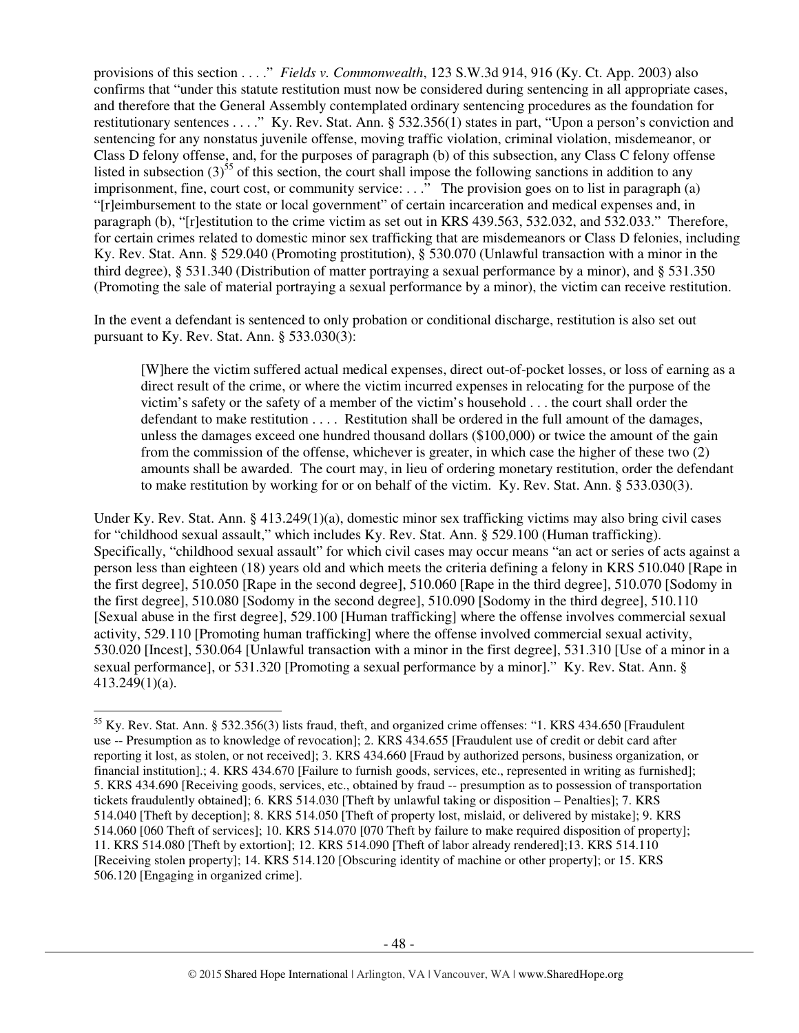provisions of this section . . . ." *Fields v. Commonwealth*, 123 S.W.3d 914, 916 (Ky. Ct. App. 2003) also confirms that "under this statute restitution must now be considered during sentencing in all appropriate cases, and therefore that the General Assembly contemplated ordinary sentencing procedures as the foundation for restitutionary sentences . . . ." Ky. Rev. Stat. Ann. § 532.356(1) states in part, "Upon a person's conviction and sentencing for any nonstatus juvenile offense, moving traffic violation, criminal violation, misdemeanor, or Class D felony offense, and, for the purposes of paragraph (b) of this subsection, any Class C felony offense listed in subsection (3)[55] of this section, the court shall impose the following sanctions in addition to any imprisonment, fine, court cost, or community service: . . ." The provision goes on to list in paragraph (a) "[r]eimbursement to the state or local government" of certain incarceration and medical expenses and, in paragraph (b), "[r]estitution to the crime victim as set out in KRS 439.563, 532.032, and 532.033." Therefore, for certain crimes related to domestic minor sex trafficking that are misdemeanors or Class D felonies, including Ky. Rev. Stat. Ann. § 529.040 (Promoting prostitution), § 530.070 (Unlawful transaction with a minor in the third degree), § 531.340 (Distribution of matter portraying a sexual performance by a minor), and § 531.350 (Promoting the sale of material portraying a sexual performance by a minor), the victim can receive restitution.

In the event a defendant is sentenced to only probation or conditional discharge, restitution is also set out pursuant to Ky. Rev. Stat. Ann. § 533.030(3):

> [W]here the victim suffered actual medical expenses, direct out-of-pocket losses, or loss of earning as a direct result of the crime, or where the victim incurred expenses in relocating for the purpose of the victim's safety or the safety of a member of the victim's household . . . the court shall order the defendant to make restitution . . . . Restitution shall be ordered in the full amount of the damages, unless the damages exceed one hundred thousand dollars ($100,000) or twice the amount of the gain from the commission of the offense, whichever is greater, in which case the higher of these two (2) amounts shall be awarded. The court may, in lieu of ordering monetary restitution, order the defendant to make restitution by working for or on behalf of the victim. Ky. Rev. Stat. Ann. § 533.030(3).

Under Ky. Rev. Stat. Ann. § 413.249(1)(a), domestic minor sex trafficking victims may also bring civil cases for "childhood sexual assault," which includes Ky. Rev. Stat. Ann. § 529.100 (Human trafficking). Specifically, "childhood sexual assault" for which civil cases may occur means "an act or series of acts against a person less than eighteen (18) years old and which meets the criteria defining a felony in KRS 510.040 [Rape in the first degree], 510.050 [Rape in the second degree], 510.060 [Rape in the third degree], 510.070 [Sodomy in the first degree], 510.080 [Sodomy in the second degree], 510.090 [Sodomy in the third degree], 510.110 [Sexual abuse in the first degree], 529.100 [Human trafficking] where the offense involves commercial sexual activity, 529.110 [Promoting human trafficking] where the offense involved commercial sexual activity, 530.020 [Incest], 530.064 [Unlawful transaction with a minor in the first degree], 531.310 [Use of a minor in a sexual performance], or 531.320 [Promoting a sexual performance by a minor]." Ky. Rev. Stat. Ann. § 413.249(1)(a).

---

[55] Ky. Rev. Stat. Ann. § 532.356(3) lists fraud, theft, and organized crime offenses: "1. KRS 434.650 [Fraudulent use -- Presumption as to knowledge of revocation]; 2. KRS 434.655 [Fraudulent use of credit or debit card after reporting it lost, as stolen, or not received]; 3. KRS 434.660 [Fraud by authorized persons, business organization, or financial institution].; 4. KRS 434.670 [Failure to furnish goods, services, etc., represented in writing as furnished]; 5. KRS 434.690 [Receiving goods, services, etc., obtained by fraud -- presumption as to possession of transportation tickets fraudulently obtained]; 6. KRS 514.030 [Theft by unlawful taking or disposition – Penalties]; 7. KRS 514.040 [Theft by deception]; 8. KRS 514.050 [Theft of property lost, mislaid, or delivered by mistake]; 9. KRS 514.060 [060 Theft of services]; 10. KRS 514.070 [070 Theft by failure to make required disposition of property]; 11. KRS 514.080 [Theft by extortion]; 12. KRS 514.090 [Theft of labor already rendered];13. KRS 514.110 [Receiving stolen property]; 14. KRS 514.120 [Obscuring identity of machine or other property]; or 15. KRS 506.120 [Engaging in organized crime].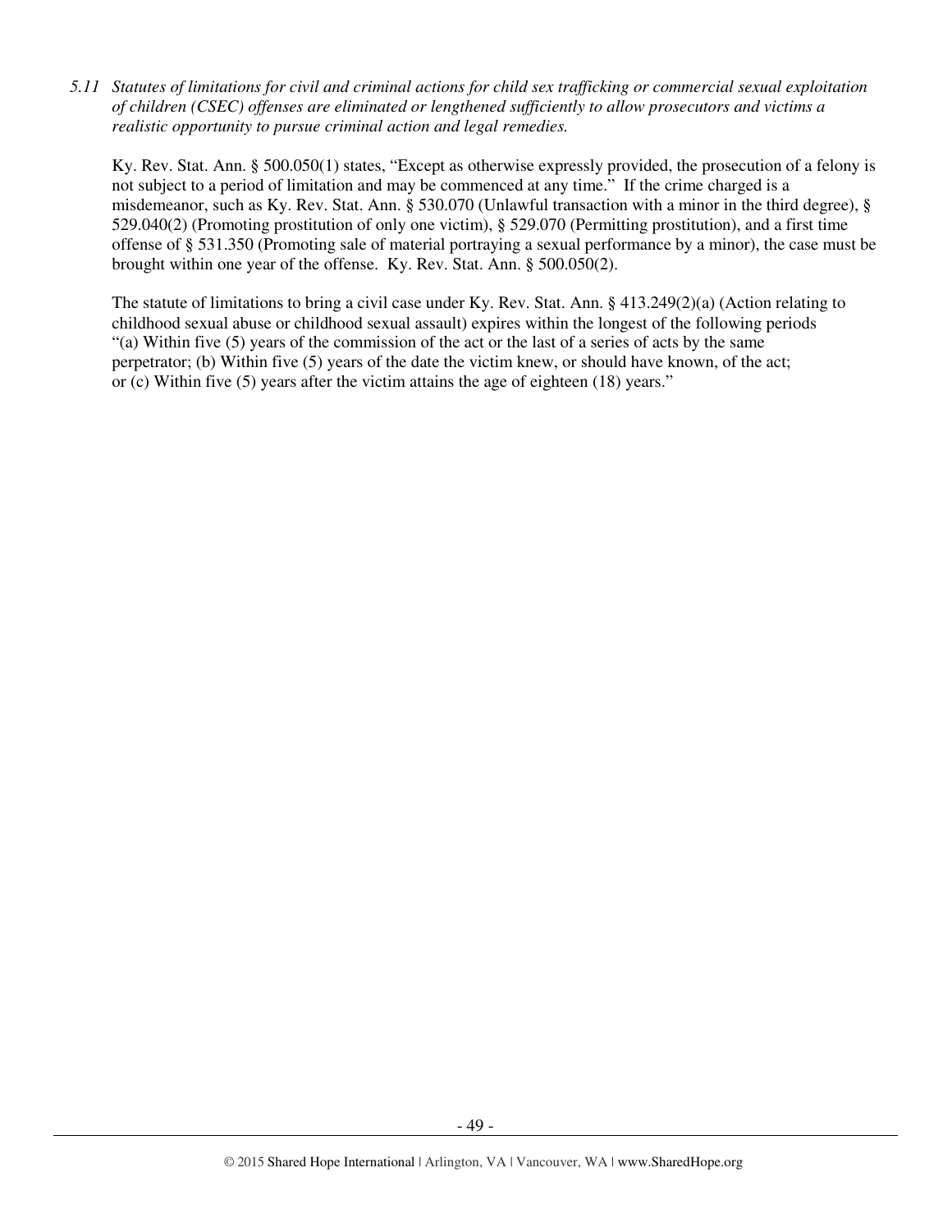*5.11 Statutes of limitations for civil and criminal actions for child sex trafficking or commercial sexual exploitation of children (CSEC) offenses are eliminated or lengthened sufficiently to allow prosecutors and victims a realistic opportunity to pursue criminal action and legal remedies.*

Ky. Rev. Stat. Ann. § 500.050(1) states, "Except as otherwise expressly provided, the prosecution of a felony is not subject to a period of limitation and may be commenced at any time." If the crime charged is a misdemeanor, such as Ky. Rev. Stat. Ann. § 530.070 (Unlawful transaction with a minor in the third degree), § 529.040(2) (Promoting prostitution of only one victim), § 529.070 (Permitting prostitution), and a first time offense of § 531.350 (Promoting sale of material portraying a sexual performance by a minor), the case must be brought within one year of the offense. Ky. Rev. Stat. Ann. § 500.050(2).

The statute of limitations to bring a civil case under Ky. Rev. Stat. Ann. § 413.249(2)(a) (Action relating to childhood sexual abuse or childhood sexual assault) expires within the longest of the following periods "(a) Within five (5) years of the commission of the act or the last of a series of acts by the same perpetrator; (b) Within five (5) years of the date the victim knew, or should have known, of the act; or (c) Within five (5) years after the victim attains the age of eighteen (18) years."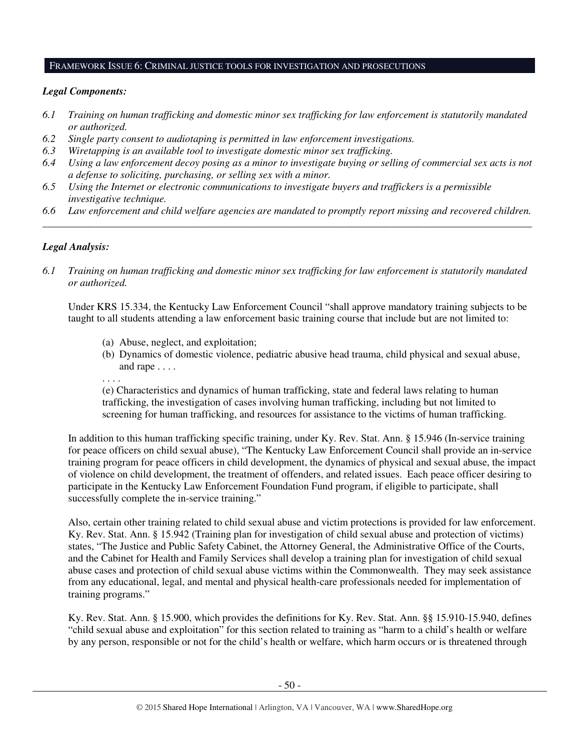## FRAMEWORK ISSUE 6: CRIMINAL JUSTICE TOOLS FOR INVESTIGATION AND PROSECUTIONS

***Legal Components:***

*6.1 Training on human trafficking and domestic minor sex trafficking for law enforcement is statutorily mandated or authorized.*

*6.2 Single party consent to audiotaping is permitted in law enforcement investigations.*

*6.3 Wiretapping is an available tool to investigate domestic minor sex trafficking.*

*6.4 Using a law enforcement decoy posing as a minor to investigate buying or selling of commercial sex acts is not a defense to soliciting, purchasing, or selling sex with a minor.*

*6.5 Using the Internet or electronic communications to investigate buyers and traffickers is a permissible investigative technique.*

*6.6 Law enforcement and child welfare agencies are mandated to promptly report missing and recovered children.*

---

***Legal Analysis:***

*6.1 Training on human trafficking and domestic minor sex trafficking for law enforcement is statutorily mandated or authorized.*

Under KRS 15.334, the Kentucky Law Enforcement Council "shall approve mandatory training subjects to be taught to all students attending a law enforcement basic training course that include but are not limited to:

> (a) Abuse, neglect, and exploitation;
>
> (b) Dynamics of domestic violence, pediatric abusive head trauma, child physical and sexual abuse, and rape . . . .
>
> . . . .
>
> (e) Characteristics and dynamics of human trafficking, state and federal laws relating to human trafficking, the investigation of cases involving human trafficking, including but not limited to screening for human trafficking, and resources for assistance to the victims of human trafficking.

In addition to this human trafficking specific training, under Ky. Rev. Stat. Ann. § 15.946 (In-service training for peace officers on child sexual abuse), "The Kentucky Law Enforcement Council shall provide an in-service training program for peace officers in child development, the dynamics of physical and sexual abuse, the impact of violence on child development, the treatment of offenders, and related issues. Each peace officer desiring to participate in the Kentucky Law Enforcement Foundation Fund program, if eligible to participate, shall successfully complete the in-service training."

Also, certain other training related to child sexual abuse and victim protections is provided for law enforcement. Ky. Rev. Stat. Ann. § 15.942 (Training plan for investigation of child sexual abuse and protection of victims) states, "The Justice and Public Safety Cabinet, the Attorney General, the Administrative Office of the Courts, and the Cabinet for Health and Family Services shall develop a training plan for investigation of child sexual abuse cases and protection of child sexual abuse victims within the Commonwealth. They may seek assistance from any educational, legal, and mental and physical health-care professionals needed for implementation of training programs."

Ky. Rev. Stat. Ann. § 15.900, which provides the definitions for Ky. Rev. Stat. Ann. §§ 15.910-15.940, defines "child sexual abuse and exploitation" for this section related to training as "harm to a child's health or welfare by any person, responsible or not for the child's health or welfare, which harm occurs or is threatened through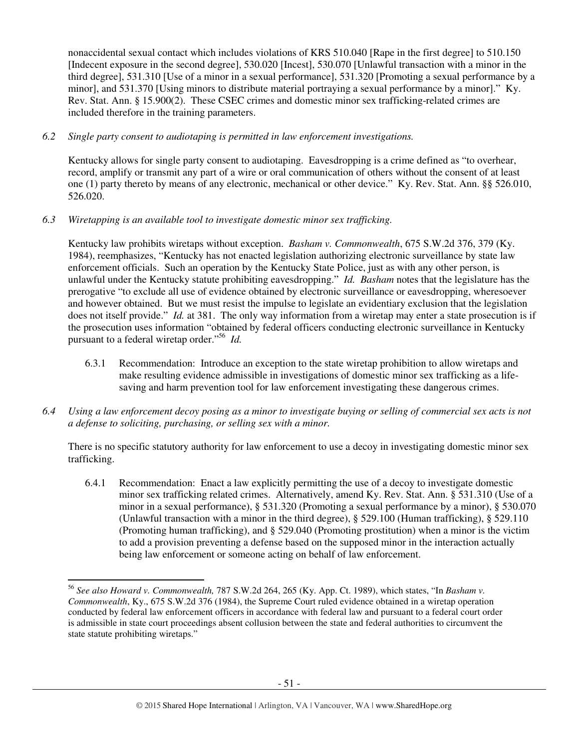nonaccidental sexual contact which includes violations of KRS 510.040 [Rape in the first degree] to 510.150 [Indecent exposure in the second degree], 530.020 [Incest], 530.070 [Unlawful transaction with a minor in the third degree], 531.310 [Use of a minor in a sexual performance], 531.320 [Promoting a sexual performance by a minor], and 531.370 [Using minors to distribute material portraying a sexual performance by a minor]." Ky. Rev. Stat. Ann. § 15.900(2). These CSEC crimes and domestic minor sex trafficking-related crimes are included therefore in the training parameters.

*6.2 Single party consent to audiotaping is permitted in law enforcement investigations.*

Kentucky allows for single party consent to audiotaping. Eavesdropping is a crime defined as "to overhear, record, amplify or transmit any part of a wire or oral communication of others without the consent of at least one (1) party thereto by means of any electronic, mechanical or other device." Ky. Rev. Stat. Ann. §§ 526.010, 526.020.

*6.3 Wiretapping is an available tool to investigate domestic minor sex trafficking.*

Kentucky law prohibits wiretaps without exception. *Basham v. Commonwealth*, 675 S.W.2d 376, 379 (Ky. 1984), reemphasizes, "Kentucky has not enacted legislation authorizing electronic surveillance by state law enforcement officials. Such an operation by the Kentucky State Police, just as with any other person, is unlawful under the Kentucky statute prohibiting eavesdropping." *Id. Basham* notes that the legislature has the prerogative "to exclude all use of evidence obtained by electronic surveillance or eavesdropping, wheresoever and however obtained. But we must resist the impulse to legislate an evidentiary exclusion that the legislation does not itself provide." *Id.* at 381. The only way information from a wiretap may enter a state prosecution is if the prosecution uses information "obtained by federal officers conducting electronic surveillance in Kentucky pursuant to a federal wiretap order."[56] *Id.*

6.3.1 Recommendation: Introduce an exception to the state wiretap prohibition to allow wiretaps and make resulting evidence admissible in investigations of domestic minor sex trafficking as a life-saving and harm prevention tool for law enforcement investigating these dangerous crimes.

*6.4 Using a law enforcement decoy posing as a minor to investigate buying or selling of commercial sex acts is not a defense to soliciting, purchasing, or selling sex with a minor.*

There is no specific statutory authority for law enforcement to use a decoy in investigating domestic minor sex trafficking.

6.4.1 Recommendation: Enact a law explicitly permitting the use of a decoy to investigate domestic minor sex trafficking related crimes. Alternatively, amend Ky. Rev. Stat. Ann. § 531.310 (Use of a minor in a sexual performance), § 531.320 (Promoting a sexual performance by a minor), § 530.070 (Unlawful transaction with a minor in the third degree), § 529.100 (Human trafficking), § 529.110 (Promoting human trafficking), and § 529.040 (Promoting prostitution) when a minor is the victim to add a provision preventing a defense based on the supposed minor in the interaction actually being law enforcement or someone acting on behalf of law enforcement.

---

[56] *See also Howard v. Commonwealth,* 787 S.W.2d 264, 265 (Ky. App. Ct. 1989), which states, "In *Basham v. Commonwealth*, Ky., 675 S.W.2d 376 (1984), the Supreme Court ruled evidence obtained in a wiretap operation conducted by federal law enforcement officers in accordance with federal law and pursuant to a federal court order is admissible in state court proceedings absent collusion between the state and federal authorities to circumvent the state statute prohibiting wiretaps."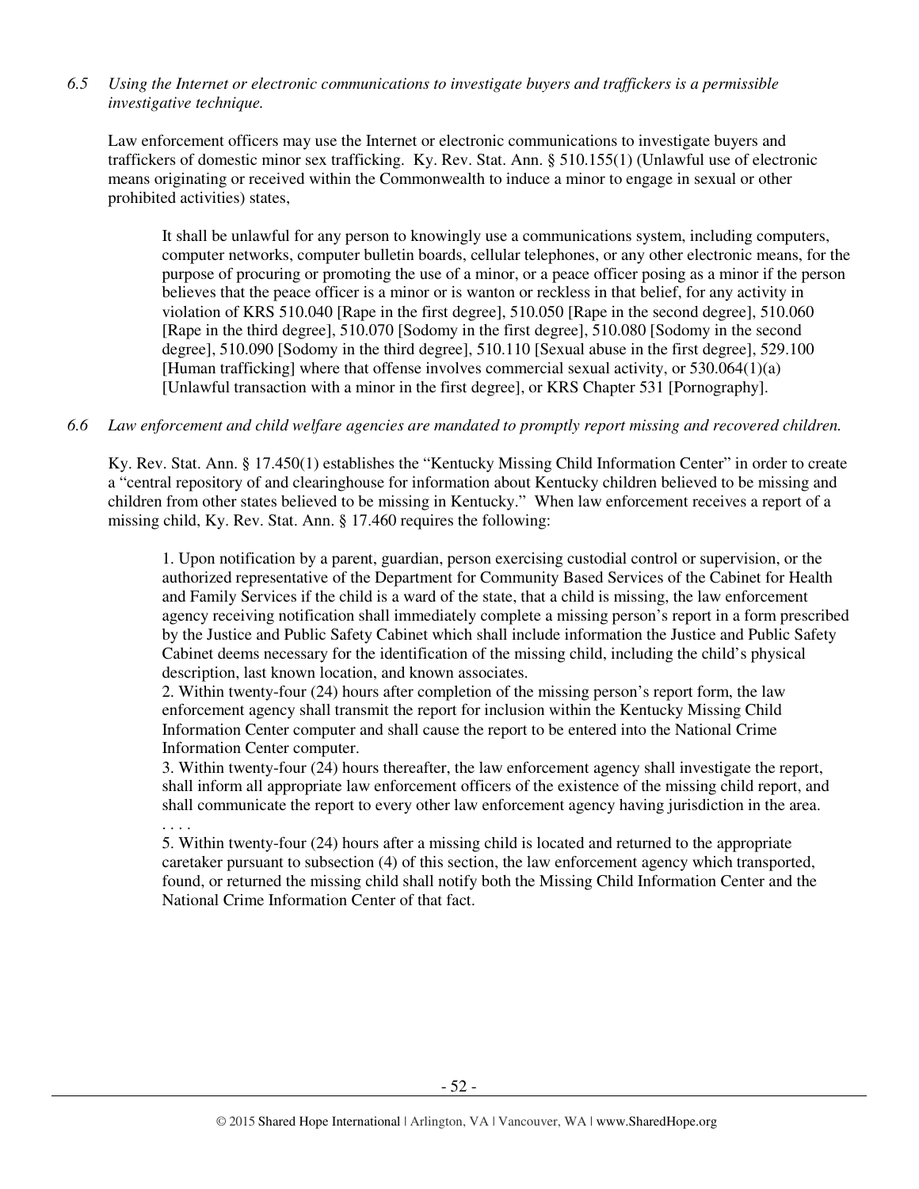*6.5 Using the Internet or electronic communications to investigate buyers and traffickers is a permissible investigative technique.*

Law enforcement officers may use the Internet or electronic communications to investigate buyers and traffickers of domestic minor sex trafficking. Ky. Rev. Stat. Ann. § 510.155(1) (Unlawful use of electronic means originating or received within the Commonwealth to induce a minor to engage in sexual or other prohibited activities) states,

> It shall be unlawful for any person to knowingly use a communications system, including computers, computer networks, computer bulletin boards, cellular telephones, or any other electronic means, for the purpose of procuring or promoting the use of a minor, or a peace officer posing as a minor if the person believes that the peace officer is a minor or is wanton or reckless in that belief, for any activity in violation of KRS 510.040 [Rape in the first degree], 510.050 [Rape in the second degree], 510.060 [Rape in the third degree], 510.070 [Sodomy in the first degree], 510.080 [Sodomy in the second degree], 510.090 [Sodomy in the third degree], 510.110 [Sexual abuse in the first degree], 529.100 [Human trafficking] where that offense involves commercial sexual activity, or 530.064(1)(a) [Unlawful transaction with a minor in the first degree], or KRS Chapter 531 [Pornography].

*6.6 Law enforcement and child welfare agencies are mandated to promptly report missing and recovered children.*

Ky. Rev. Stat. Ann. § 17.450(1) establishes the "Kentucky Missing Child Information Center" in order to create a "central repository of and clearinghouse for information about Kentucky children believed to be missing and children from other states believed to be missing in Kentucky." When law enforcement receives a report of a missing child, Ky. Rev. Stat. Ann. § 17.460 requires the following:

> 1. Upon notification by a parent, guardian, person exercising custodial control or supervision, or the authorized representative of the Department for Community Based Services of the Cabinet for Health and Family Services if the child is a ward of the state, that a child is missing, the law enforcement agency receiving notification shall immediately complete a missing person's report in a form prescribed by the Justice and Public Safety Cabinet which shall include information the Justice and Public Safety Cabinet deems necessary for the identification of the missing child, including the child's physical description, last known location, and known associates.
> 2. Within twenty-four (24) hours after completion of the missing person's report form, the law enforcement agency shall transmit the report for inclusion within the Kentucky Missing Child Information Center computer and shall cause the report to be entered into the National Crime Information Center computer.
> 3. Within twenty-four (24) hours thereafter, the law enforcement agency shall investigate the report, shall inform all appropriate law enforcement officers of the existence of the missing child report, and shall communicate the report to every other law enforcement agency having jurisdiction in the area.
> . . . .
> 5. Within twenty-four (24) hours after a missing child is located and returned to the appropriate caretaker pursuant to subsection (4) of this section, the law enforcement agency which transported, found, or returned the missing child shall notify both the Missing Child Information Center and the National Crime Information Center of that fact.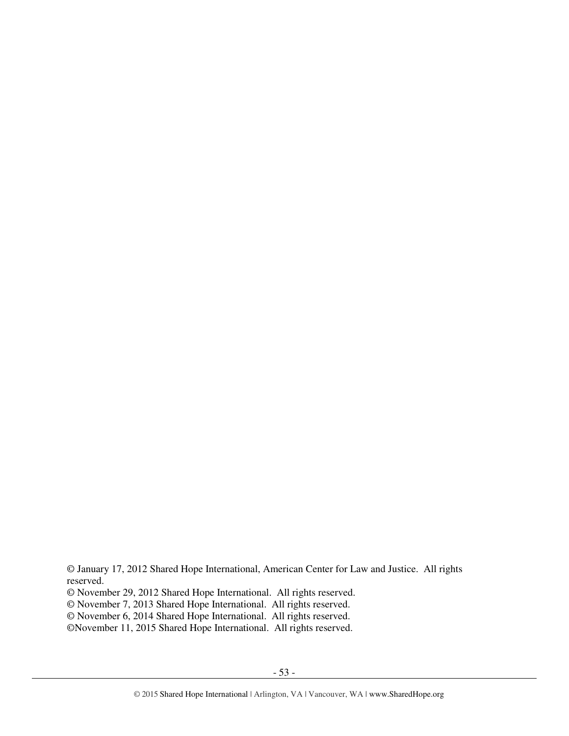© January 17, 2012 Shared Hope International, American Center for Law and Justice. All rights reserved.
© November 29, 2012 Shared Hope International. All rights reserved.
© November 7, 2013 Shared Hope International. All rights reserved.
© November 6, 2014 Shared Hope International. All rights reserved.
©November 11, 2015 Shared Hope International. All rights reserved.